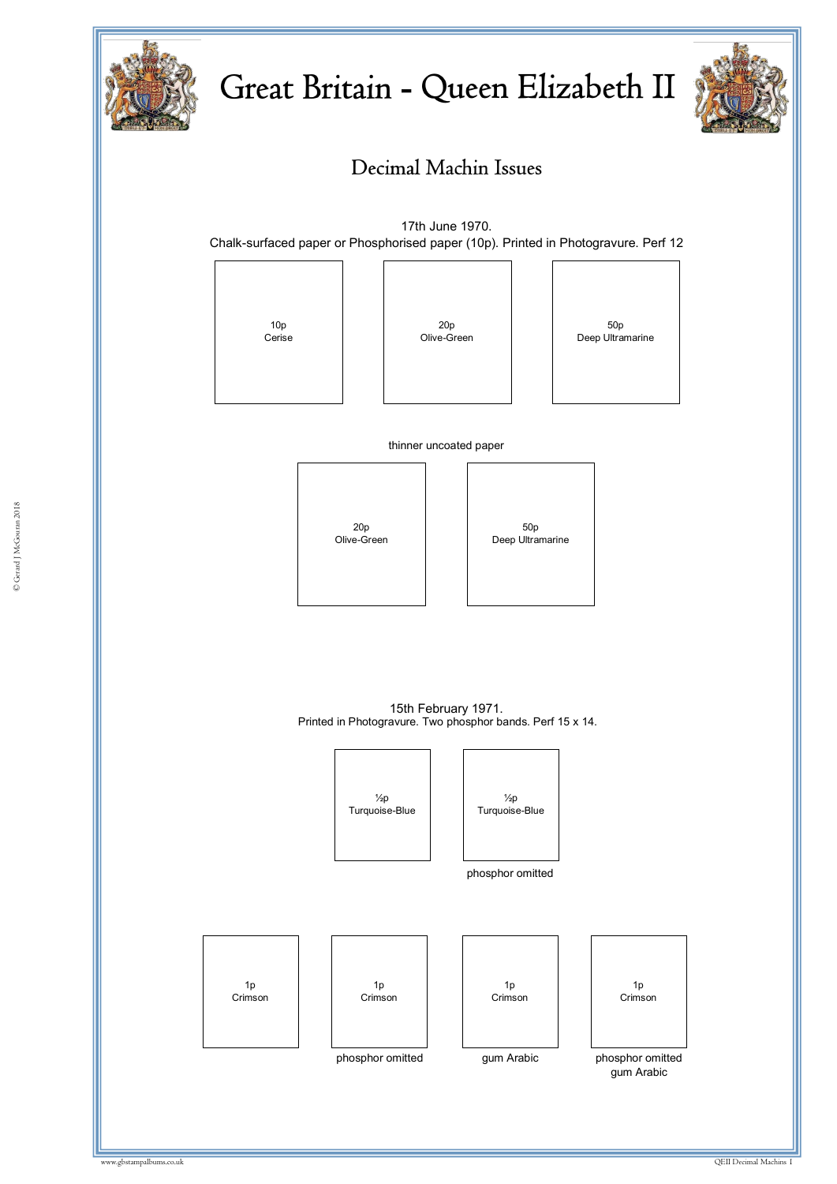# Great Britain - Queen Elizabeth II

## Decimal Machin Issues

17th June 1970.
Chalk-surfaced paper or Phosphorised paper (10p). Printed in Photogravure. Perf 12

10p
Cerise

20p
Olive-Green

50p
Deep Ultramarine

thinner uncoated paper

20p
Olive-Green

50p
Deep Ultramarine

15th February 1971.
Printed in Photogravure. Two phosphor bands. Perf 15 x 14.

½p
Turquoise-Blue

½p
Turquoise-Blue
phosphor omitted

1p
Crimson

1p
Crimson
phosphor omitted

1p
Crimson
gum Arabic

1p
Crimson
phosphor omitted
gum Arabic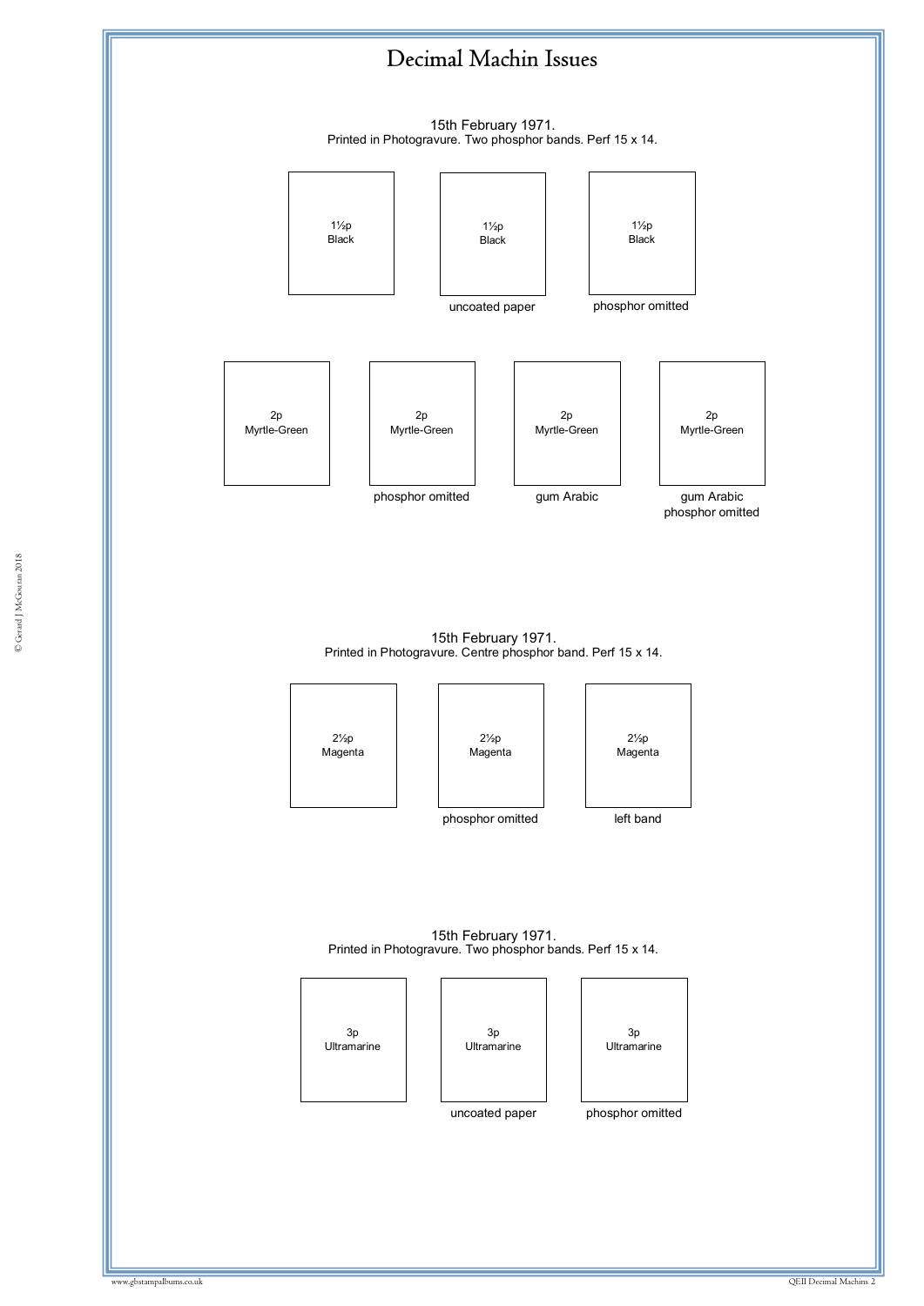# Decimal Machin Issues

15th February 1971.
Printed in Photogravure. Two phosphor bands. Perf 15 x 14.

| 1½p Black | 1½p Black | 1½p Black |
|---|---|---|
| | uncoated paper | phosphor omitted |

| 2p Myrtle-Green | 2p Myrtle-Green | 2p Myrtle-Green | 2p Myrtle-Green |
|---|---|---|---|
| | phosphor omitted | gum Arabic | gum Arabic phosphor omitted |

15th February 1971.
Printed in Photogravure. Centre phosphor band. Perf 15 x 14.

| 2½p Magenta | 2½p Magenta | 2½p Magenta |
|---|---|---|
| | phosphor omitted | left band |

15th February 1971.
Printed in Photogravure. Two phosphor bands. Perf 15 x 14.

| 3p Ultramarine | 3p Ultramarine | 3p Ultramarine |
|---|---|---|
| | uncoated paper | phosphor omitted |

© Gerard J McGouran 2018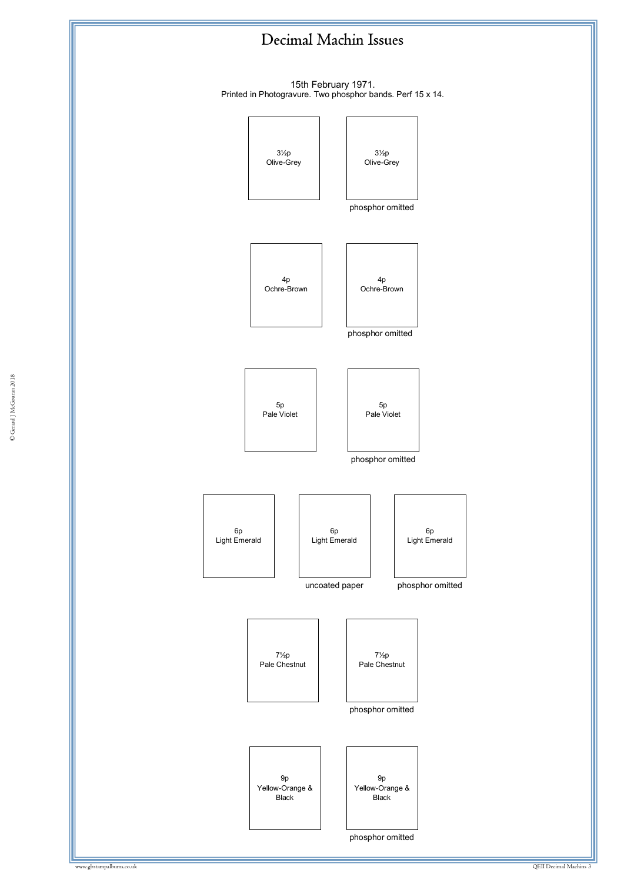# Decimal Machin Issues

15th February 1971.
Printed in Photogravure. Two phosphor bands. Perf 15 x 14.

3½p
Olive-Grey

3½p
Olive-Grey
phosphor omitted

4p
Ochre-Brown

4p
Ochre-Brown
phosphor omitted

5p
Pale Violet

5p
Pale Violet
phosphor omitted

6p
Light Emerald

6p
Light Emerald
uncoated paper

6p
Light Emerald
phosphor omitted

7½p
Pale Chestnut

7½p
Pale Chestnut
phosphor omitted

9p
Yellow-Orange &
Black

9p
Yellow-Orange &
Black
phosphor omitted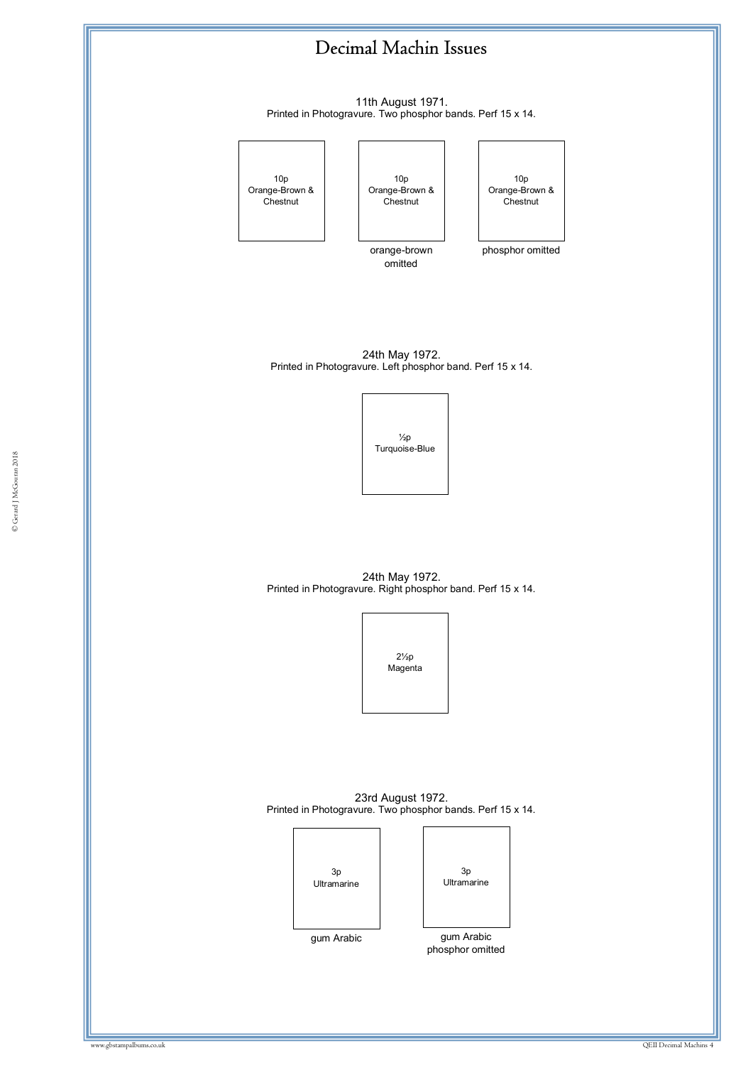# Decimal Machin Issues

11th August 1971.
Printed in Photogravure. Two phosphor bands. Perf 15 x 14.

10p Orange-Brown & Chestnut

10p Orange-Brown & Chestnut
orange-brown omitted

10p Orange-Brown & Chestnut
phosphor omitted

24th May 1972.
Printed in Photogravure. Left phosphor band. Perf 15 x 14.

½p Turquoise-Blue

24th May 1972.
Printed in Photogravure. Right phosphor band. Perf 15 x 14.

2½p Magenta

23rd August 1972.
Printed in Photogravure. Two phosphor bands. Perf 15 x 14.

3p Ultramarine
gum Arabic

3p Ultramarine
gum Arabic
phosphor omitted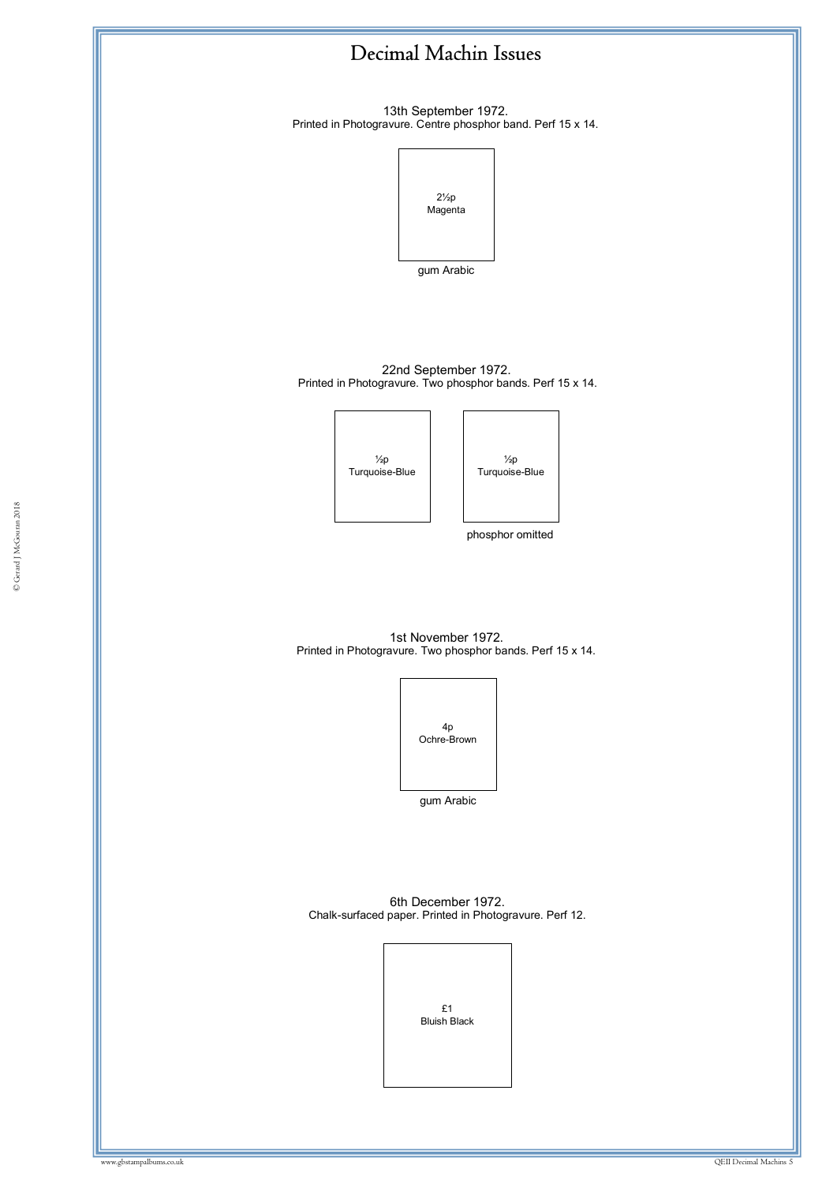# Decimal Machin Issues

13th September 1972.
Printed in Photogravure. Centre phosphor band. Perf 15 x 14.

2½p
Magenta

gum Arabic

22nd September 1972.
Printed in Photogravure. Two phosphor bands. Perf 15 x 14.

½p
Turquoise-Blue

½p
Turquoise-Blue

phosphor omitted

1st November 1972.
Printed in Photogravure. Two phosphor bands. Perf 15 x 14.

4p
Ochre-Brown

gum Arabic

6th December 1972.
Chalk-surfaced paper. Printed in Photogravure. Perf 12.

£1
Bluish Black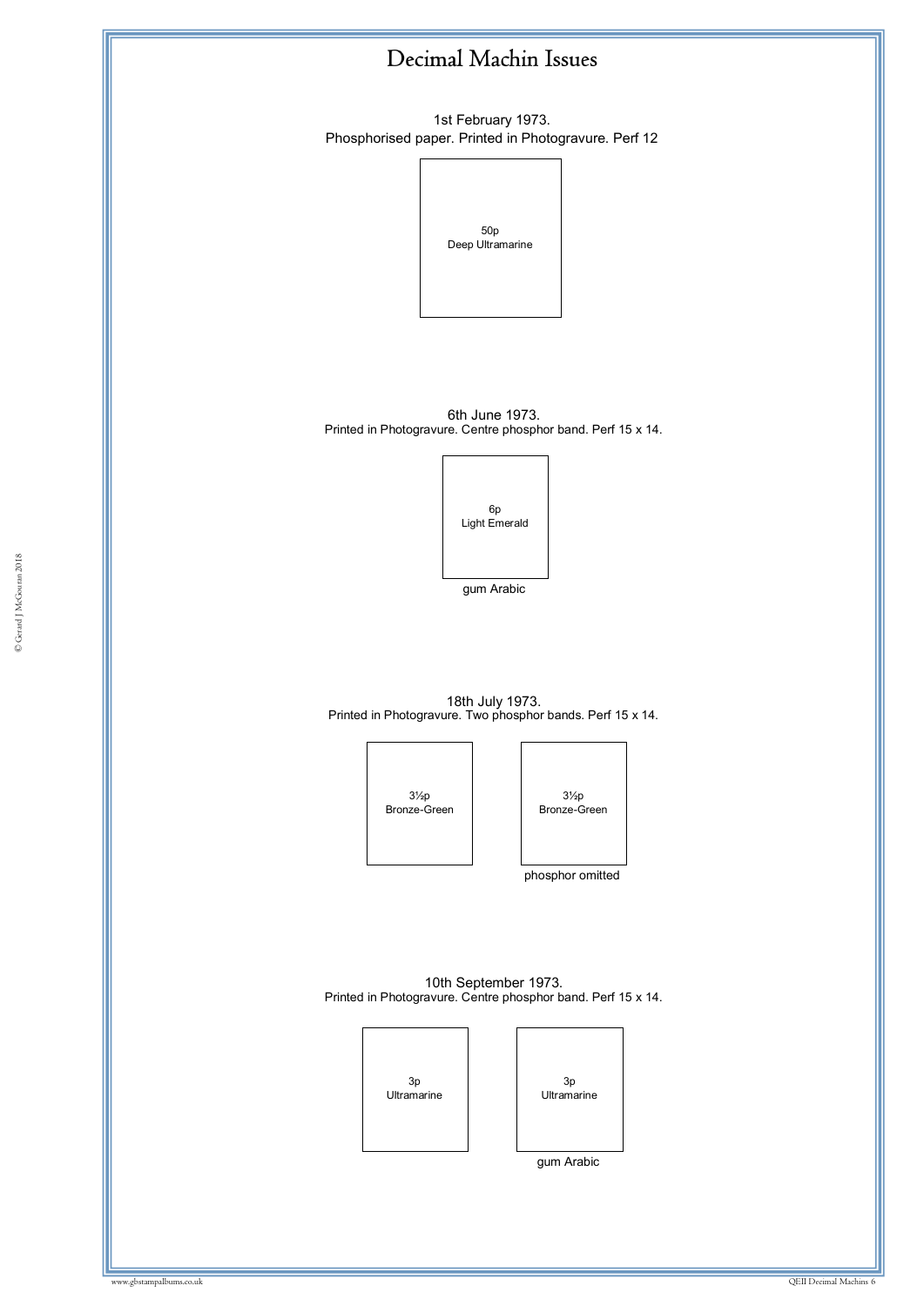# Decimal Machin Issues

1st February 1973.
Phosphorised paper. Printed in Photogravure. Perf 12

50p
Deep Ultramarine

6th June 1973.
Printed in Photogravure. Centre phosphor band. Perf 15 x 14.

6p
Light Emerald

gum Arabic

18th July 1973.
Printed in Photogravure. Two phosphor bands. Perf 15 x 14.

3½p
Bronze-Green

3½p
Bronze-Green

phosphor omitted

10th September 1973.
Printed in Photogravure. Centre phosphor band. Perf 15 x 14.

3p
Ultramarine

3p
Ultramarine

gum Arabic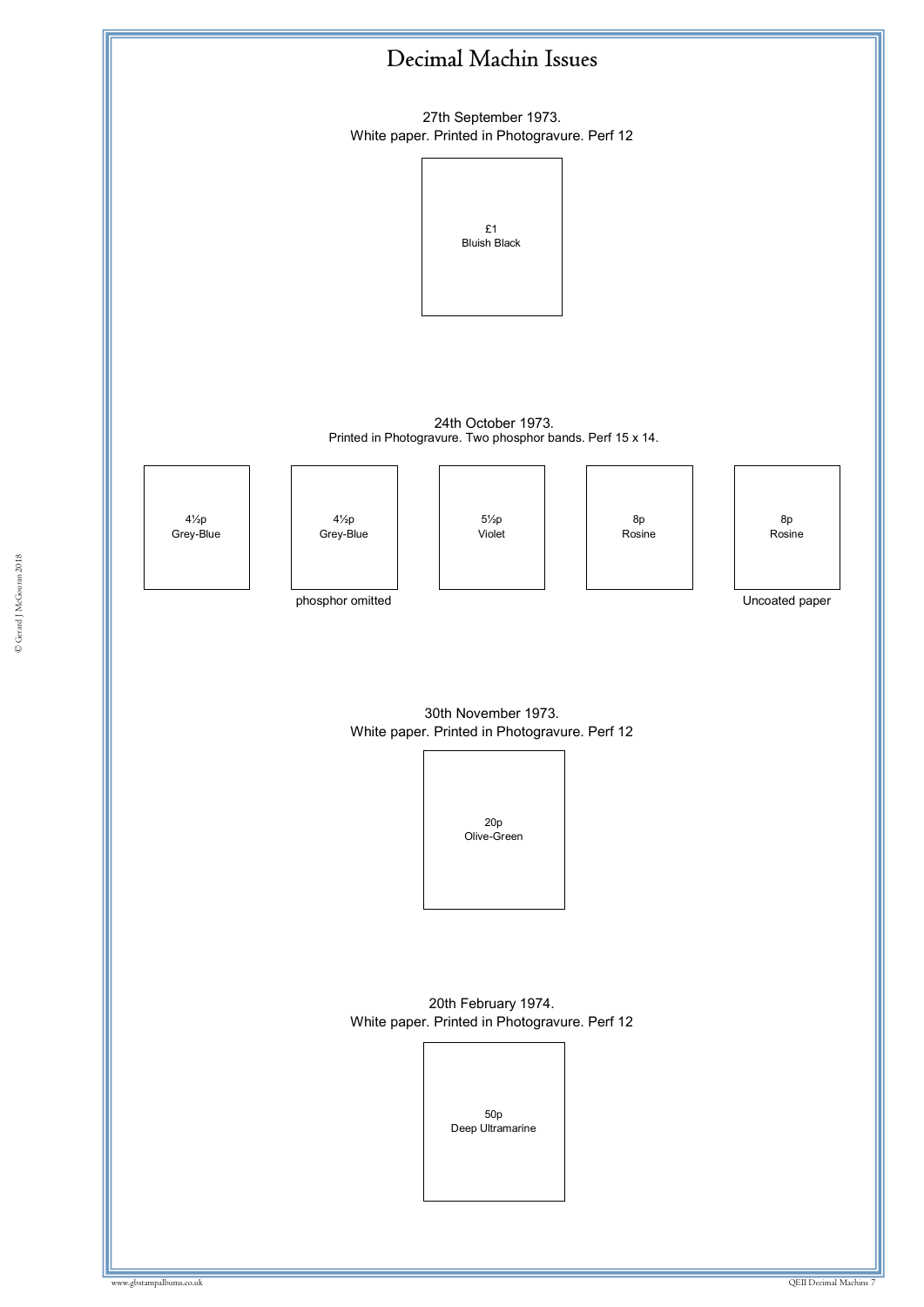# Decimal Machin Issues

27th September 1973.
White paper. Printed in Photogravure. Perf 12

£1
Bluish Black

24th October 1973.
Printed in Photogravure. Two phosphor bands. Perf 15 x 14.

| 4½p Grey-Blue | 4½p Grey-Blue | 5½p Violet | 8p Rosine | 8p Rosine |
|---|---|---|---|---|
| | phosphor omitted | | | Uncoated paper |

30th November 1973.
White paper. Printed in Photogravure. Perf 12

20p
Olive-Green

20th February 1974.
White paper. Printed in Photogravure. Perf 12

50p
Deep Ultramarine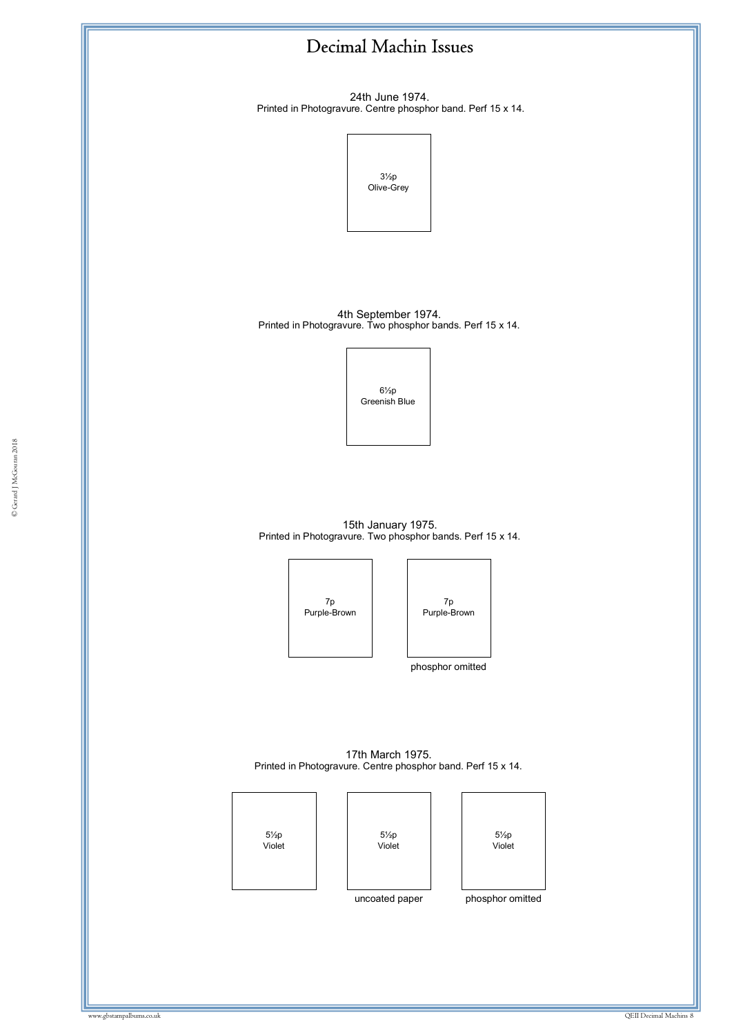# Decimal Machin Issues

24th June 1974.
Printed in Photogravure. Centre phosphor band. Perf 15 x 14.

3½p
Olive-Grey

4th September 1974.
Printed in Photogravure. Two phosphor bands. Perf 15 x 14.

6½p
Greenish Blue

15th January 1975.
Printed in Photogravure. Two phosphor bands. Perf 15 x 14.

7p
Purple-Brown

7p
Purple-Brown

phosphor omitted

17th March 1975.
Printed in Photogravure. Centre phosphor band. Perf 15 x 14.

5½p
Violet

5½p
Violet

uncoated paper

5½p
Violet

phosphor omitted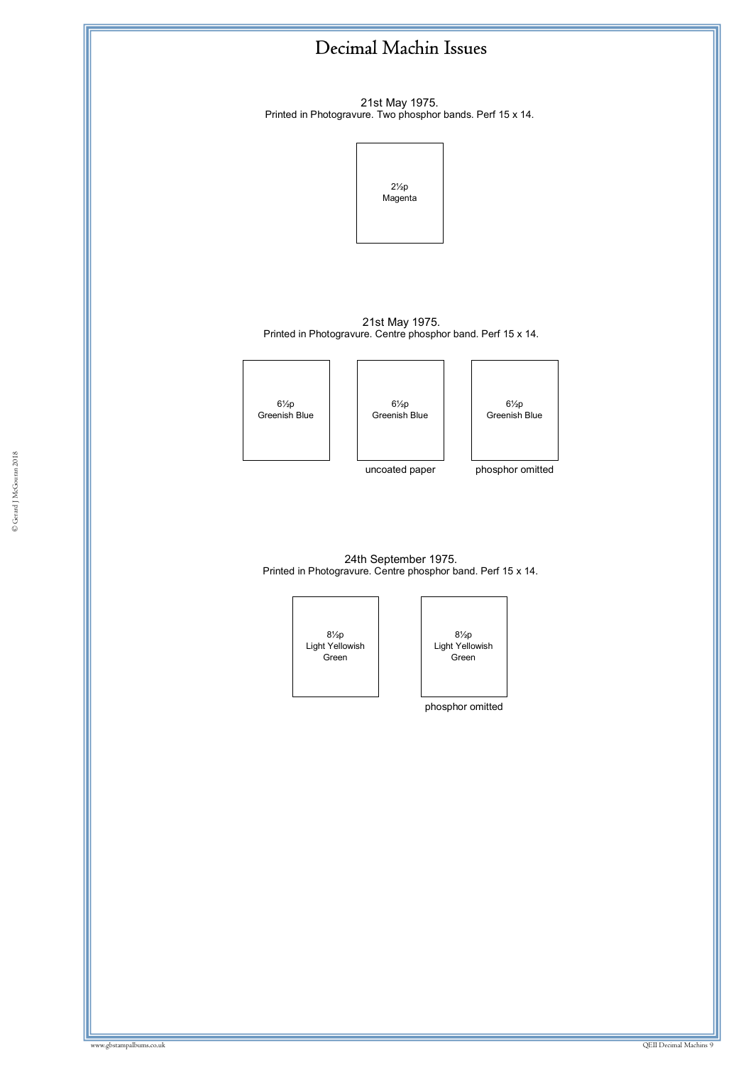# Decimal Machin Issues

21st May 1975.
Printed in Photogravure. Two phosphor bands. Perf 15 x 14.

2½p
Magenta

21st May 1975.
Printed in Photogravure. Centre phosphor band. Perf 15 x 14.

| 6½p Greenish Blue | 6½p Greenish Blue | 6½p Greenish Blue |
|---|---|---|
| | uncoated paper | phosphor omitted |

24th September 1975.
Printed in Photogravure. Centre phosphor band. Perf 15 x 14.

| 8½p Light Yellowish Green | 8½p Light Yellowish Green |
|---|---|
| | phosphor omitted |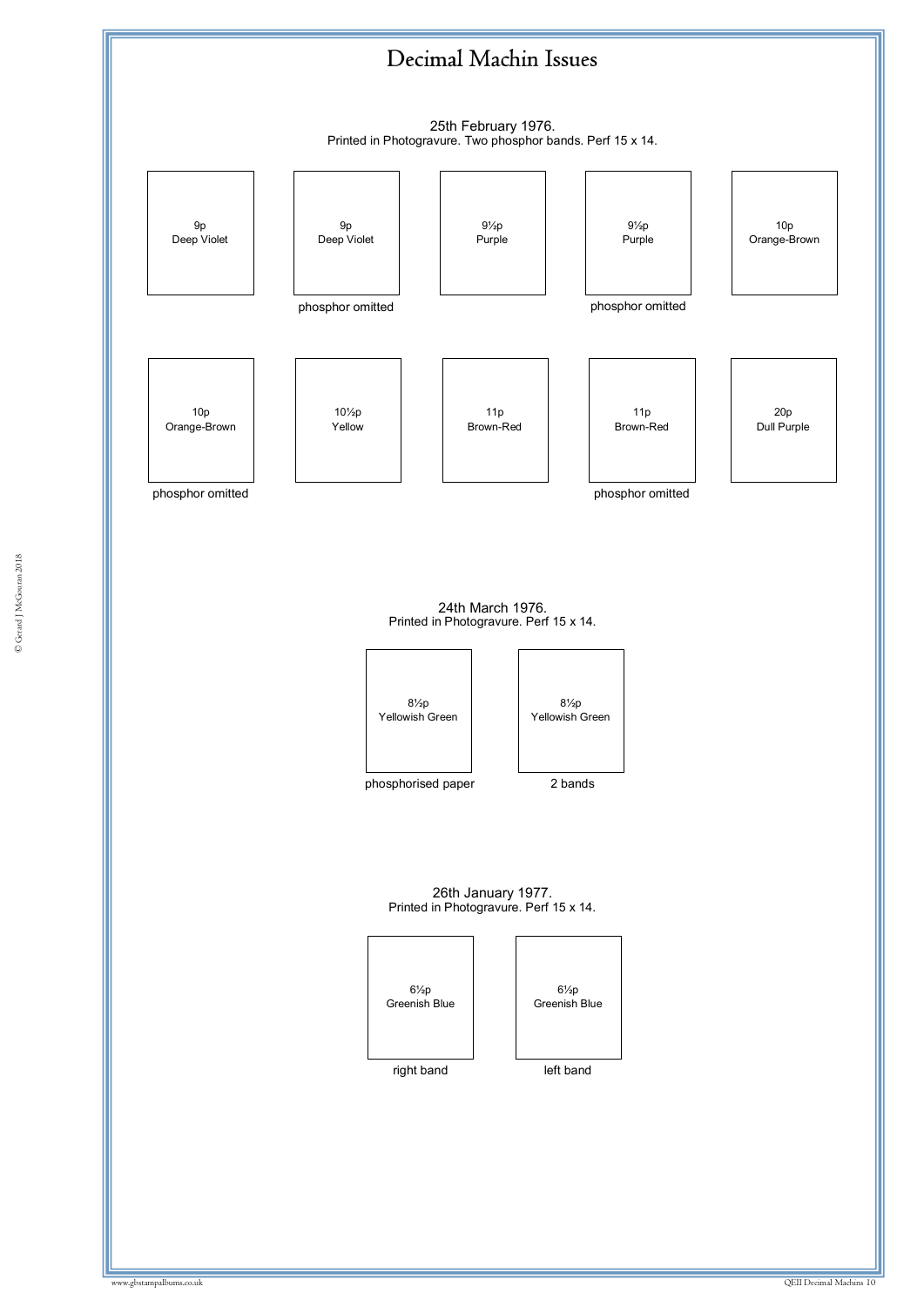# Decimal Machin Issues

25th February 1976.
Printed in Photogravure. Two phosphor bands. Perf 15 x 14.

9p
Deep Violet

9p
Deep Violet

phosphor omitted

9½p
Purple

9½p
Purple

phosphor omitted

10p
Orange-Brown

10p
Orange-Brown

phosphor omitted

10½p
Yellow

11p
Brown-Red

11p
Brown-Red

phosphor omitted

20p
Dull Purple

24th March 1976.
Printed in Photogravure. Perf 15 x 14.

8½p
Yellowish Green

phosphorised paper

8½p
Yellowish Green

2 bands

26th January 1977.
Printed in Photogravure. Perf 15 x 14.

6½p
Greenish Blue

right band

6½p
Greenish Blue

left band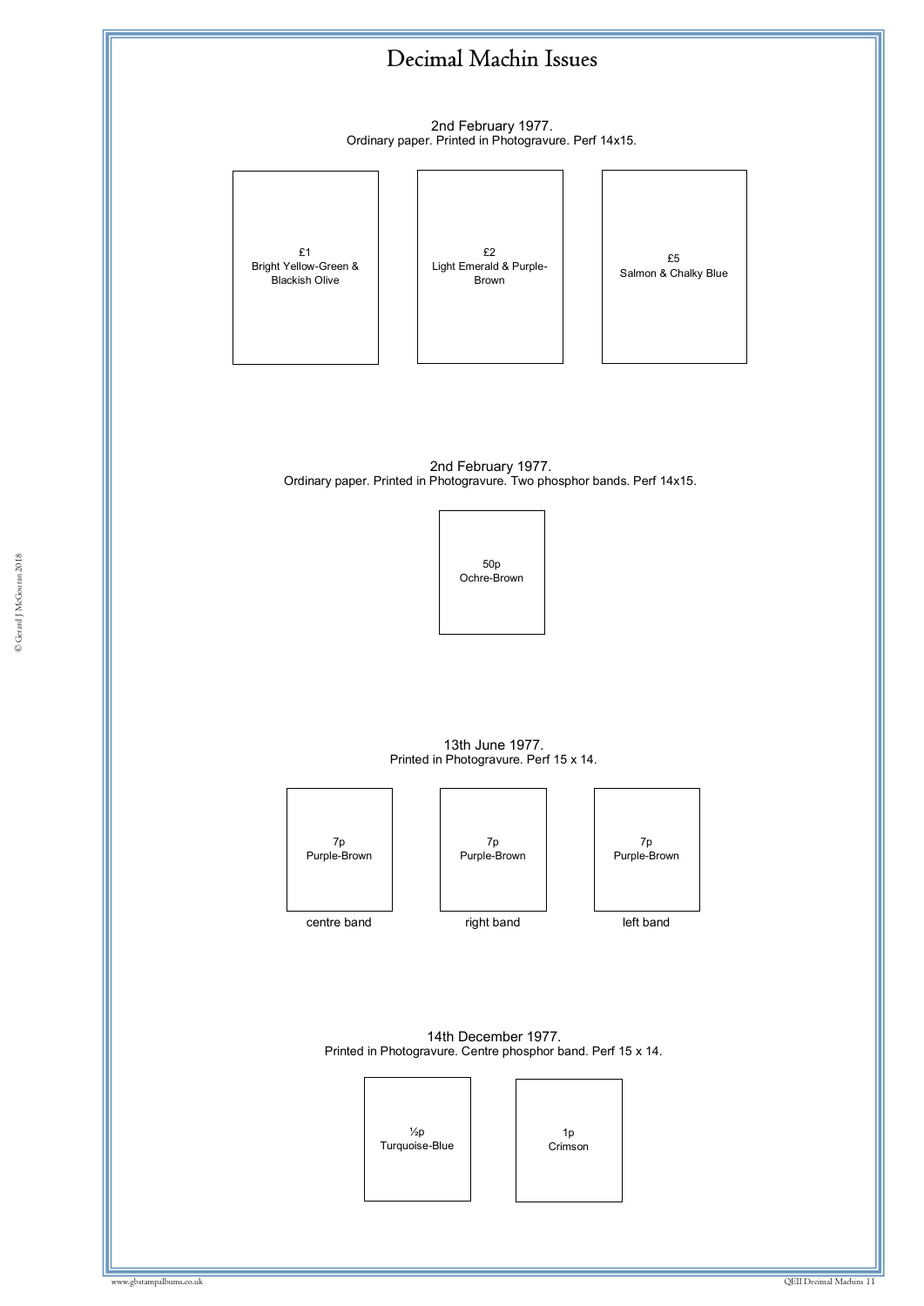# Decimal Machin Issues

2nd February 1977.
Ordinary paper. Printed in Photogravure. Perf 14x15.

£1
Bright Yellow-Green & Blackish Olive

£2
Light Emerald & Purple-Brown

£5
Salmon & Chalky Blue

2nd February 1977.
Ordinary paper. Printed in Photogravure. Two phosphor bands. Perf 14x15.

50p
Ochre-Brown

13th June 1977.
Printed in Photogravure. Perf 15 x 14.

7p
Purple-Brown

centre band

7p
Purple-Brown

right band

7p
Purple-Brown

left band

14th December 1977.
Printed in Photogravure. Centre phosphor band. Perf 15 x 14.

½p
Turquoise-Blue

1p
Crimson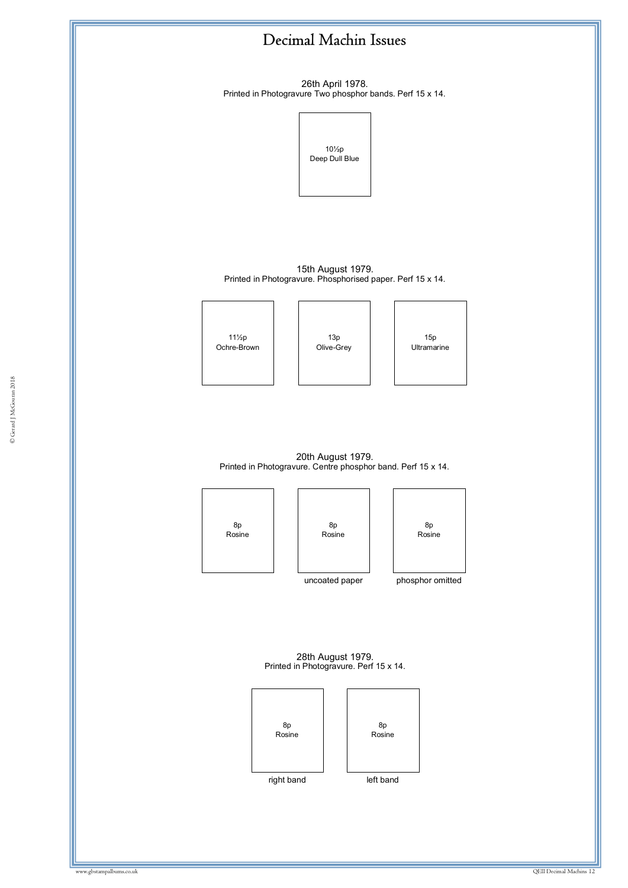# Decimal Machin Issues

26th April 1978.
Printed in Photogravure Two phosphor bands. Perf 15 x 14.

10½p
Deep Dull Blue

15th August 1979.
Printed in Photogravure. Phosphorised paper. Perf 15 x 14.

11½p
Ochre-Brown

13p
Olive-Grey

15p
Ultramarine

20th August 1979.
Printed in Photogravure. Centre phosphor band. Perf 15 x 14.

8p
Rosine

8p
Rosine
uncoated paper

8p
Rosine
phosphor omitted

28th August 1979.
Printed in Photogravure. Perf 15 x 14.

8p
Rosine
right band

8p
Rosine
left band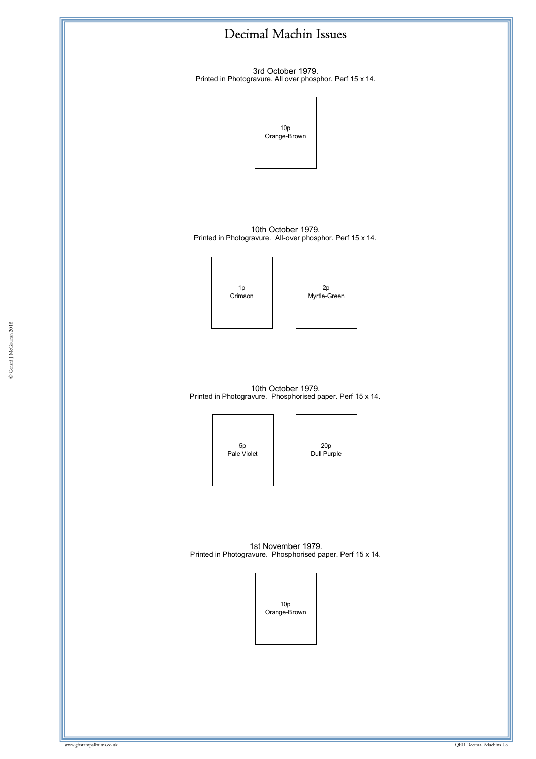# Decimal Machin Issues

3rd October 1979.
Printed in Photogravure. All over phosphor. Perf 15 x 14.

10p
Orange-Brown

10th October 1979.
Printed in Photogravure. All-over phosphor. Perf 15 x 14.

1p
Crimson

2p
Myrtle-Green

10th October 1979.
Printed in Photogravure. Phosphorised paper. Perf 15 x 14.

5p
Pale Violet

20p
Dull Purple

1st November 1979.
Printed in Photogravure. Phosphorised paper. Perf 15 x 14.

10p
Orange-Brown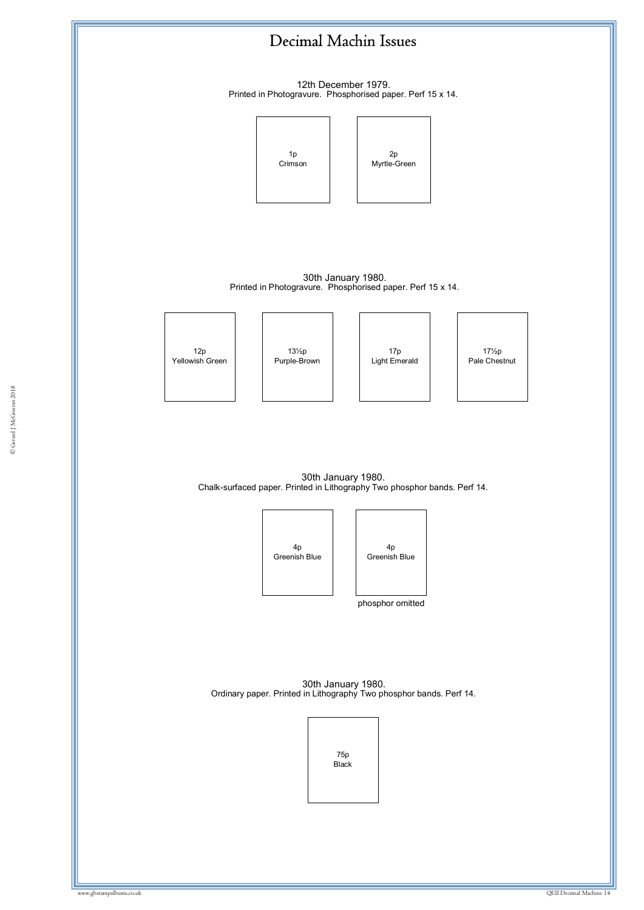# Decimal Machin Issues

12th December 1979.
Printed in Photogravure. Phosphorised paper. Perf 15 x 14.

1p
Crimson

2p
Myrtle-Green

30th January 1980.
Printed in Photogravure. Phosphorised paper. Perf 15 x 14.

12p
Yellowish Green

13½p
Purple-Brown

17p
Light Emerald

17½p
Pale Chestnut

30th January 1980.
Chalk-surfaced paper. Printed in Lithography Two phosphor bands. Perf 14.

4p
Greenish Blue

4p
Greenish Blue

phosphor omitted

30th January 1980.
Ordinary paper. Printed in Lithography Two phosphor bands. Perf 14.

75p
Black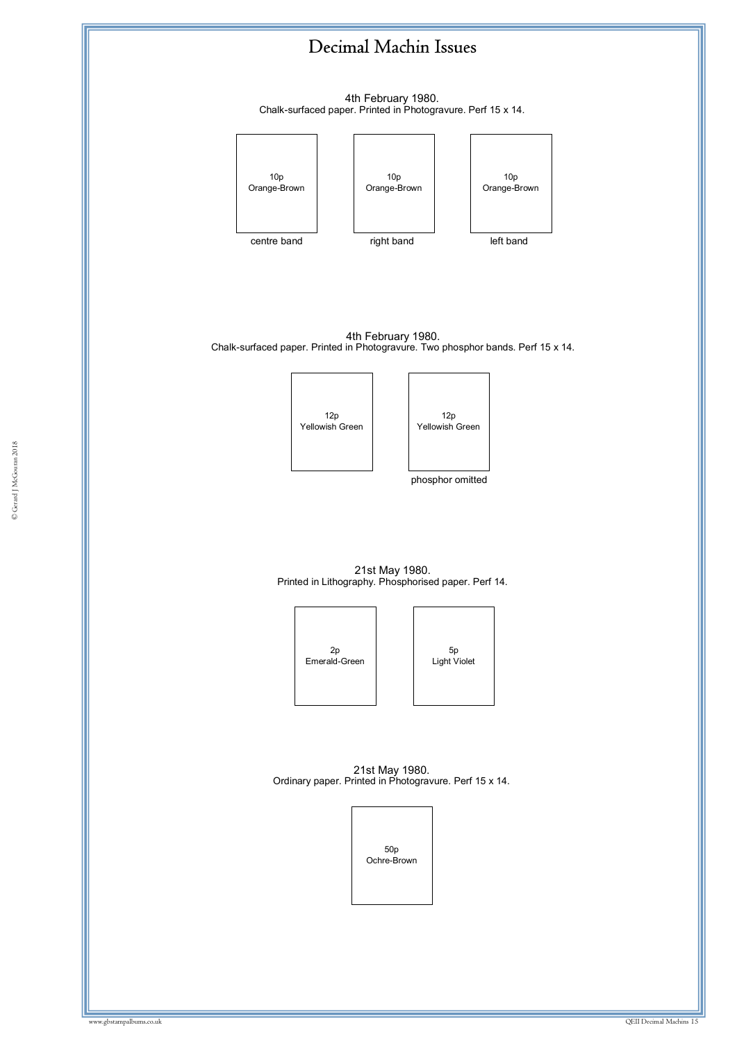# Decimal Machin Issues

4th February 1980.
Chalk-surfaced paper. Printed in Photogravure. Perf 15 x 14.

| 10p Orange-Brown | 10p Orange-Brown | 10p Orange-Brown |
|---|---|---|
| centre band | right band | left band |

4th February 1980.
Chalk-surfaced paper. Printed in Photogravure. Two phosphor bands. Perf 15 x 14.

| 12p Yellowish Green | 12p Yellowish Green |
|---|---|
| | phosphor omitted |

21st May 1980.
Printed in Lithography. Phosphorised paper. Perf 14.

| 2p Emerald-Green | 5p Light Violet |
|---|---|

21st May 1980.
Ordinary paper. Printed in Photogravure. Perf 15 x 14.

50p
Ochre-Brown

© Gerard J McGouran 2018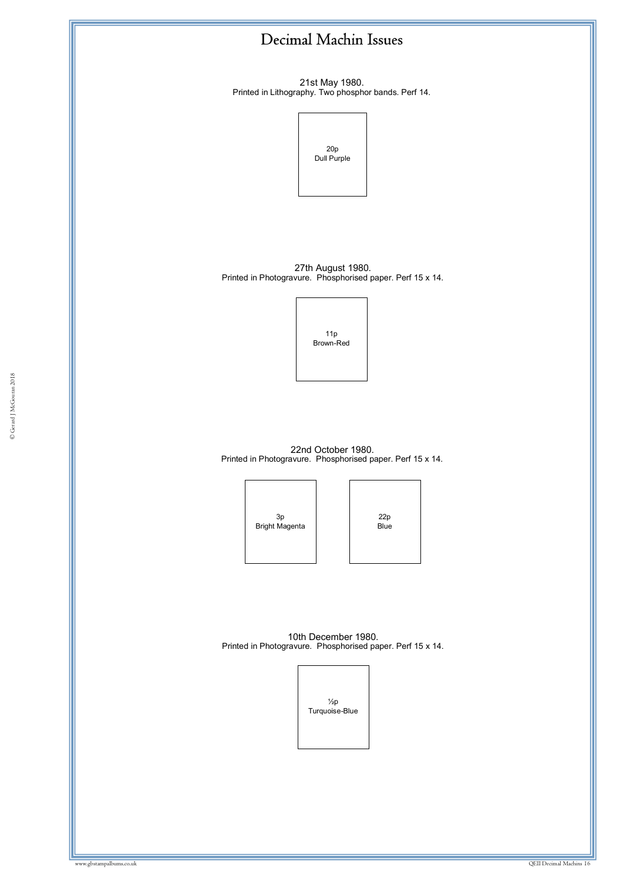# Decimal Machin Issues

21st May 1980.
Printed in Lithography. Two phosphor bands. Perf 14.

20p
Dull Purple

27th August 1980.
Printed in Photogravure. Phosphorised paper. Perf 15 x 14.

11p
Brown-Red

22nd October 1980.
Printed in Photogravure. Phosphorised paper. Perf 15 x 14.

3p
Bright Magenta

22p
Blue

10th December 1980.
Printed in Photogravure. Phosphorised paper. Perf 15 x 14.

½p
Turquoise-Blue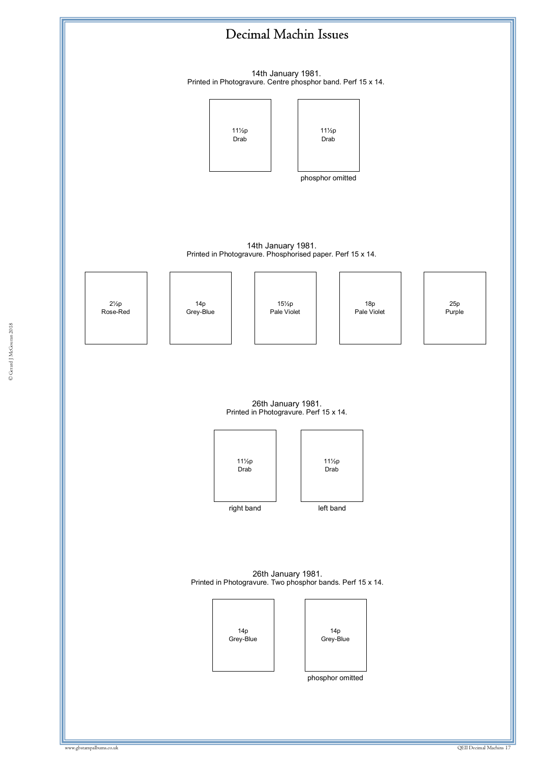# Decimal Machin Issues

14th January 1981.
Printed in Photogravure. Centre phosphor band. Perf 15 x 14.

| 11½p Drab | 11½p Drab |
|---|---|
| | phosphor omitted |

14th January 1981.
Printed in Photogravure. Phosphorised paper. Perf 15 x 14.

| 2½p Rose-Red | 14p Grey-Blue | 15½p Pale Violet | 18p Pale Violet | 25p Purple |
|---|---|---|---|---|

26th January 1981.
Printed in Photogravure. Perf 15 x 14.

| 11½p Drab | 11½p Drab |
|---|---|
| right band | left band |

26th January 1981.
Printed in Photogravure. Two phosphor bands. Perf 15 x 14.

| 14p Grey-Blue | 14p Grey-Blue |
|---|---|
| | phosphor omitted |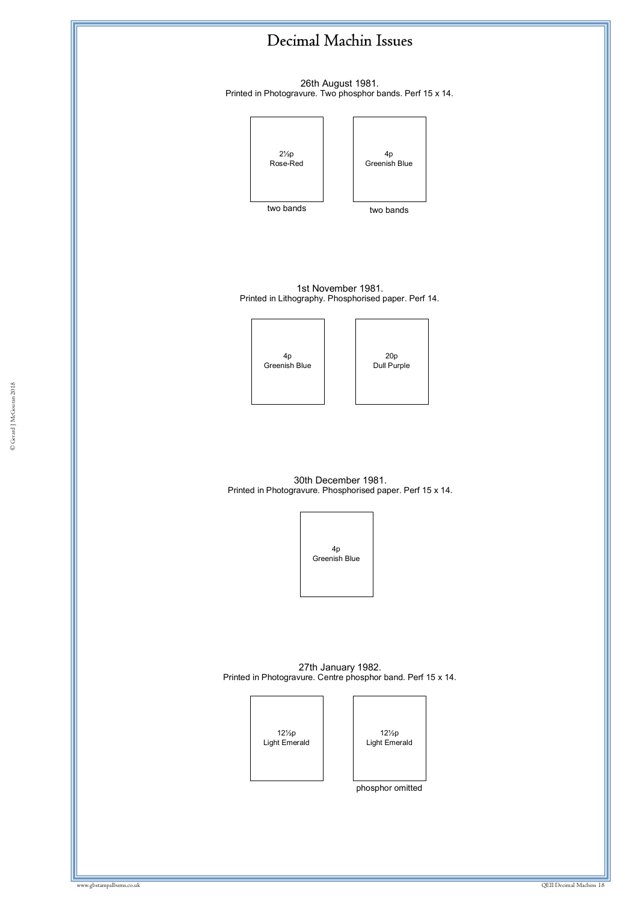# Decimal Machin Issues

26th August 1981.
Printed in Photogravure. Two phosphor bands. Perf 15 x 14.

2½p
Rose-Red
two bands

4p
Greenish Blue
two bands

1st November 1981.
Printed in Lithography. Phosphorised paper. Perf 14.

4p
Greenish Blue

20p
Dull Purple

30th December 1981.
Printed in Photogravure. Phosphorised paper. Perf 15 x 14.

4p
Greenish Blue

27th January 1982.
Printed in Photogravure. Centre phosphor band. Perf 15 x 14.

12½p
Light Emerald

12½p
Light Emerald
phosphor omitted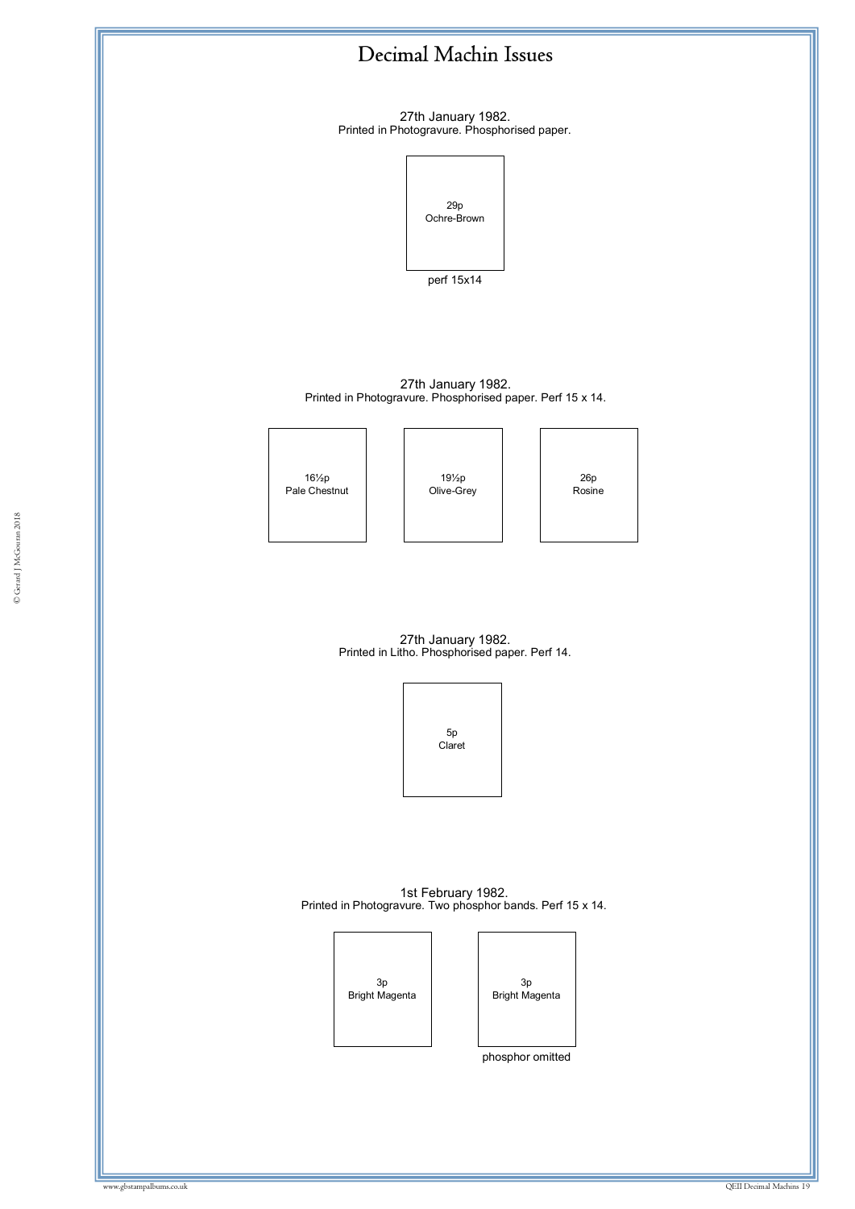# Decimal Machin Issues

27th January 1982.
Printed in Photogravure. Phosphorised paper.

29p
Ochre-Brown

perf 15x14

27th January 1982.
Printed in Photogravure. Phosphorised paper. Perf 15 x 14.

16½p
Pale Chestnut

19½p
Olive-Grey

26p
Rosine

27th January 1982.
Printed in Litho. Phosphorised paper. Perf 14.

5p
Claret

1st February 1982.
Printed in Photogravure. Two phosphor bands. Perf 15 x 14.

3p
Bright Magenta

3p
Bright Magenta

phosphor omitted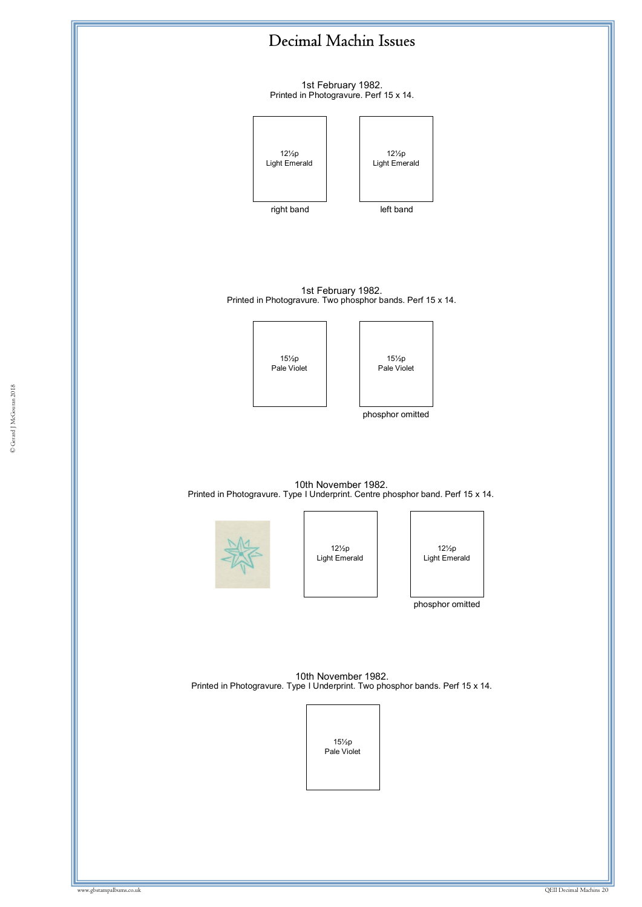# Decimal Machin Issues

1st February 1982.
Printed in Photogravure. Perf 15 x 14.

12½p
Light Emerald

right band

12½p
Light Emerald

left band

1st February 1982.
Printed in Photogravure. Two phosphor bands. Perf 15 x 14.

15½p
Pale Violet

15½p
Pale Violet

phosphor omitted

10th November 1982.
Printed in Photogravure. Type I Underprint. Centre phosphor band. Perf 15 x 14.

12½p
Light Emerald

12½p
Light Emerald

phosphor omitted

10th November 1982.
Printed in Photogravure. Type I Underprint. Two phosphor bands. Perf 15 x 14.

15½p
Pale Violet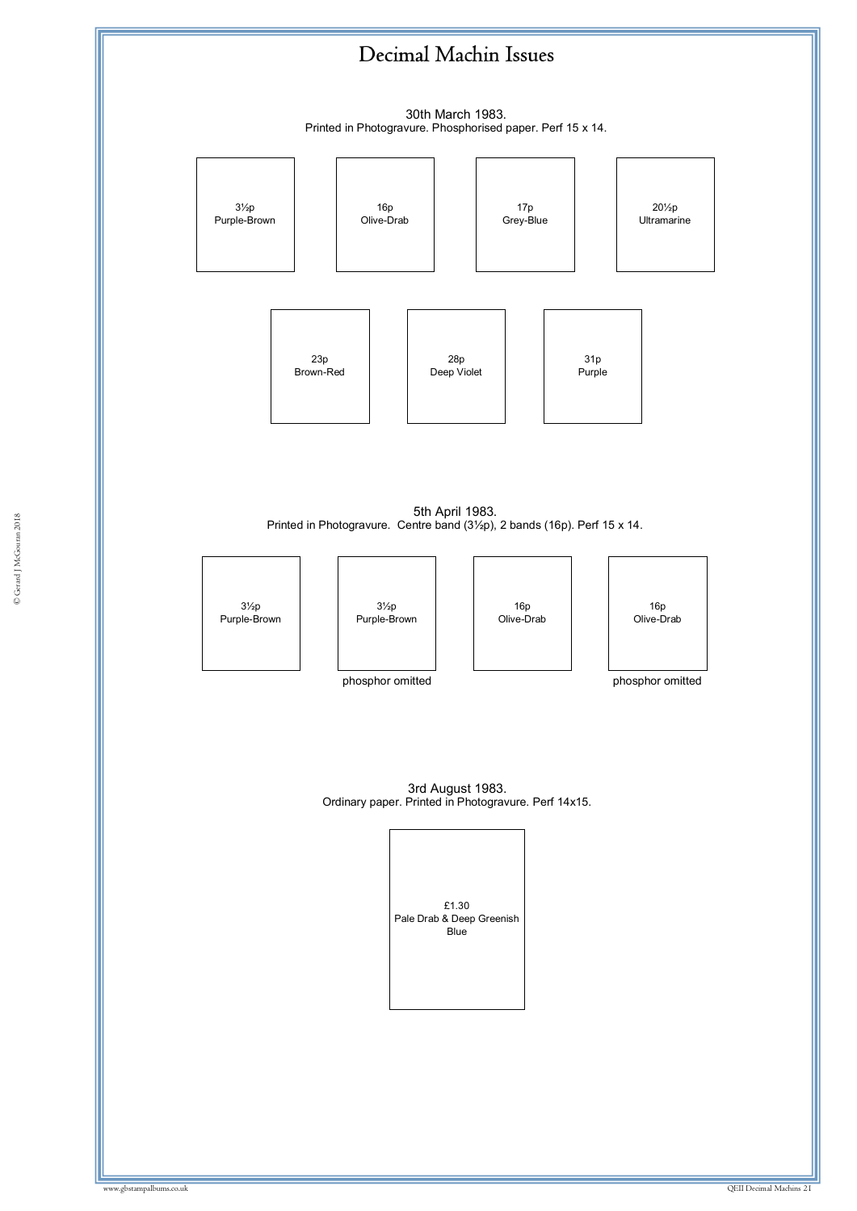# Decimal Machin Issues

30th March 1983.
Printed in Photogravure. Phosphorised paper. Perf 15 x 14.

3½p
Purple-Brown

16p
Olive-Drab

17p
Grey-Blue

20½p
Ultramarine

23p
Brown-Red

28p
Deep Violet

31p
Purple

5th April 1983.
Printed in Photogravure. Centre band (3½p), 2 bands (16p). Perf 15 x 14.

3½p
Purple-Brown

3½p
Purple-Brown
phosphor omitted

16p
Olive-Drab

16p
Olive-Drab
phosphor omitted

3rd August 1983.
Ordinary paper. Printed in Photogravure. Perf 14x15.

£1.30
Pale Drab & Deep Greenish Blue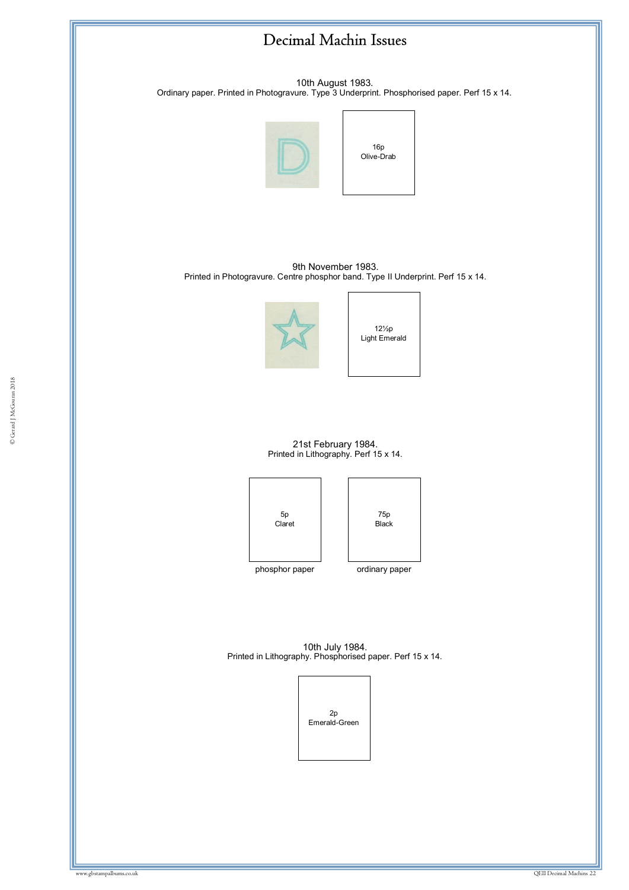# Decimal Machin Issues

10th August 1983.
Ordinary paper. Printed in Photogravure. Type 3 Underprint. Phosphorised paper. Perf 15 x 14.

16p
Olive-Drab

9th November 1983.
Printed in Photogravure. Centre phosphor band. Type II Underprint. Perf 15 x 14.

12½p
Light Emerald

21st February 1984.
Printed in Lithography. Perf 15 x 14.

5p
Claret

phosphor paper

75p
Black

ordinary paper

10th July 1984.
Printed in Lithography. Phosphorised paper. Perf 15 x 14.

2p
Emerald-Green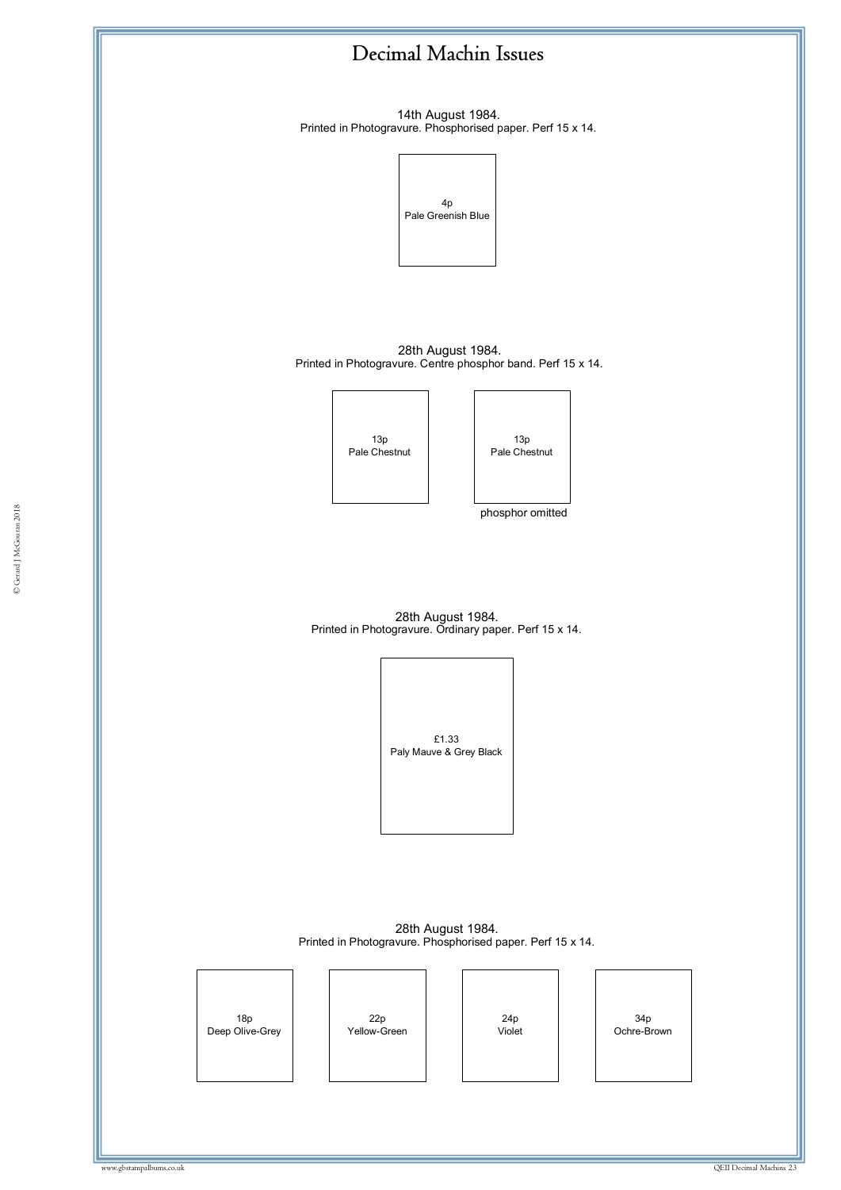# Decimal Machin Issues

14th August 1984.
Printed in Photogravure. Phosphorised paper. Perf 15 x 14.

4p
Pale Greenish Blue

28th August 1984.
Printed in Photogravure. Centre phosphor band. Perf 15 x 14.

13p
Pale Chestnut

13p
Pale Chestnut

phosphor omitted

28th August 1984.
Printed in Photogravure. Ordinary paper. Perf 15 x 14.

£1.33
Paly Mauve & Grey Black

28th August 1984.
Printed in Photogravure. Phosphorised paper. Perf 15 x 14.

18p
Deep Olive-Grey

22p
Yellow-Green

24p
Violet

34p
Ochre-Brown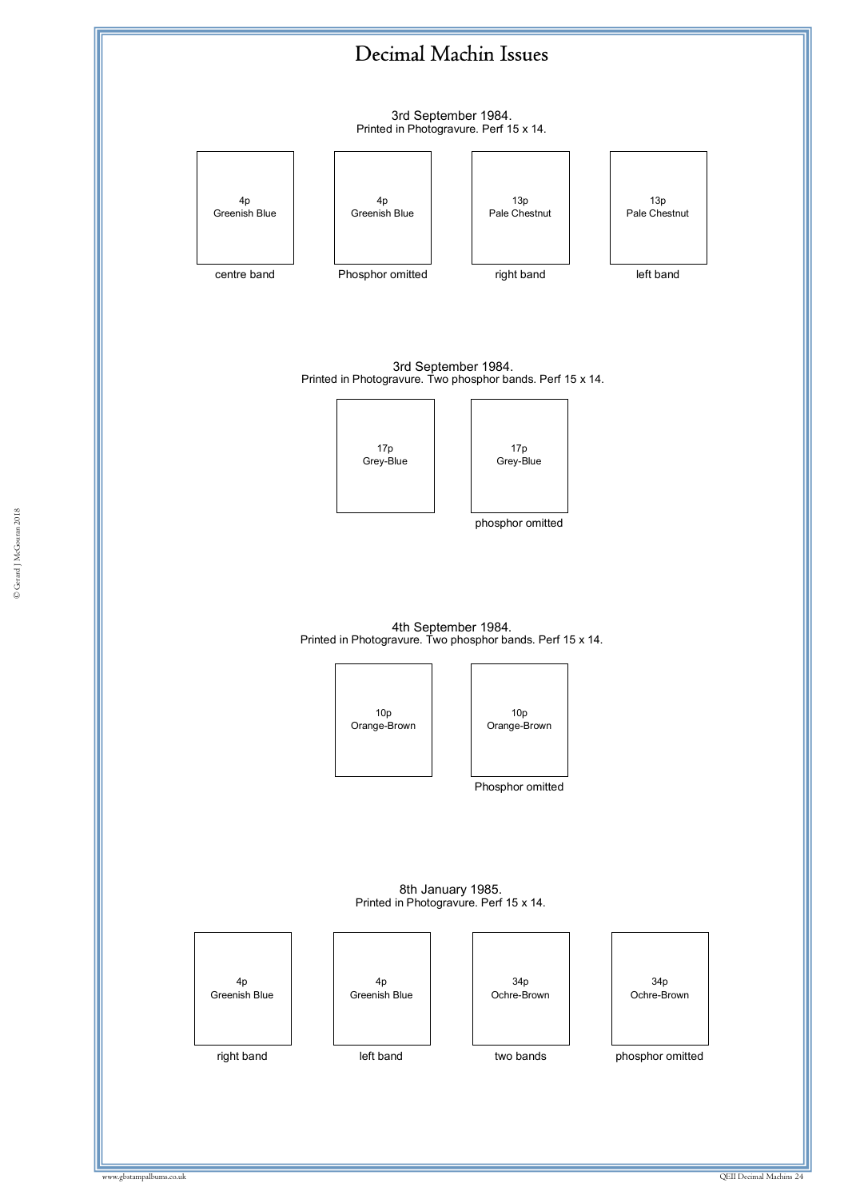# Decimal Machin Issues

3rd September 1984.
Printed in Photogravure. Perf 15 x 14.

| 4p Greenish Blue | 4p Greenish Blue | 13p Pale Chestnut | 13p Pale Chestnut |
|---|---|---|---|
| centre band | Phosphor omitted | right band | left band |

3rd September 1984.
Printed in Photogravure. Two phosphor bands. Perf 15 x 14.

| 17p Grey-Blue | 17p Grey-Blue |
|---|---|
| | phosphor omitted |

4th September 1984.
Printed in Photogravure. Two phosphor bands. Perf 15 x 14.

| 10p Orange-Brown | 10p Orange-Brown |
|---|---|
| | Phosphor omitted |

8th January 1985.
Printed in Photogravure. Perf 15 x 14.

| 4p Greenish Blue | 4p Greenish Blue | 34p Ochre-Brown | 34p Ochre-Brown |
|---|---|---|---|
| right band | left band | two bands | phosphor omitted |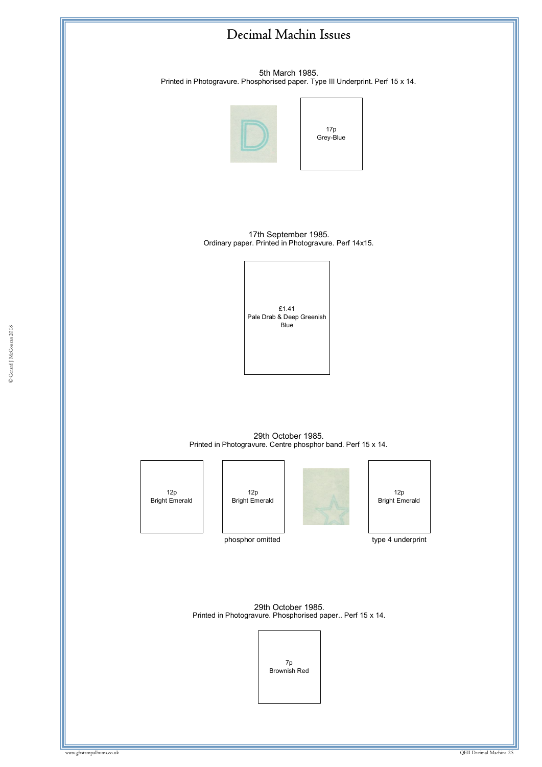# Decimal Machin Issues

5th March 1985.
Printed in Photogravure. Phosphorised paper. Type III Underprint. Perf 15 x 14.

17p
Grey-Blue

17th September 1985.
Ordinary paper. Printed in Photogravure. Perf 14x15.

£1.41
Pale Drab & Deep Greenish Blue

29th October 1985.
Printed in Photogravure. Centre phosphor band. Perf 15 x 14.

12p
Bright Emerald

12p
Bright Emerald

phosphor omitted

12p
Bright Emerald

type 4 underprint

29th October 1985.
Printed in Photogravure. Phosphorised paper.. Perf 15 x 14.

7p
Brownish Red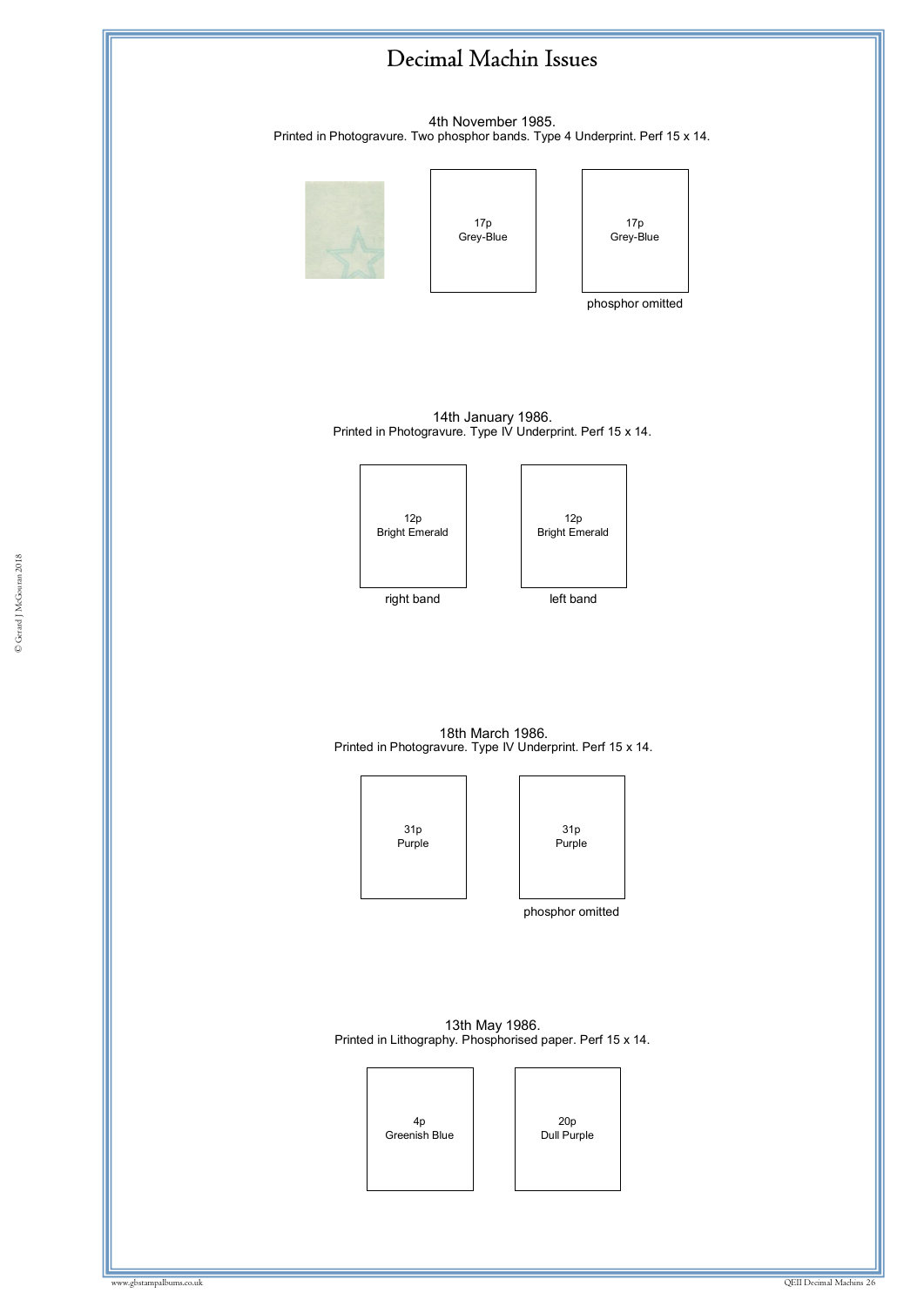# Decimal Machin Issues

4th November 1985.
Printed in Photogravure. Two phosphor bands. Type 4 Underprint. Perf 15 x 14.

17p
Grey-Blue

17p
Grey-Blue
phosphor omitted

14th January 1986.
Printed in Photogravure. Type IV Underprint. Perf 15 x 14.

12p
Bright Emerald
right band

12p
Bright Emerald
left band

18th March 1986.
Printed in Photogravure. Type IV Underprint. Perf 15 x 14.

31p
Purple

31p
Purple
phosphor omitted

13th May 1986.
Printed in Lithography. Phosphorised paper. Perf 15 x 14.

4p
Greenish Blue

20p
Dull Purple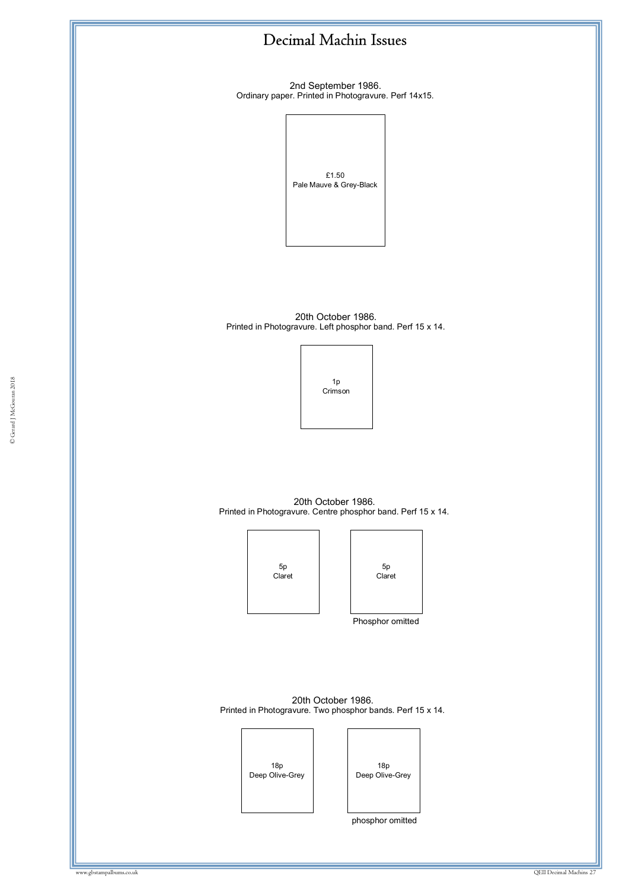# Decimal Machin Issues

2nd September 1986.
Ordinary paper. Printed in Photogravure. Perf 14x15.

£1.50
Pale Mauve & Grey-Black

20th October 1986.
Printed in Photogravure. Left phosphor band. Perf 15 x 14.

1p
Crimson

20th October 1986.
Printed in Photogravure. Centre phosphor band. Perf 15 x 14.

5p
Claret

5p
Claret
Phosphor omitted

20th October 1986.
Printed in Photogravure. Two phosphor bands. Perf 15 x 14.

18p
Deep Olive-Grey

18p
Deep Olive-Grey
phosphor omitted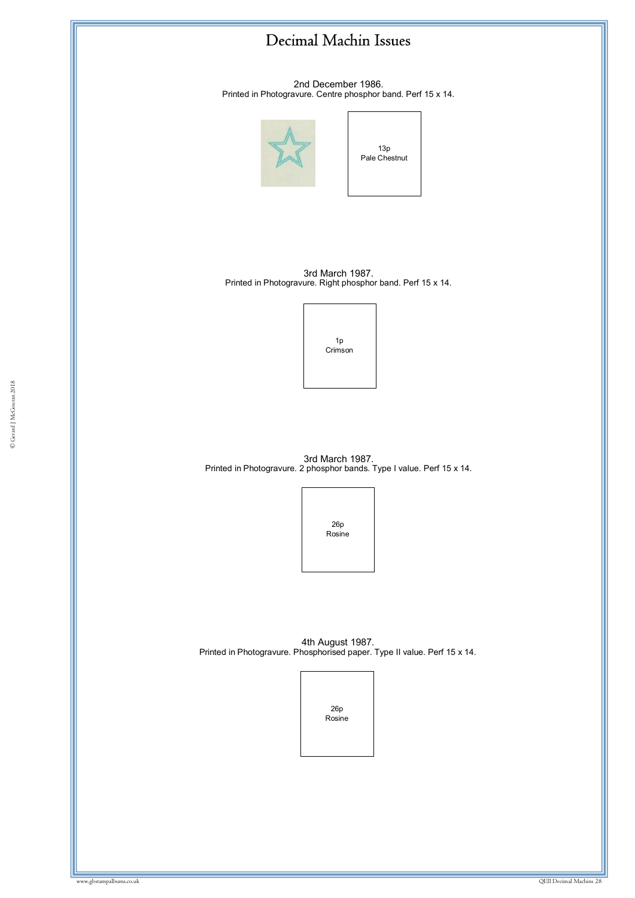# Decimal Machin Issues

2nd December 1986.
Printed in Photogravure. Centre phosphor band. Perf 15 x 14.

13p
Pale Chestnut

3rd March 1987.
Printed in Photogravure. Right phosphor band. Perf 15 x 14.

1p
Crimson

3rd March 1987.
Printed in Photogravure. 2 phosphor bands. Type I value. Perf 15 x 14.

26p
Rosine

4th August 1987.
Printed in Photogravure. Phosphorised paper. Type II value. Perf 15 x 14.

26p
Rosine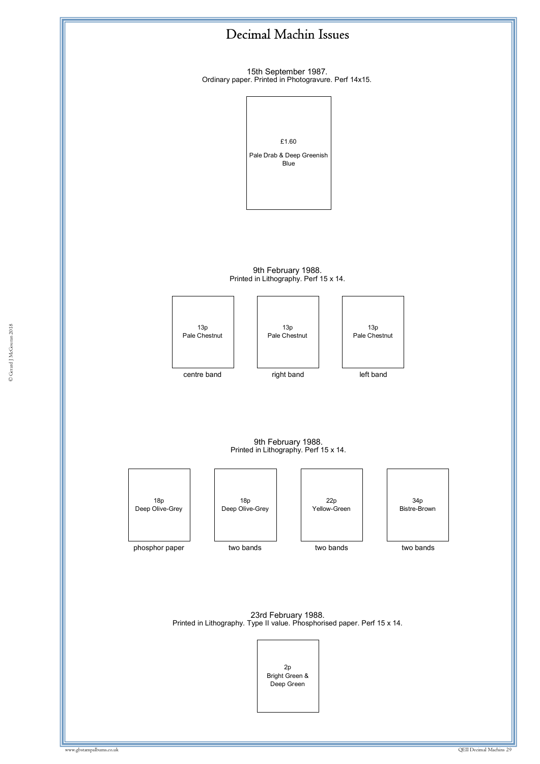# Decimal Machin Issues

15th September 1987.
Ordinary paper. Printed in Photogravure. Perf 14x15.

£1.60
Pale Drab & Deep Greenish Blue

9th February 1988.
Printed in Lithography. Perf 15 x 14.

| 13p Pale Chestnut | 13p Pale Chestnut | 13p Pale Chestnut |
|---|---|---|
| centre band | right band | left band |

9th February 1988.
Printed in Lithography. Perf 15 x 14.

| 18p Deep Olive-Grey | 18p Deep Olive-Grey | 22p Yellow-Green | 34p Bistre-Brown |
|---|---|---|---|
| phosphor paper | two bands | two bands | two bands |

23rd February 1988.
Printed in Lithography. Type II value. Phosphorised paper. Perf 15 x 14.

2p
Bright Green & Deep Green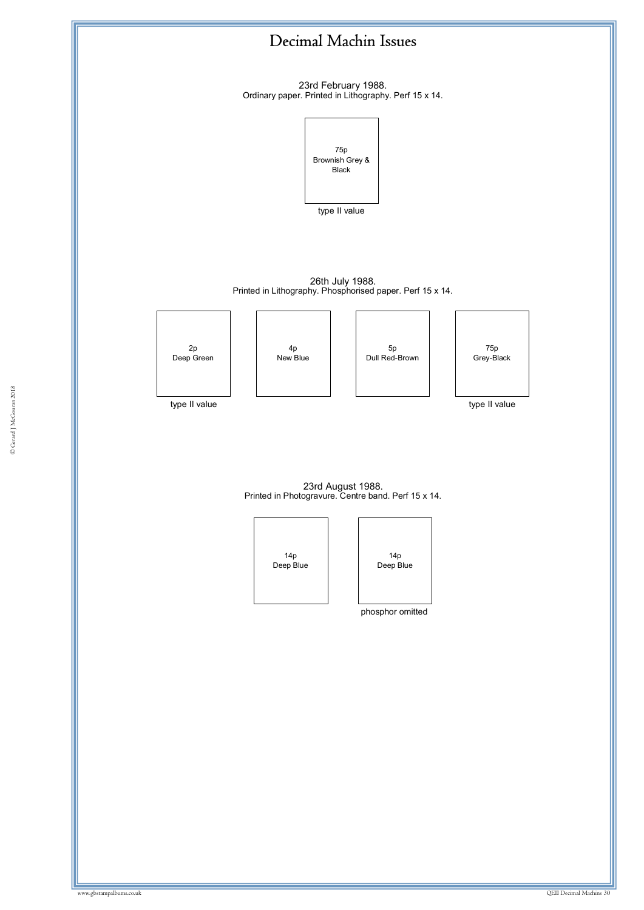# Decimal Machin Issues

23rd February 1988.
Ordinary paper. Printed in Lithography. Perf 15 x 14.

75p
Brownish Grey & Black
type II value

26th July 1988.
Printed in Lithography. Phosphorised paper. Perf 15 x 14.

2p
Deep Green
type II value

4p
New Blue

5p
Dull Red-Brown

75p
Grey-Black
type II value

23rd August 1988.
Printed in Photogravure. Centre band. Perf 15 x 14.

14p
Deep Blue

14p
Deep Blue
phosphor omitted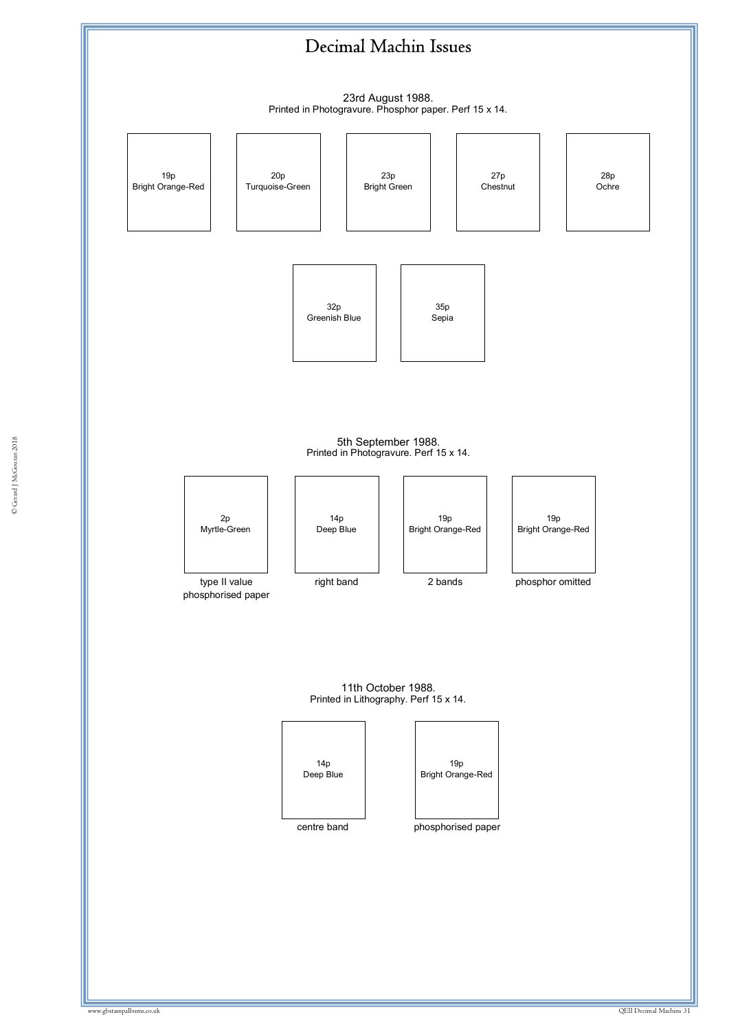# Decimal Machin Issues

23rd August 1988.
Printed in Photogravure. Phosphor paper. Perf 15 x 14.

| 19p Bright Orange-Red | 20p Turquoise-Green | 23p Bright Green | 27p Chestnut | 28p Ochre |
|---|---|---|---|---|

| 32p Greenish Blue | 35p Sepia |
|---|---|

5th September 1988.
Printed in Photogravure. Perf 15 x 14.

| 2p Myrtle-Green | 14p Deep Blue | 19p Bright Orange-Red | 19p Bright Orange-Red |
|---|---|---|---|
| type II value phosphorised paper | right band | 2 bands | phosphor omitted |

11th October 1988.
Printed in Lithography. Perf 15 x 14.

| 14p Deep Blue | 19p Bright Orange-Red |
|---|---|
| centre band | phosphorised paper |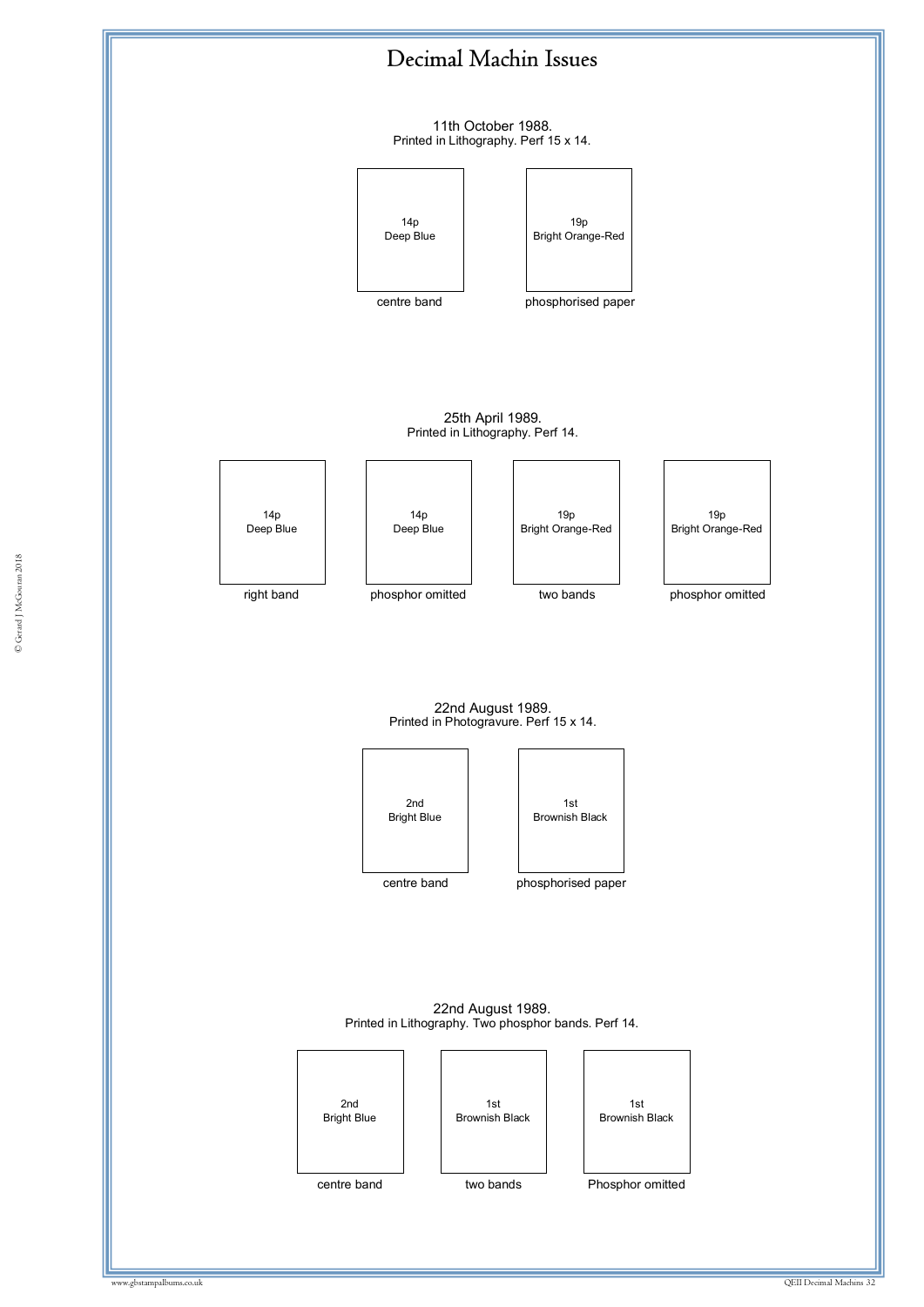# Decimal Machin Issues

11th October 1988.
Printed in Lithography. Perf 15 x 14.

| 14p Deep Blue | 19p Bright Orange-Red |
|---|---|
| centre band | phosphorised paper |

25th April 1989.
Printed in Lithography. Perf 14.

| 14p Deep Blue | 14p Deep Blue | 19p Bright Orange-Red | 19p Bright Orange-Red |
|---|---|---|---|
| right band | phosphor omitted | two bands | phosphor omitted |

22nd August 1989.
Printed in Photogravure. Perf 15 x 14.

| 2nd Bright Blue | 1st Brownish Black |
|---|---|
| centre band | phosphorised paper |

22nd August 1989.
Printed in Lithography. Two phosphor bands. Perf 14.

| 2nd Bright Blue | 1st Brownish Black | 1st Brownish Black |
|---|---|---|
| centre band | two bands | Phosphor omitted |

© Gerard J McGouran 2018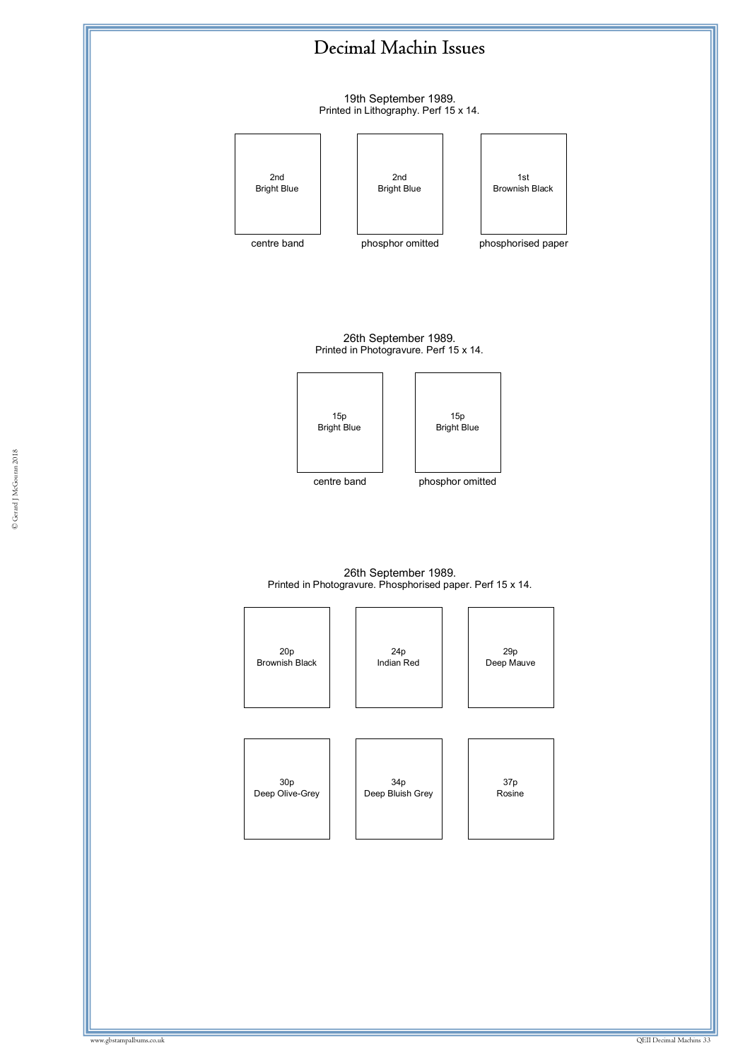# Decimal Machin Issues

19th September 1989.
Printed in Lithography. Perf 15 x 14.

| 2nd Bright Blue | 2nd Bright Blue | 1st Brownish Black |
|---|---|---|
| centre band | phosphor omitted | phosphorised paper |

26th September 1989.
Printed in Photogravure. Perf 15 x 14.

| 15p Bright Blue | 15p Bright Blue |
|---|---|
| centre band | phosphor omitted |

26th September 1989.
Printed in Photogravure. Phosphorised paper. Perf 15 x 14.

| 20p Brownish Black | 24p Indian Red | 29p Deep Mauve |
|---|---|---|
| 30p Deep Olive-Grey | 34p Deep Bluish Grey | 37p Rosine |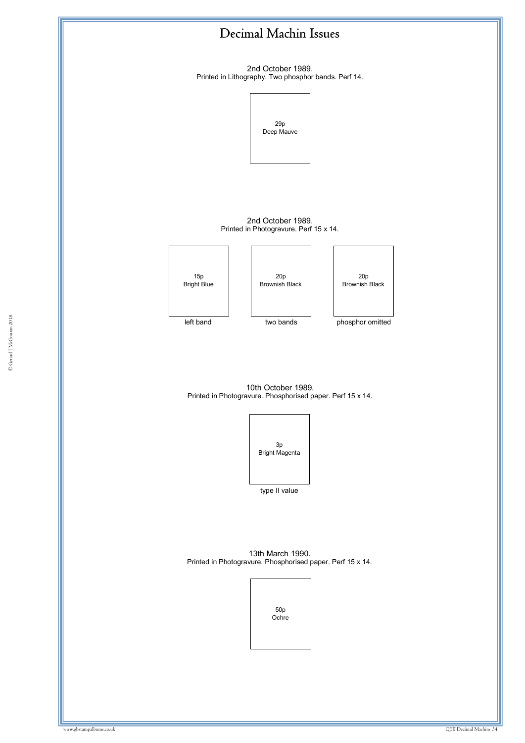# Decimal Machin Issues

2nd October 1989.
Printed in Lithography. Two phosphor bands. Perf 14.

29p
Deep Mauve

2nd October 1989.
Printed in Photogravure. Perf 15 x 14.

15p
Bright Blue

left band

20p
Brownish Black

two bands

20p
Brownish Black

phosphor omitted

10th October 1989.
Printed in Photogravure. Phosphorised paper. Perf 15 x 14.

3p
Bright Magenta

type II value

13th March 1990.
Printed in Photogravure. Phosphorised paper. Perf 15 x 14.

50p
Ochre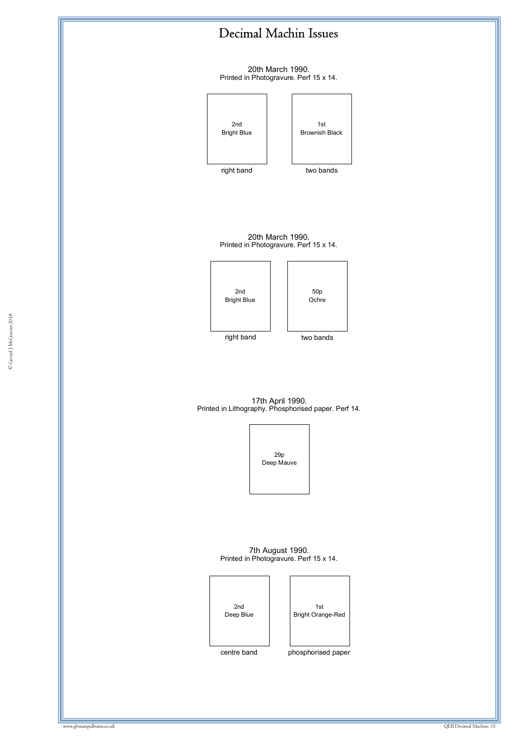# Decimal Machin Issues

20th March 1990.
Printed in Photogravure. Perf 15 x 14.

| 2nd Bright Blue | 1st Brownish Black |
|---|---|
| right band | two bands |

20th March 1990.
Printed in Photogravure. Perf 15 x 14.

| 2nd Bright Blue | 50p Ochre |
|---|---|
| right band | two bands |

17th April 1990.
Printed in Lithography. Phosphorised paper. Perf 14.

29p
Deep Mauve

7th August 1990.
Printed in Photogravure. Perf 15 x 14.

| 2nd Deep Blue | 1st Bright Orange-Red |
|---|---|
| centre band | phosphorised paper |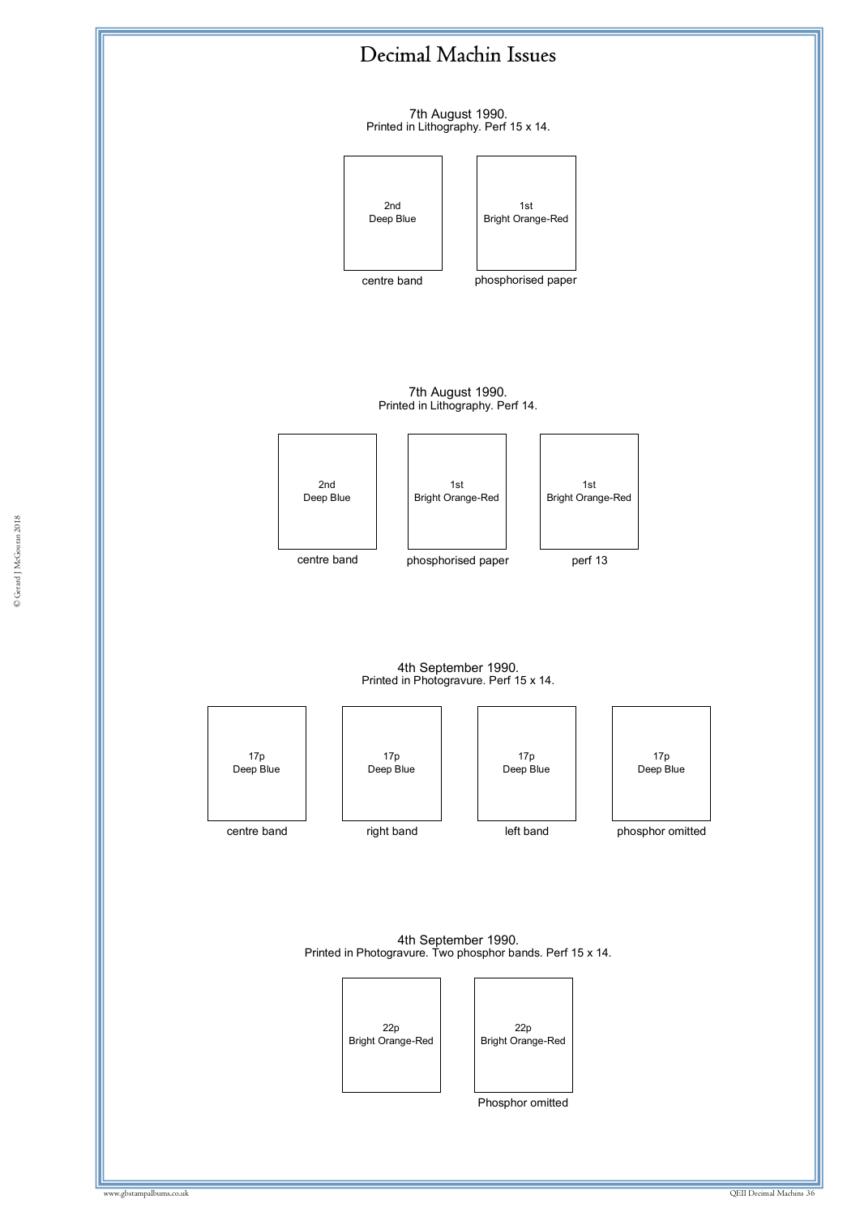# Decimal Machin Issues

7th August 1990.
Printed in Lithography. Perf 15 x 14.

| 2nd Deep Blue | 1st Bright Orange-Red |
| --- | --- |
| centre band | phosphorised paper |

7th August 1990.
Printed in Lithography. Perf 14.

| 2nd Deep Blue | 1st Bright Orange-Red | 1st Bright Orange-Red |
| --- | --- | --- |
| centre band | phosphorised paper | perf 13 |

4th September 1990.
Printed in Photogravure. Perf 15 x 14.

| 17p Deep Blue | 17p Deep Blue | 17p Deep Blue | 17p Deep Blue |
| --- | --- | --- | --- |
| centre band | right band | left band | phosphor omitted |

4th September 1990.
Printed in Photogravure. Two phosphor bands. Perf 15 x 14.

| 22p Bright Orange-Red | 22p Bright Orange-Red |
| --- | --- |
| | Phosphor omitted |

© Gerard J McGouran 2018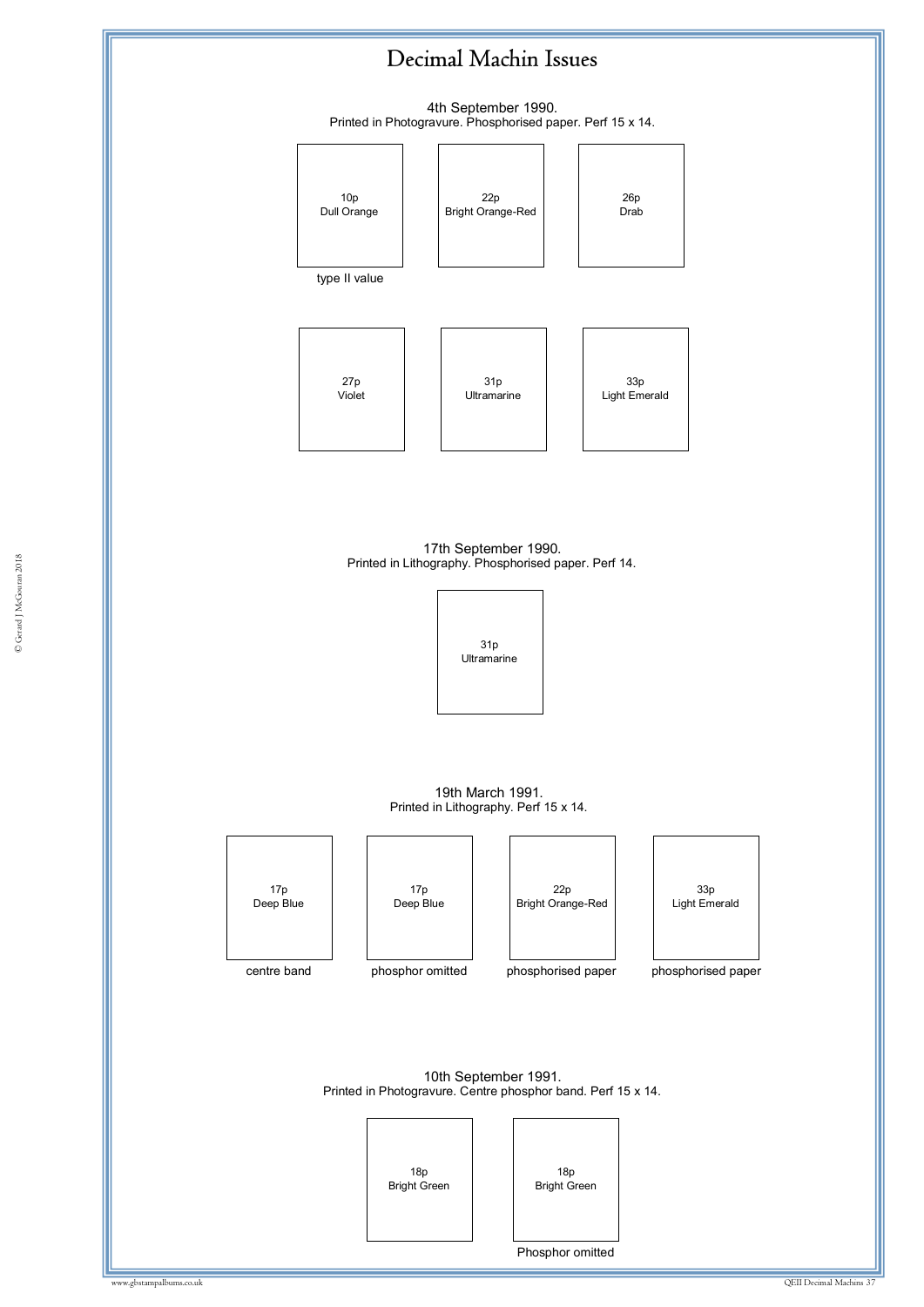# Decimal Machin Issues

4th September 1990.
Printed in Photogravure. Phosphorised paper. Perf 15 x 14.

| 10p Dull Orange | 22p Bright Orange-Red | 26p Drab |
|---|---|---|
| type II value | | |

| 27p Violet | 31p Ultramarine | 33p Light Emerald |
|---|---|---|

17th September 1990.
Printed in Lithography. Phosphorised paper. Perf 14.

| 31p Ultramarine |
|---|

19th March 1991.
Printed in Lithography. Perf 15 x 14.

| 17p Deep Blue | 17p Deep Blue | 22p Bright Orange-Red | 33p Light Emerald |
|---|---|---|---|
| centre band | phosphor omitted | phosphorised paper | phosphorised paper |

10th September 1991.
Printed in Photogravure. Centre phosphor band. Perf 15 x 14.

| 18p Bright Green | 18p Bright Green |
|---|---|
| | Phosphor omitted |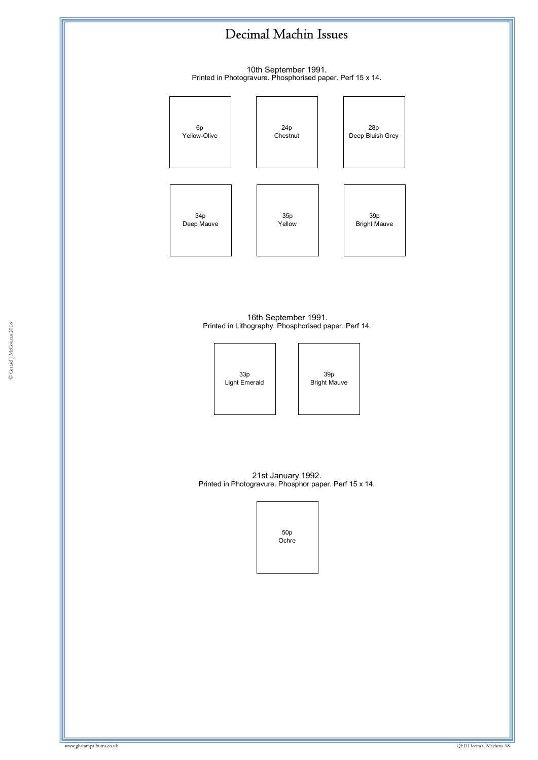# Decimal Machin Issues

10th September 1991.
Printed in Photogravure. Phosphorised paper. Perf 15 x 14.

6p
Yellow-Olive

24p
Chestnut

28p
Deep Bluish Grey

34p
Deep Mauve

35p
Yellow

39p
Bright Mauve

16th September 1991.
Printed in Lithography. Phosphorised paper. Perf 14.

33p
Light Emerald

39p
Bright Mauve

21st January 1992.
Printed in Photogravure. Phosphor paper. Perf 15 x 14.

50p
Ochre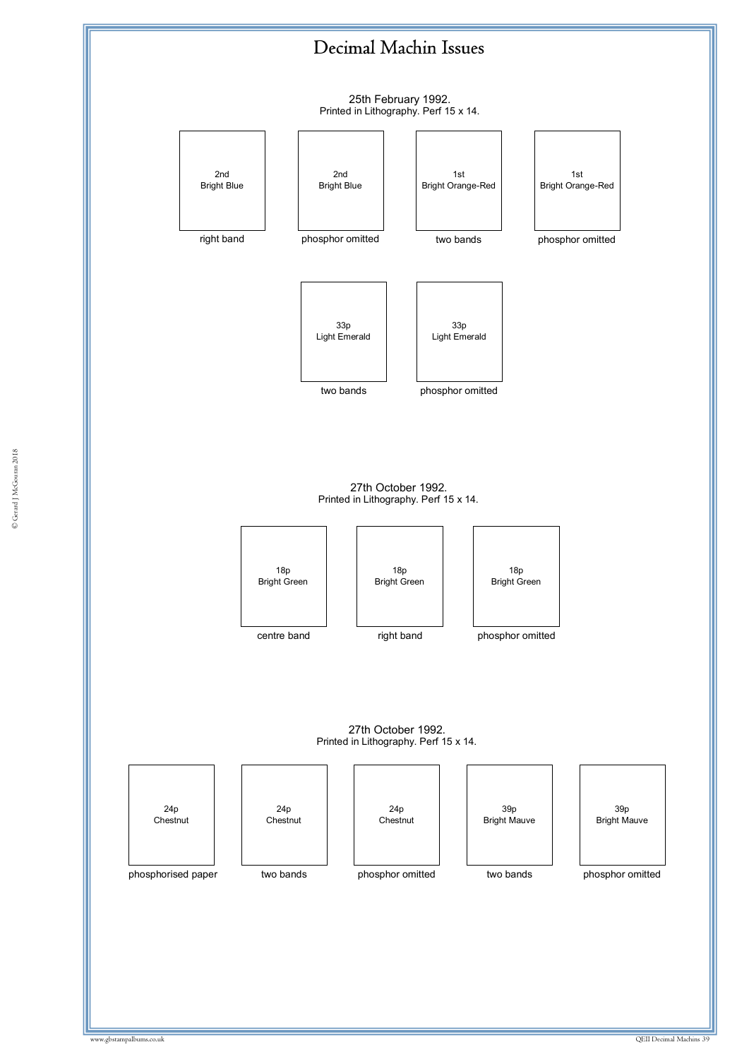# Decimal Machin Issues

25th February 1992.
Printed in Lithography. Perf 15 x 14.

| 2nd Bright Blue | 2nd Bright Blue | 1st Bright Orange-Red | 1st Bright Orange-Red |
|---|---|---|---|
| right band | phosphor omitted | two bands | phosphor omitted |

| 33p Light Emerald | 33p Light Emerald |
|---|---|
| two bands | phosphor omitted |

27th October 1992.
Printed in Lithography. Perf 15 x 14.

| 18p Bright Green | 18p Bright Green | 18p Bright Green |
|---|---|---|
| centre band | right band | phosphor omitted |

27th October 1992.
Printed in Lithography. Perf 15 x 14.

| 24p Chestnut | 24p Chestnut | 24p Chestnut | 39p Bright Mauve | 39p Bright Mauve |
|---|---|---|---|---|
| phosphorised paper | two bands | phosphor omitted | two bands | phosphor omitted |

© Gerard J McGouran 2018

www.gbstampalbums.co.uk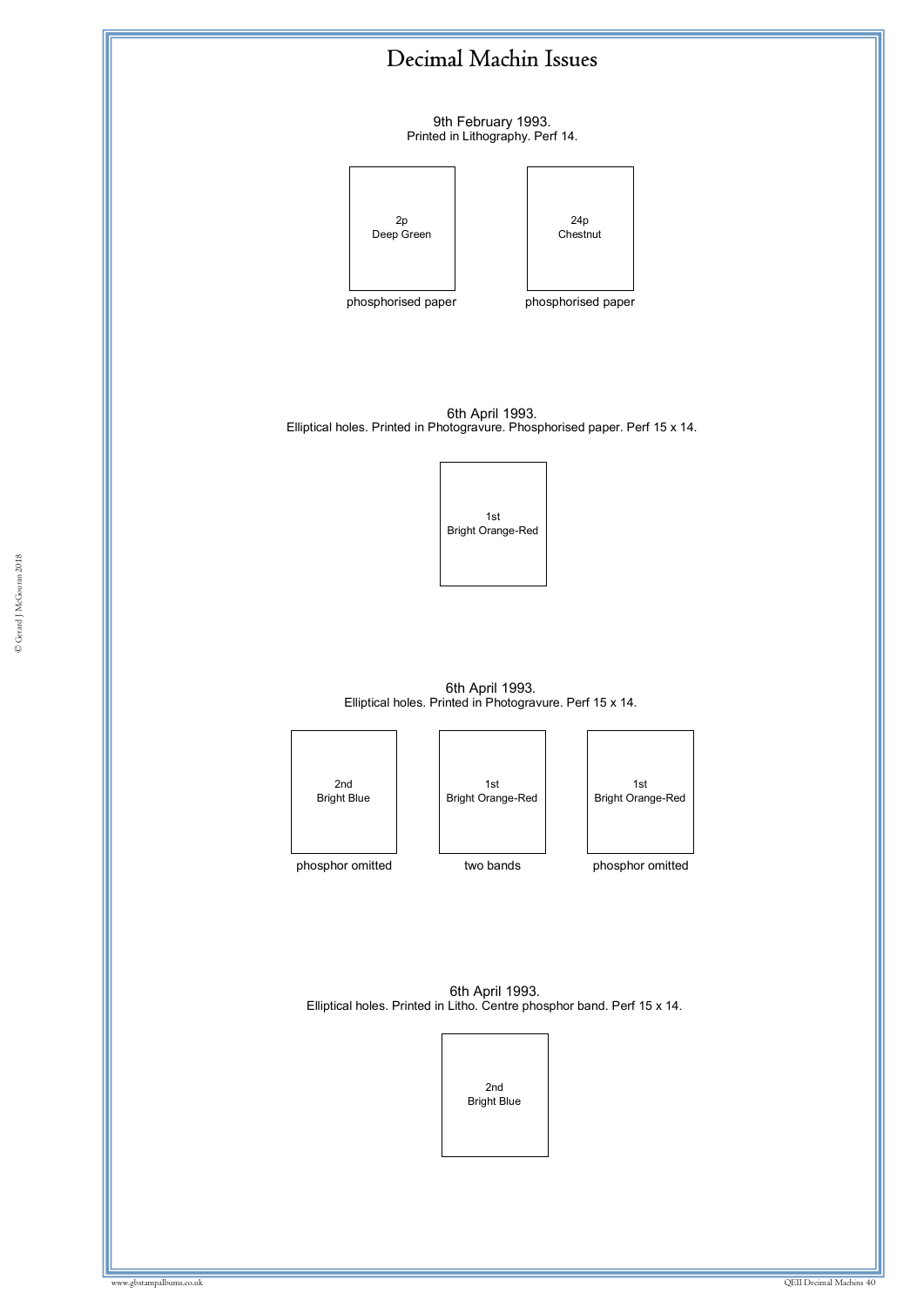# Decimal Machin Issues

9th February 1993.
Printed in Lithography. Perf 14.

2p
Deep Green

phosphorised paper

24p
Chestnut

phosphorised paper

6th April 1993.
Elliptical holes. Printed in Photogravure. Phosphorised paper. Perf 15 x 14.

1st
Bright Orange-Red

6th April 1993.
Elliptical holes. Printed in Photogravure. Perf 15 x 14.

2nd
Bright Blue

phosphor omitted

1st
Bright Orange-Red

two bands

1st
Bright Orange-Red

phosphor omitted

6th April 1993.
Elliptical holes. Printed in Litho. Centre phosphor band. Perf 15 x 14.

2nd
Bright Blue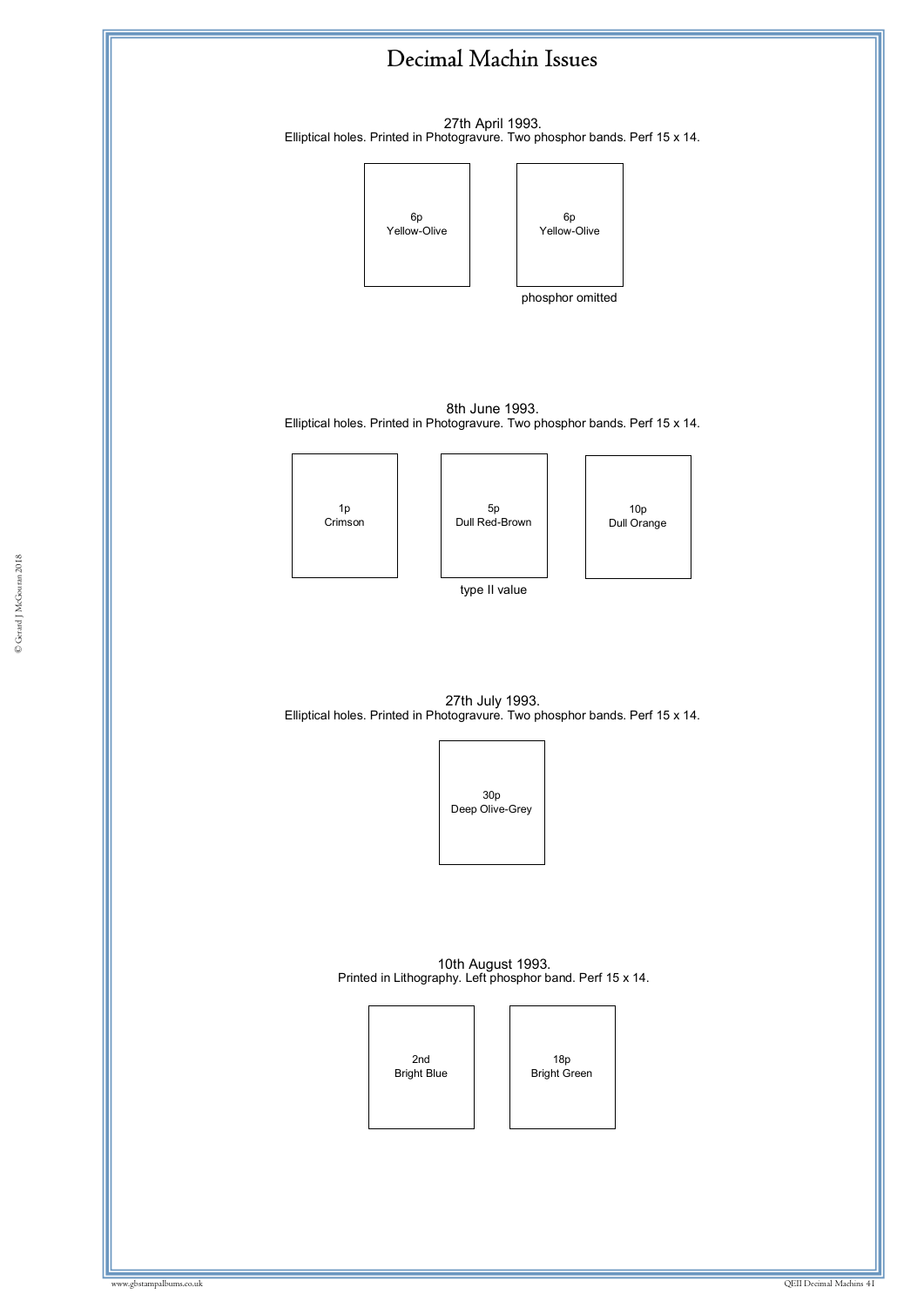# Decimal Machin Issues

27th April 1993.
Elliptical holes. Printed in Photogravure. Two phosphor bands. Perf 15 x 14.

6p
Yellow-Olive

6p
Yellow-Olive
phosphor omitted

8th June 1993.
Elliptical holes. Printed in Photogravure. Two phosphor bands. Perf 15 x 14.

1p
Crimson

5p
Dull Red-Brown
type II value

10p
Dull Orange

27th July 1993.
Elliptical holes. Printed in Photogravure. Two phosphor bands. Perf 15 x 14.

30p
Deep Olive-Grey

10th August 1993.
Printed in Lithography. Left phosphor band. Perf 15 x 14.

2nd
Bright Blue

18p
Bright Green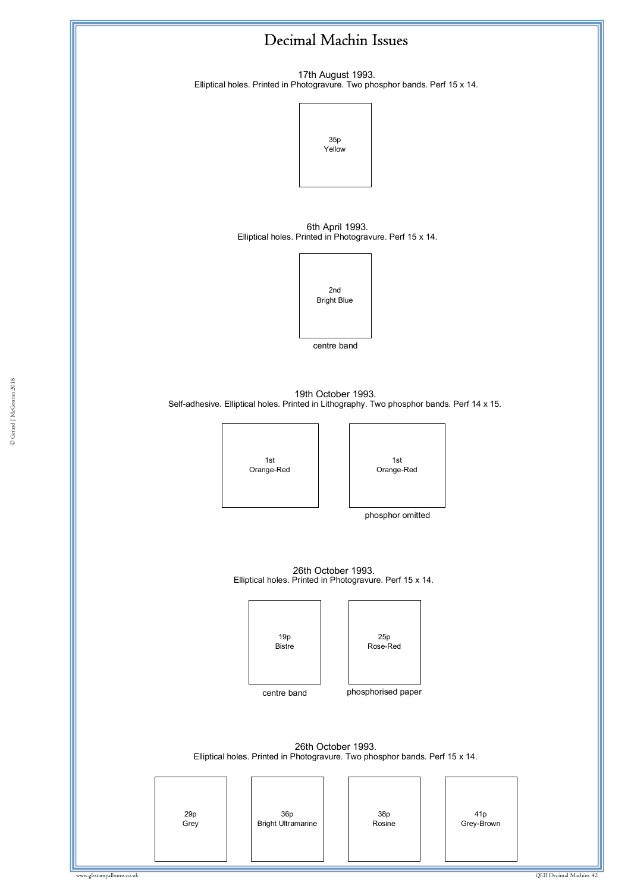# Decimal Machin Issues

17th August 1993.
Elliptical holes. Printed in Photogravure. Two phosphor bands. Perf 15 x 14.

35p
Yellow

6th April 1993.
Elliptical holes. Printed in Photogravure. Perf 15 x 14.

2nd
Bright Blue

centre band

19th October 1993.
Self-adhesive. Elliptical holes. Printed in Lithography. Two phosphor bands. Perf 14 x 15.

1st
Orange-Red

1st
Orange-Red

phosphor omitted

26th October 1993.
Elliptical holes. Printed in Photogravure. Perf 15 x 14.

19p
Bistre

centre band

25p
Rose-Red

phosphorised paper

26th October 1993.
Elliptical holes. Printed in Photogravure. Two phosphor bands. Perf 15 x 14.

29p
Grey

36p
Bright Ultramarine

38p
Rosine

41p
Grey-Brown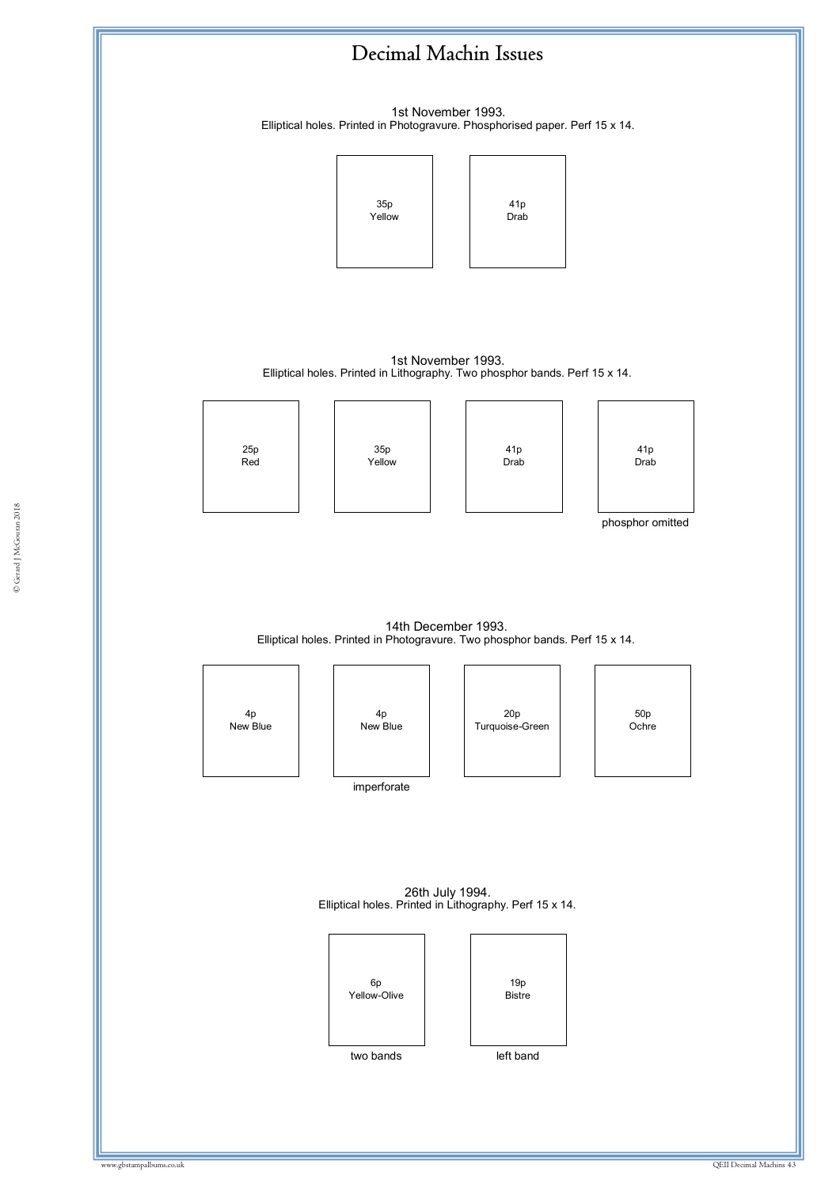# Decimal Machin Issues

1st November 1993.
Elliptical holes. Printed in Photogravure. Phosphorised paper. Perf 15 x 14.

35p
Yellow

41p
Drab

1st November 1993.
Elliptical holes. Printed in Lithography. Two phosphor bands. Perf 15 x 14.

25p
Red

35p
Yellow

41p
Drab

41p
Drab
phosphor omitted

14th December 1993.
Elliptical holes. Printed in Photogravure. Two phosphor bands. Perf 15 x 14.

4p
New Blue

4p
New Blue
imperforate

20p
Turquoise-Green

50p
Ochre

26th July 1994.
Elliptical holes. Printed in Lithography. Perf 15 x 14.

6p
Yellow-Olive
two bands

19p
Bistre
left band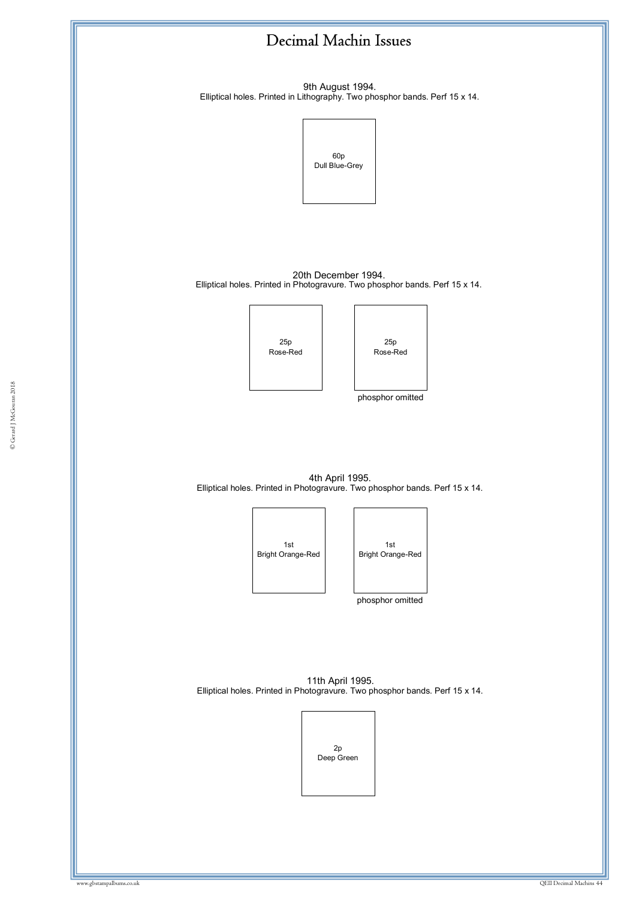# Decimal Machin Issues

9th August 1994.
Elliptical holes. Printed in Lithography. Two phosphor bands. Perf 15 x 14.

60p
Dull Blue-Grey

20th December 1994.
Elliptical holes. Printed in Photogravure. Two phosphor bands. Perf 15 x 14.

25p
Rose-Red

25p
Rose-Red
phosphor omitted

4th April 1995.
Elliptical holes. Printed in Photogravure. Two phosphor bands. Perf 15 x 14.

1st
Bright Orange-Red

1st
Bright Orange-Red
phosphor omitted

11th April 1995.
Elliptical holes. Printed in Photogravure. Two phosphor bands. Perf 15 x 14.

2p
Deep Green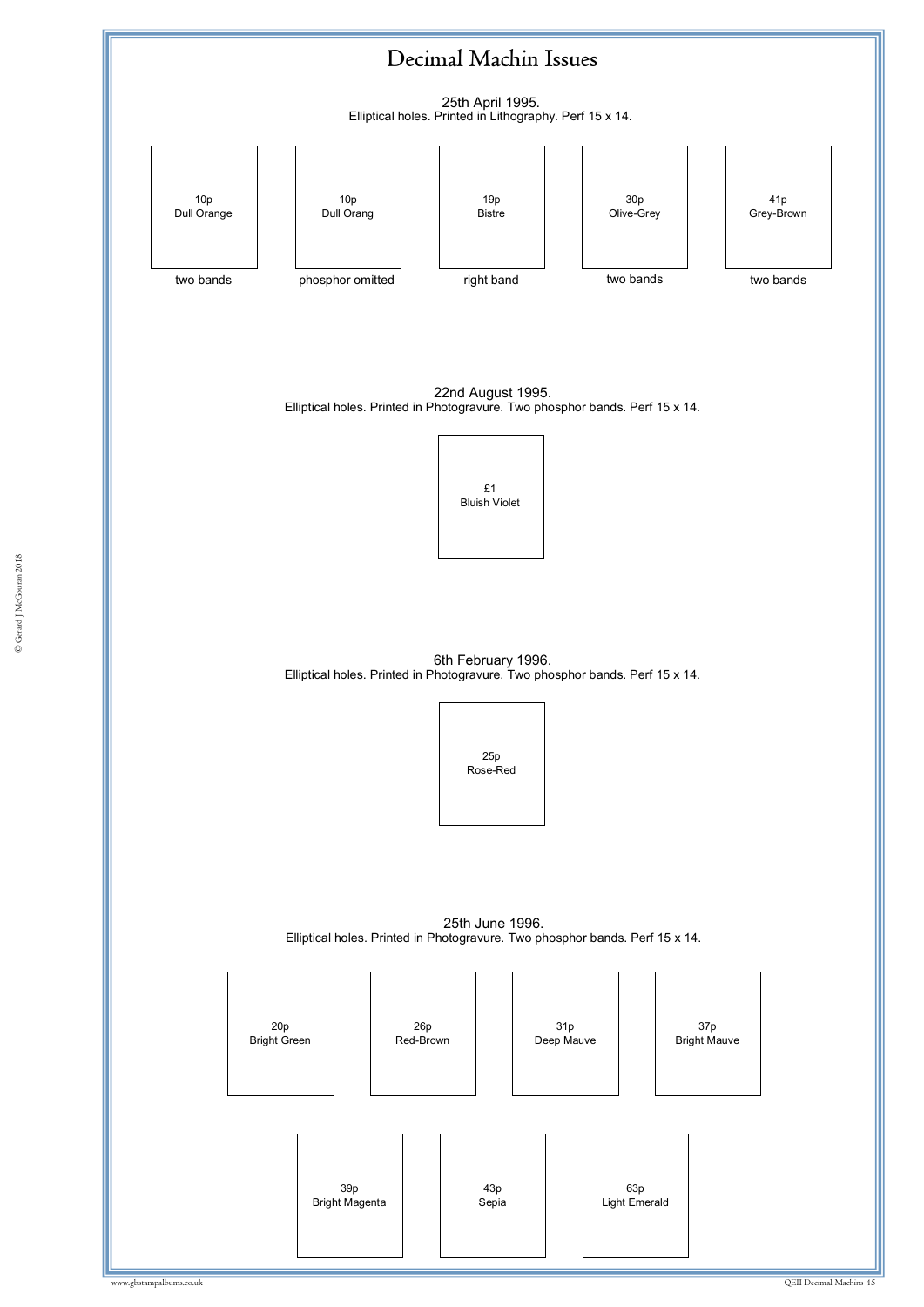# Decimal Machin Issues

25th April 1995.
Elliptical holes. Printed in Lithography. Perf 15 x 14.

| 10p Dull Orange | 10p Dull Orang | 19p Bistre | 30p Olive-Grey | 41p Grey-Brown |
|---|---|---|---|---|
| two bands | phosphor omitted | right band | two bands | two bands |

22nd August 1995.
Elliptical holes. Printed in Photogravure. Two phosphor bands. Perf 15 x 14.

£1
Bluish Violet

6th February 1996.
Elliptical holes. Printed in Photogravure. Two phosphor bands. Perf 15 x 14.

25p
Rose-Red

25th June 1996.
Elliptical holes. Printed in Photogravure. Two phosphor bands. Perf 15 x 14.

| 20p Bright Green | 26p Red-Brown | 31p Deep Mauve | 37p Bright Mauve |
|---|---|---|---|

| 39p Bright Magenta | 43p Sepia | 63p Light Emerald |
|---|---|---|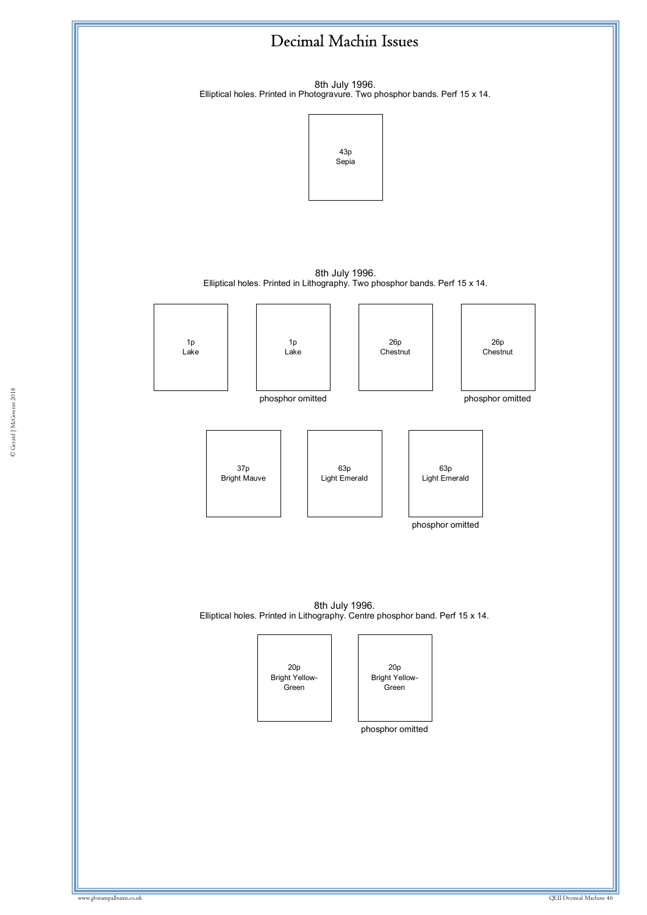# Decimal Machin Issues

8th July 1996.
Elliptical holes. Printed in Photogravure. Two phosphor bands. Perf 15 x 14.

43p
Sepia

8th July 1996.
Elliptical holes. Printed in Lithography. Two phosphor bands. Perf 15 x 14.

1p
Lake

1p
Lake
phosphor omitted

26p
Chestnut

26p
Chestnut
phosphor omitted

37p
Bright Mauve

63p
Light Emerald

63p
Light Emerald
phosphor omitted

8th July 1996.
Elliptical holes. Printed in Lithography. Centre phosphor band. Perf 15 x 14.

20p
Bright Yellow-Green

20p
Bright Yellow-Green
phosphor omitted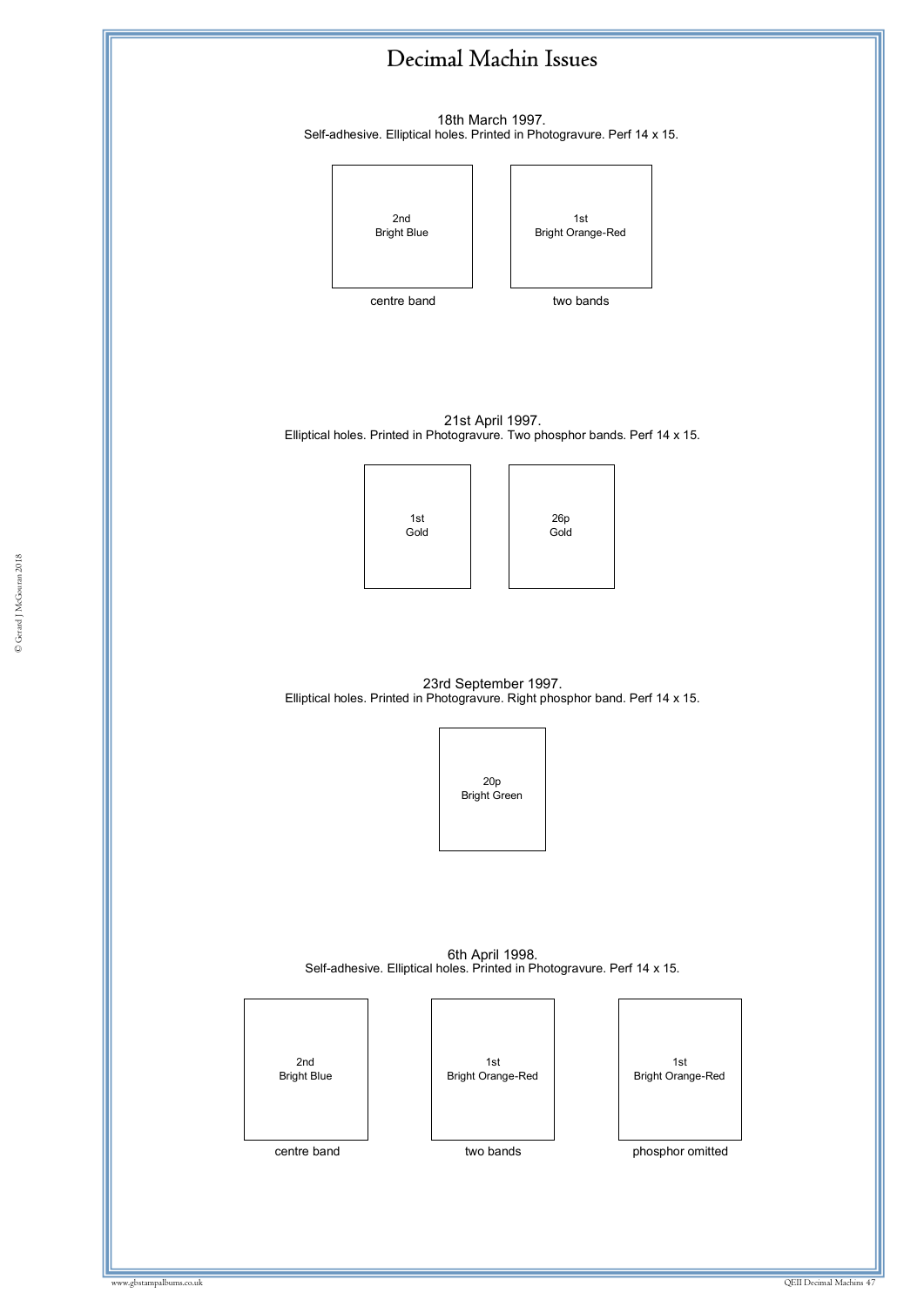# Decimal Machin Issues

18th March 1997.
Self-adhesive. Elliptical holes. Printed in Photogravure. Perf 14 x 15.

| 2nd Bright Blue | 1st Bright Orange-Red |
| --- | --- |
| centre band | two bands |

21st April 1997.
Elliptical holes. Printed in Photogravure. Two phosphor bands. Perf 14 x 15.

| 1st Gold | 26p Gold |
| --- | --- |

23rd September 1997.
Elliptical holes. Printed in Photogravure. Right phosphor band. Perf 14 x 15.

| 20p Bright Green |
| --- |

6th April 1998.
Self-adhesive. Elliptical holes. Printed in Photogravure. Perf 14 x 15.

| 2nd Bright Blue | 1st Bright Orange-Red | 1st Bright Orange-Red |
| --- | --- | --- |
| centre band | two bands | phosphor omitted |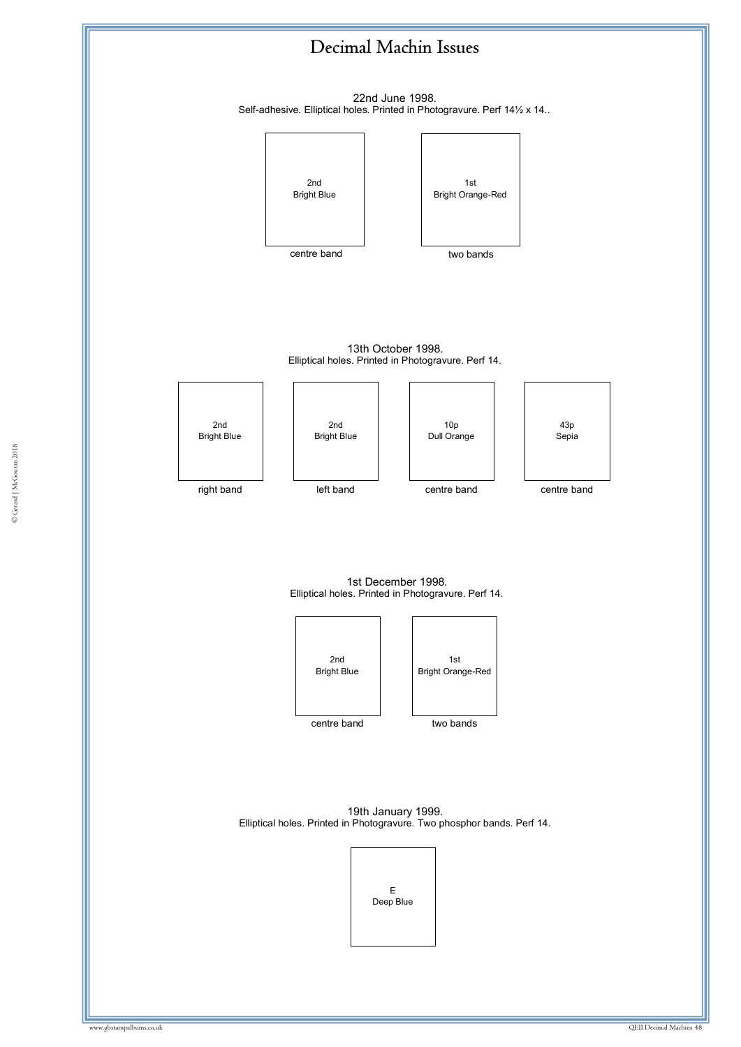# Decimal Machin Issues

22nd June 1998.
Self-adhesive. Elliptical holes. Printed in Photogravure. Perf 14½ x 14..

| 2nd Bright Blue | 1st Bright Orange-Red |
|---|---|
| centre band | two bands |

13th October 1998.
Elliptical holes. Printed in Photogravure. Perf 14.

| 2nd Bright Blue | 2nd Bright Blue | 10p Dull Orange | 43p Sepia |
|---|---|---|---|
| right band | left band | centre band | centre band |

1st December 1998.
Elliptical holes. Printed in Photogravure. Perf 14.

| 2nd Bright Blue | 1st Bright Orange-Red |
|---|---|
| centre band | two bands |

19th January 1999.
Elliptical holes. Printed in Photogravure. Two phosphor bands. Perf 14.

| E Deep Blue |
|---|

© Gerard J McGouran 2018

www.gbstampalbums.co.uk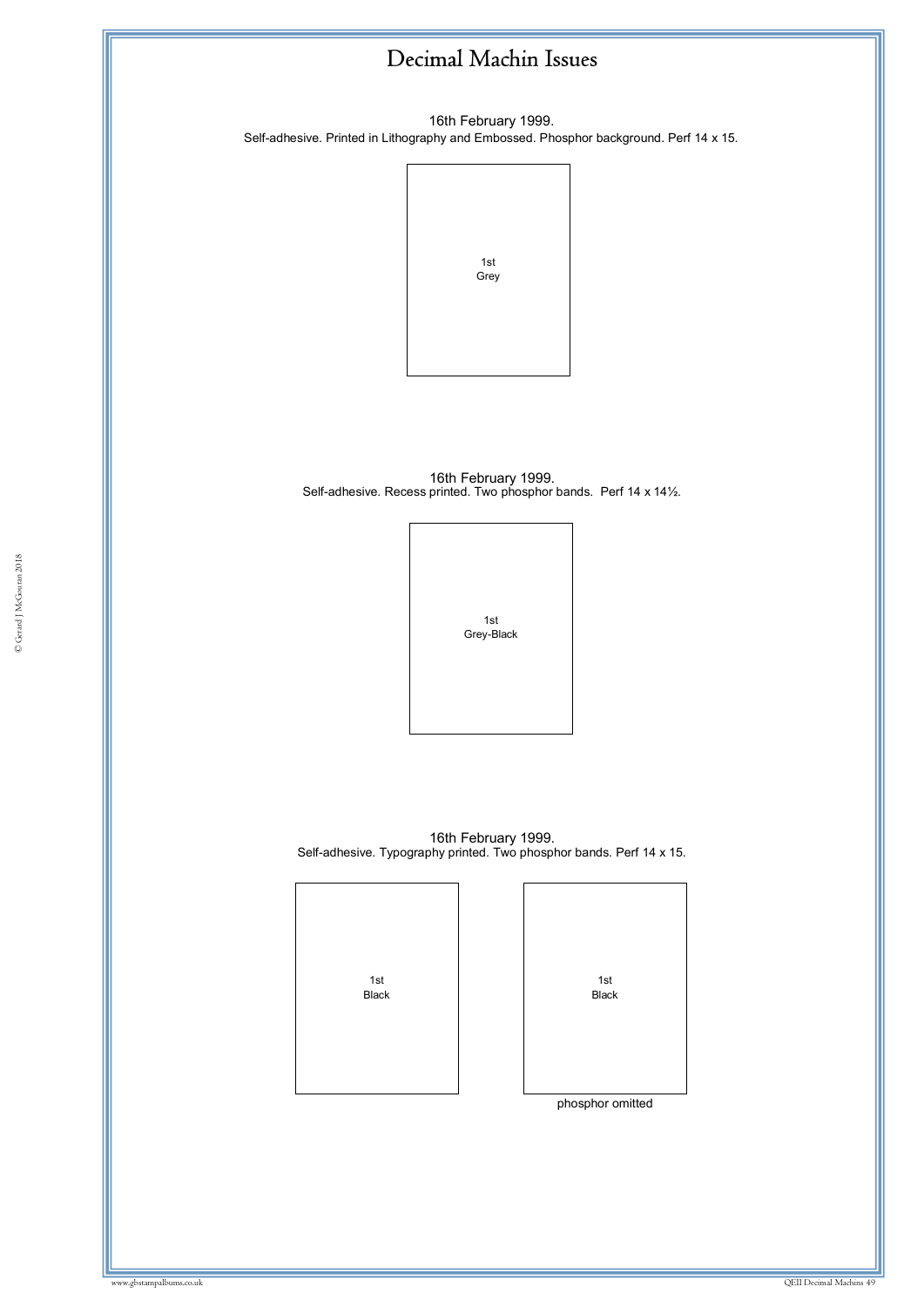# Decimal Machin Issues

16th February 1999.
Self-adhesive. Printed in Lithography and Embossed. Phosphor background. Perf 14 x 15.

1st
Grey

16th February 1999.
Self-adhesive. Recess printed. Two phosphor bands. Perf 14 x 14½.

1st
Grey-Black

16th February 1999.
Self-adhesive. Typography printed. Two phosphor bands. Perf 14 x 15.

1st
Black

1st
Black

phosphor omitted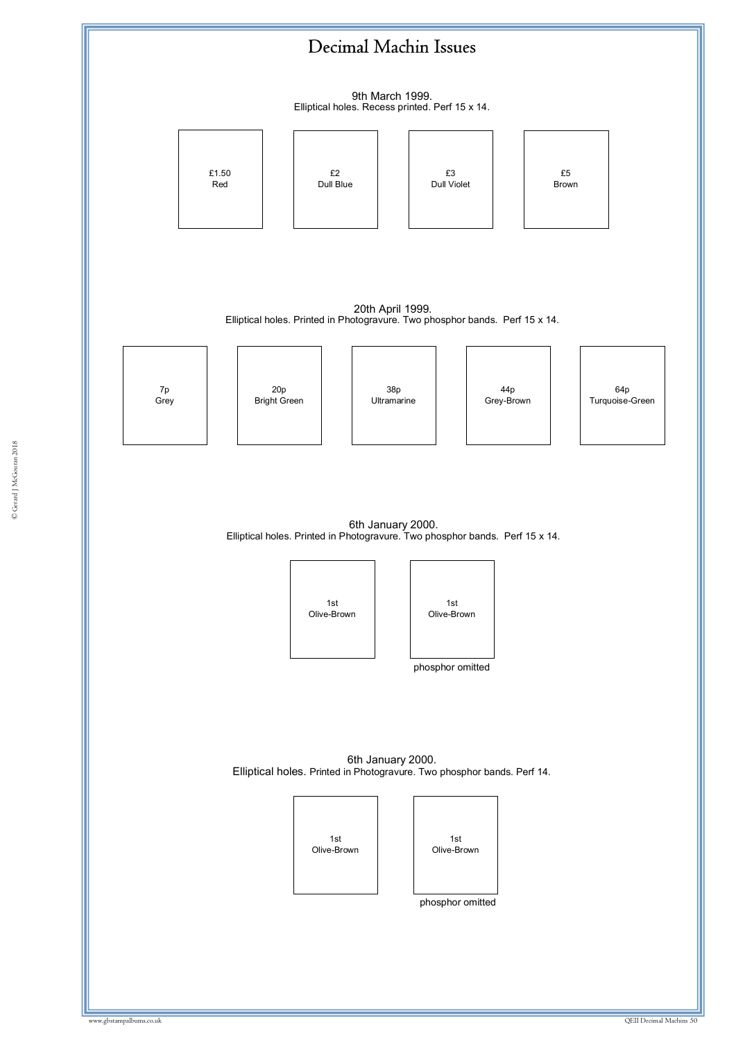# Decimal Machin Issues

9th March 1999.
Elliptical holes. Recess printed. Perf 15 x 14.

£1.50
Red

£2
Dull Blue

£3
Dull Violet

£5
Brown

20th April 1999.
Elliptical holes. Printed in Photogravure. Two phosphor bands. Perf 15 x 14.

7p
Grey

20p
Bright Green

38p
Ultramarine

44p
Grey-Brown

64p
Turquoise-Green

6th January 2000.
Elliptical holes. Printed in Photogravure. Two phosphor bands. Perf 15 x 14.

1st
Olive-Brown

1st
Olive-Brown

phosphor omitted

6th January 2000.
Elliptical holes. Printed in Photogravure. Two phosphor bands. Perf 14.

1st
Olive-Brown

1st
Olive-Brown

phosphor omitted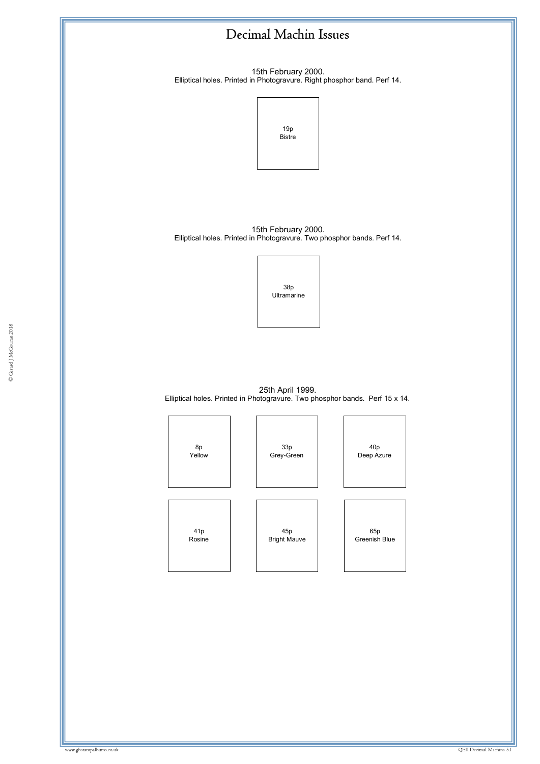# Decimal Machin Issues

15th February 2000.
Elliptical holes. Printed in Photogravure. Right phosphor band. Perf 14.

19p
Bistre

15th February 2000.
Elliptical holes. Printed in Photogravure. Two phosphor bands. Perf 14.

38p
Ultramarine

25th April 1999.
Elliptical holes. Printed in Photogravure. Two phosphor bands. Perf 15 x 14.

| | | |
|---|---|---|
| 8p Yellow | 33p Grey-Green | 40p Deep Azure |
| 41p Rosine | 45p Bright Mauve | 65p Greenish Blue |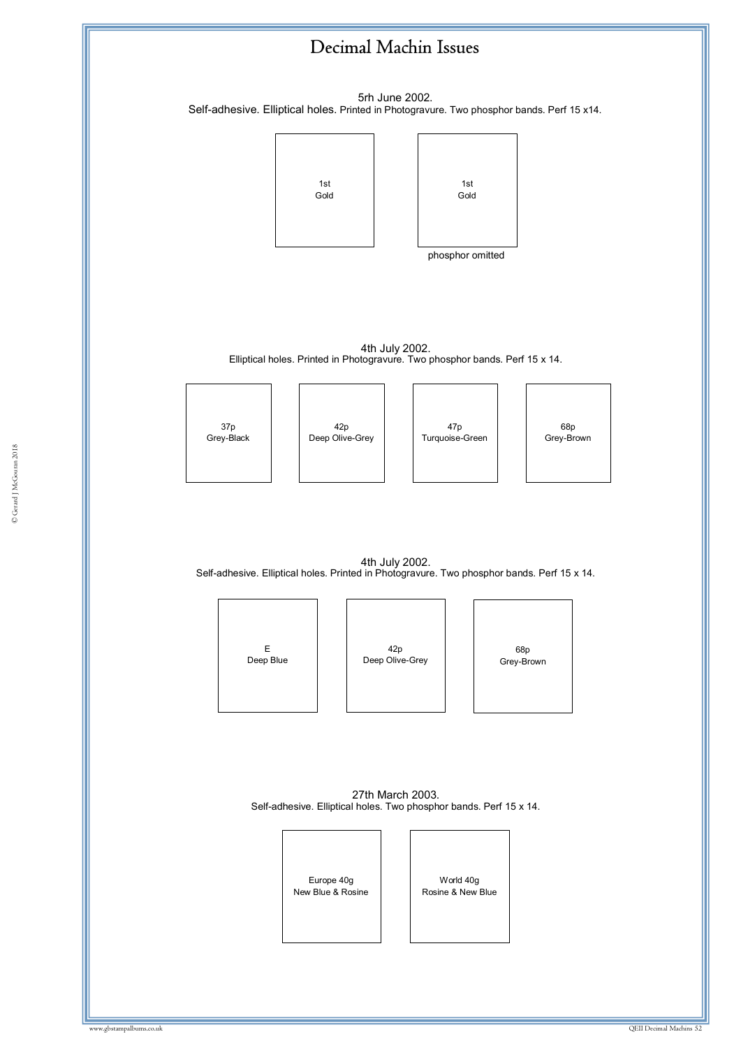# Decimal Machin Issues

5rh June 2002.
Self-adhesive. Elliptical holes. Printed in Photogravure. Two phosphor bands. Perf 15 x14.

1st
Gold

1st
Gold

phosphor omitted

4th July 2002.
Elliptical holes. Printed in Photogravure. Two phosphor bands. Perf 15 x 14.

37p
Grey-Black

42p
Deep Olive-Grey

47p
Turquoise-Green

68p
Grey-Brown

4th July 2002.
Self-adhesive. Elliptical holes. Printed in Photogravure. Two phosphor bands. Perf 15 x 14.

E
Deep Blue

42p
Deep Olive-Grey

68p
Grey-Brown

27th March 2003.
Self-adhesive. Elliptical holes. Two phosphor bands. Perf 15 x 14.

Europe 40g
New Blue & Rosine

World 40g
Rosine & New Blue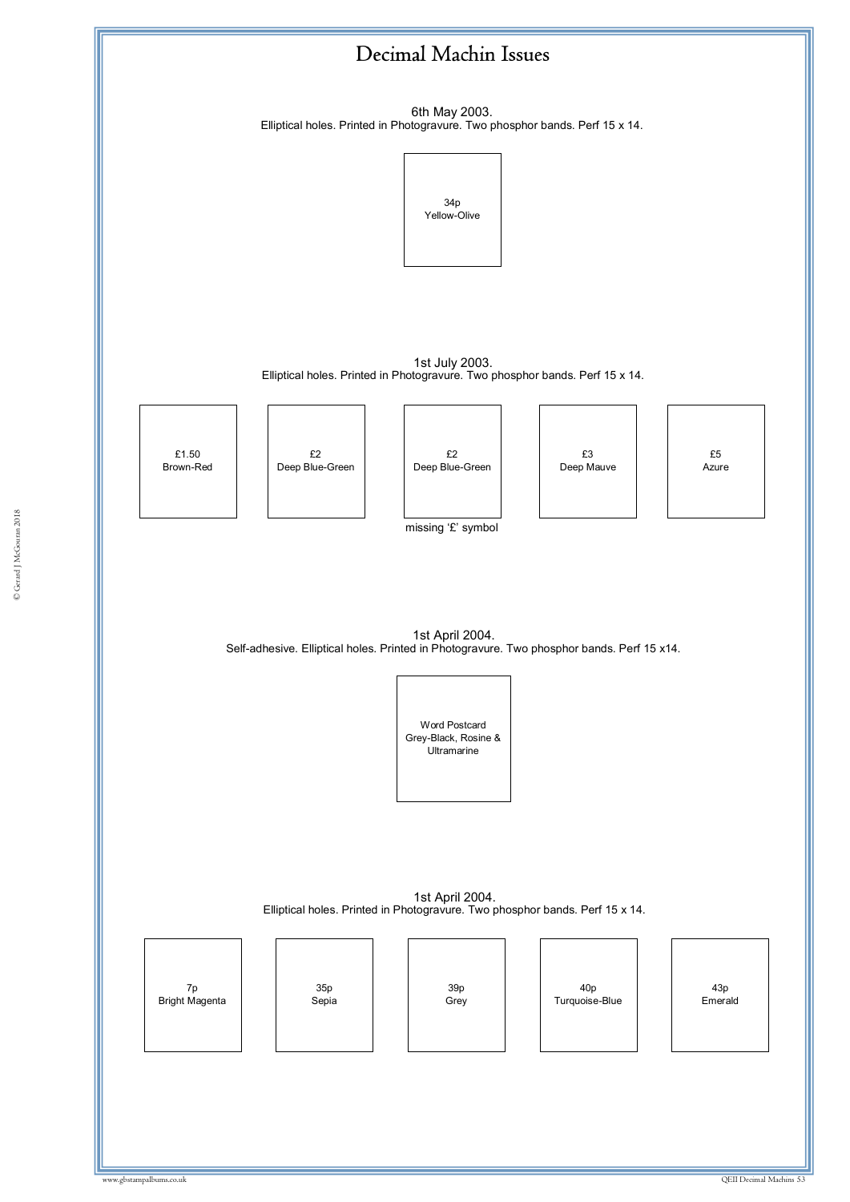# Decimal Machin Issues

6th May 2003.
Elliptical holes. Printed in Photogravure. Two phosphor bands. Perf 15 x 14.

34p
Yellow-Olive

1st July 2003.
Elliptical holes. Printed in Photogravure. Two phosphor bands. Perf 15 x 14.

£1.50
Brown-Red

£2
Deep Blue-Green

£2
Deep Blue-Green
missing '£' symbol

£3
Deep Mauve

£5
Azure

1st April 2004.
Self-adhesive. Elliptical holes. Printed in Photogravure. Two phosphor bands. Perf 15 x14.

Word Postcard
Grey-Black, Rosine & Ultramarine

1st April 2004.
Elliptical holes. Printed in Photogravure. Two phosphor bands. Perf 15 x 14.

7p
Bright Magenta

35p
Sepia

39p
Grey

40p
Turquoise-Blue

43p
Emerald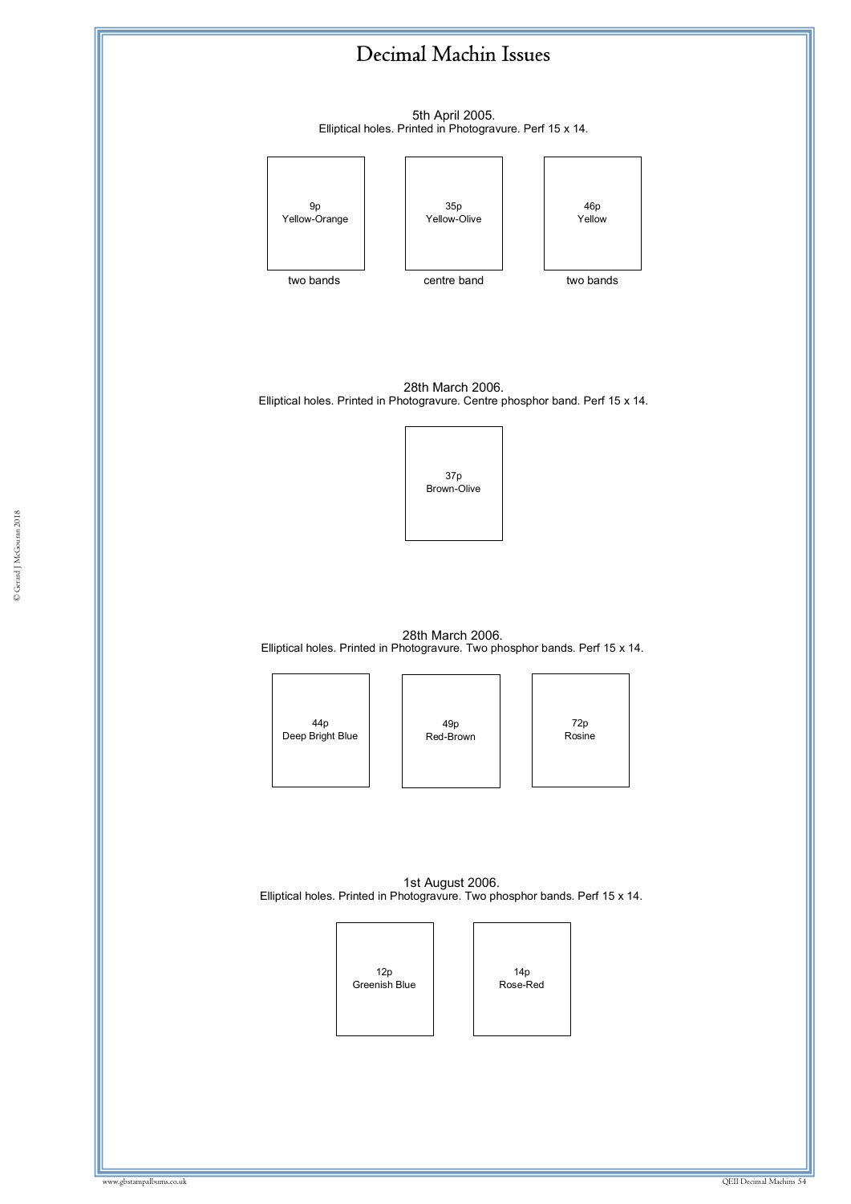# Decimal Machin Issues

5th April 2005.
Elliptical holes. Printed in Photogravure. Perf 15 x 14.

| 9p Yellow-Orange | 35p Yellow-Olive | 46p Yellow |
|---|---|---|
| two bands | centre band | two bands |

28th March 2006.
Elliptical holes. Printed in Photogravure. Centre phosphor band. Perf 15 x 14.

37p
Brown-Olive

28th March 2006.
Elliptical holes. Printed in Photogravure. Two phosphor bands. Perf 15 x 14.

| 44p Deep Bright Blue | 49p Red-Brown | 72p Rosine |
|---|---|---|

1st August 2006.
Elliptical holes. Printed in Photogravure. Two phosphor bands. Perf 15 x 14.

| 12p Greenish Blue | 14p Rose-Red |
|---|---|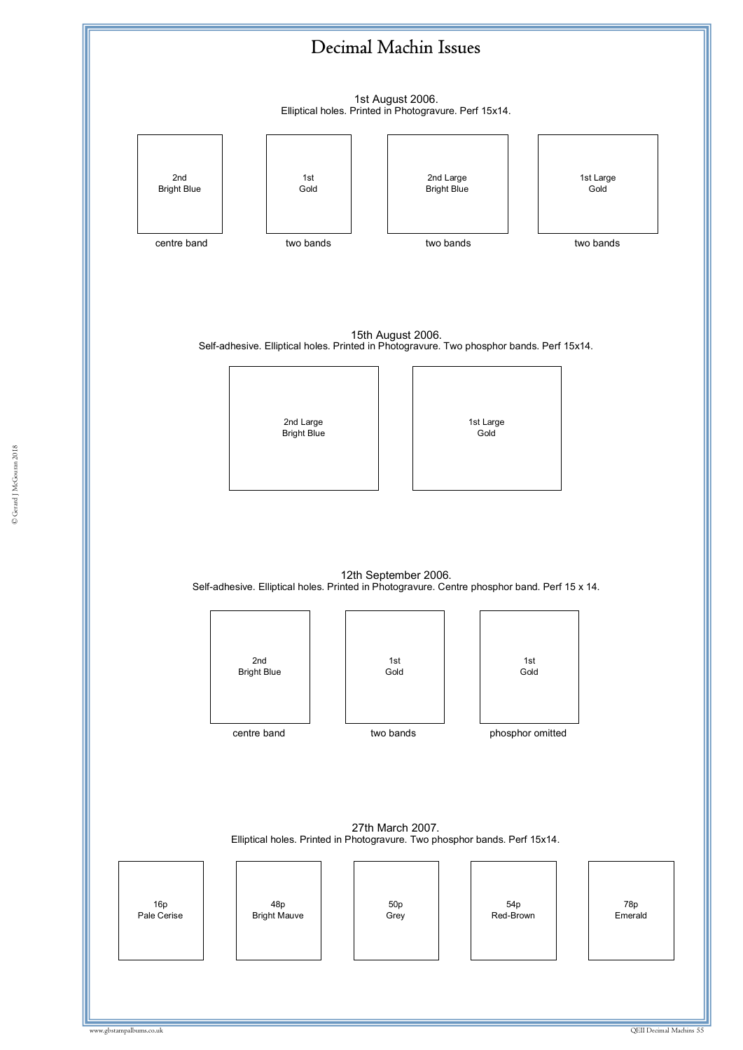# Decimal Machin Issues

1st August 2006.
Elliptical holes. Printed in Photogravure. Perf 15x14.

| 2nd Bright Blue | 1st Gold | 2nd Large Bright Blue | 1st Large Gold |
|---|---|---|---|
| centre band | two bands | two bands | two bands |

15th August 2006.
Self-adhesive. Elliptical holes. Printed in Photogravure. Two phosphor bands. Perf 15x14.

| 2nd Large Bright Blue | 1st Large Gold |
|---|---|

12th September 2006.
Self-adhesive. Elliptical holes. Printed in Photogravure. Centre phosphor band. Perf 15 x 14.

| 2nd Bright Blue | 1st Gold | 1st Gold |
|---|---|---|
| centre band | two bands | phosphor omitted |

27th March 2007.
Elliptical holes. Printed in Photogravure. Two phosphor bands. Perf 15x14.

| 16p Pale Cerise | 48p Bright Mauve | 50p Grey | 54p Red-Brown | 78p Emerald |
|---|---|---|---|---|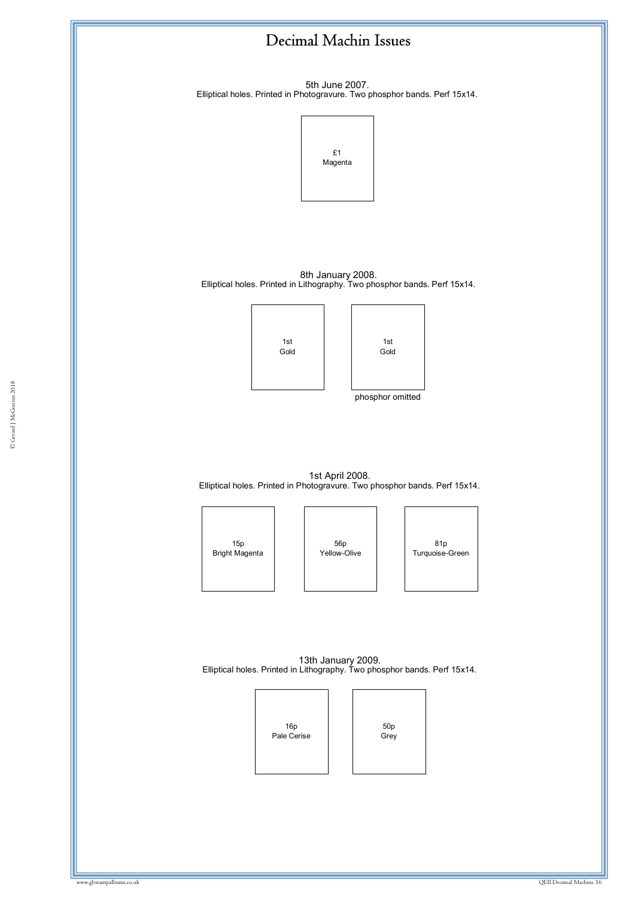# Decimal Machin Issues

5th June 2007.
Elliptical holes. Printed in Photogravure. Two phosphor bands. Perf 15x14.

£1
Magenta

8th January 2008.
Elliptical holes. Printed in Lithography. Two phosphor bands. Perf 15x14.

1st
Gold

1st
Gold
phosphor omitted

1st April 2008.
Elliptical holes. Printed in Photogravure. Two phosphor bands. Perf 15x14.

15p
Bright Magenta

56p
Yellow-Olive

81p
Turquoise-Green

13th January 2009.
Elliptical holes. Printed in Lithography. Two phosphor bands. Perf 15x14.

16p
Pale Cerise

50p
Grey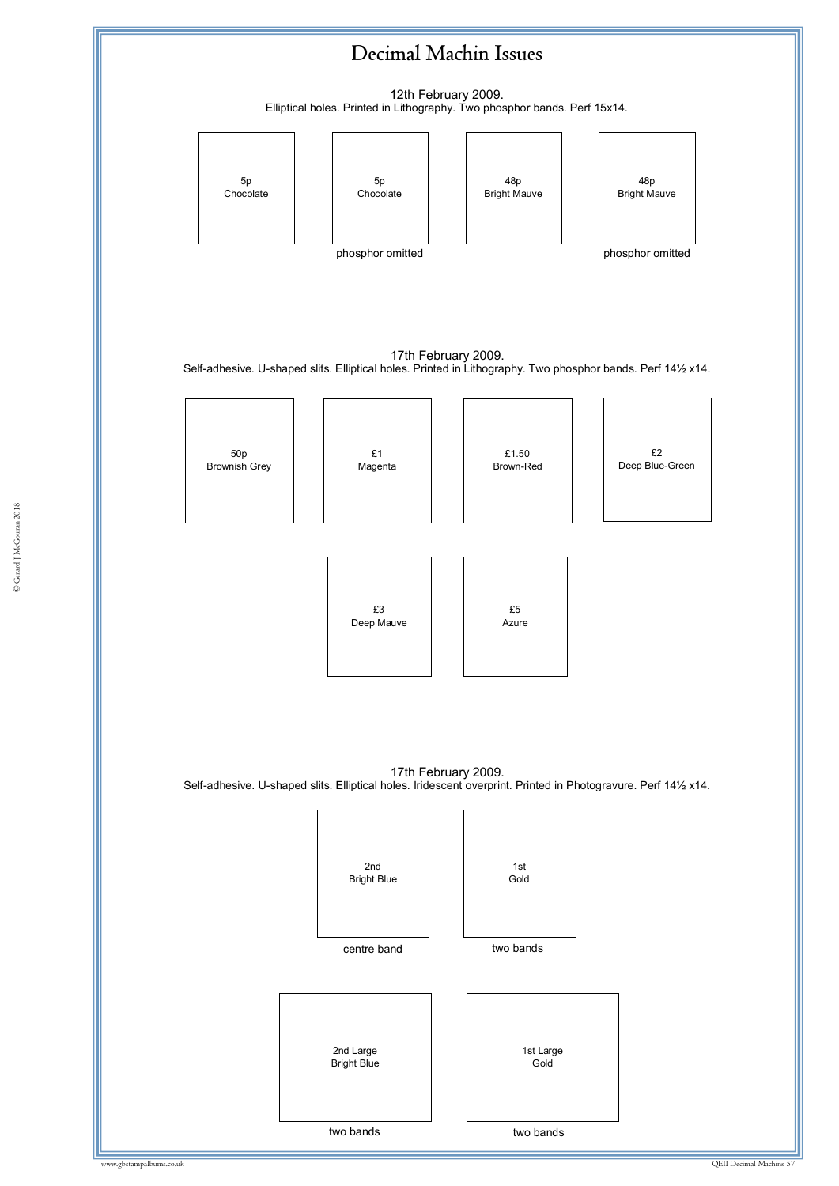# Decimal Machin Issues

12th February 2009.
Elliptical holes. Printed in Lithography. Two phosphor bands. Perf 15x14.

| 5p Chocolate | 5p Chocolate | 48p Bright Mauve | 48p Bright Mauve |
|---|---|---|---|
| | phosphor omitted | | phosphor omitted |

17th February 2009.
Self-adhesive. U-shaped slits. Elliptical holes. Printed in Lithography. Two phosphor bands. Perf 14½ x14.

| 50p Brownish Grey | £1 Magenta | £1.50 Brown-Red | £2 Deep Blue-Green |
|---|---|---|---|

| £3 Deep Mauve | £5 Azure |
|---|---|

17th February 2009.
Self-adhesive. U-shaped slits. Elliptical holes. Iridescent overprint. Printed in Photogravure. Perf 14½ x14.

| 2nd Bright Blue | 1st Gold |
|---|---|
| centre band | two bands |

| 2nd Large Bright Blue | 1st Large Gold |
|---|---|
| two bands | two bands |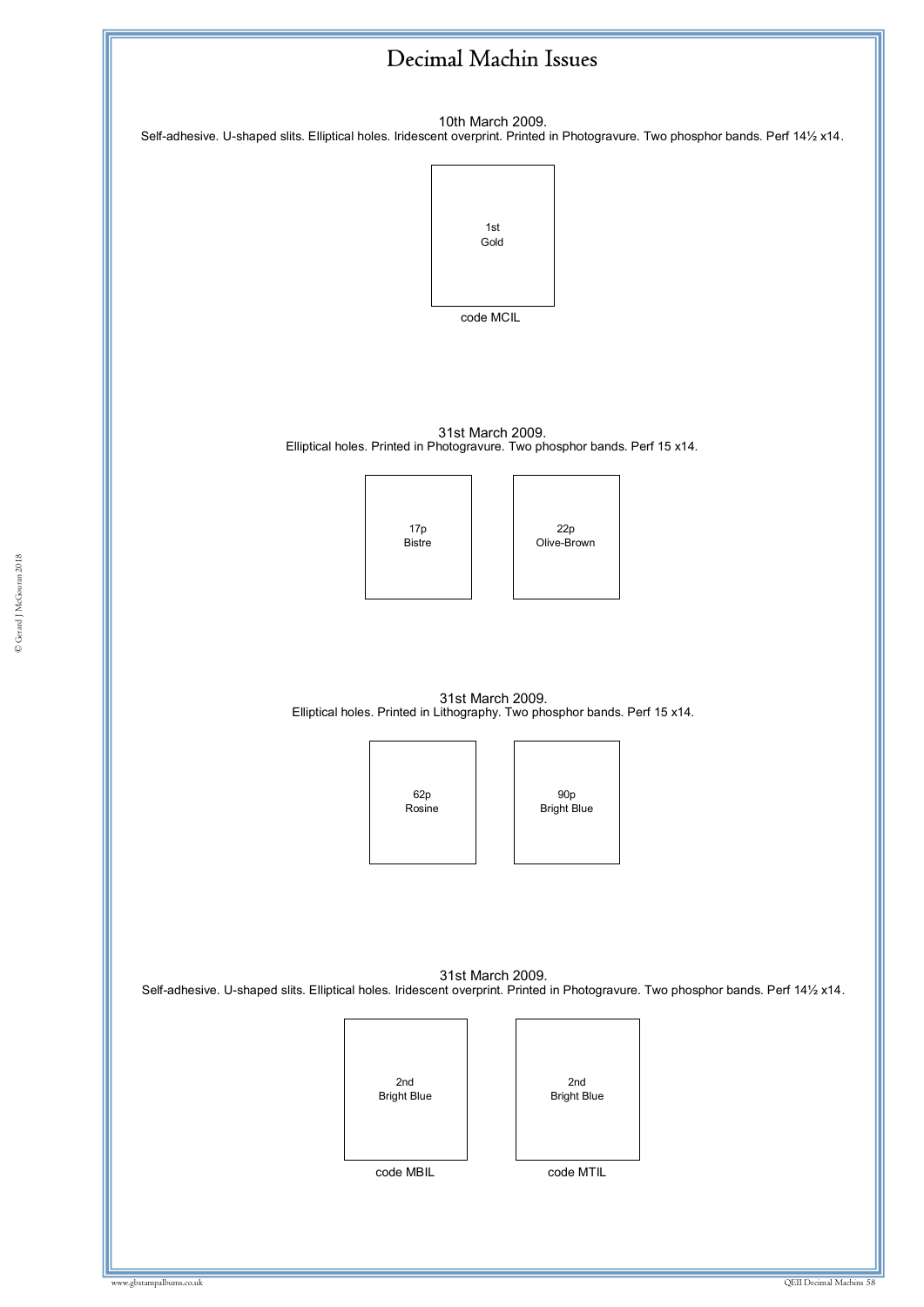# Decimal Machin Issues

10th March 2009.
Self-adhesive. U-shaped slits. Elliptical holes. Iridescent overprint. Printed in Photogravure. Two phosphor bands. Perf 14½ x14.

1st
Gold

code MCIL

31st March 2009.
Elliptical holes. Printed in Photogravure. Two phosphor bands. Perf 15 x14.

| 17p Bistre | 22p Olive-Brown |
|---|---|

31st March 2009.
Elliptical holes. Printed in Lithography. Two phosphor bands. Perf 15 x14.

| 62p Rosine | 90p Bright Blue |
|---|---|

31st March 2009.
Self-adhesive. U-shaped slits. Elliptical holes. Iridescent overprint. Printed in Photogravure. Two phosphor bands. Perf 14½ x14.

| 2nd Bright Blue | 2nd Bright Blue |
|---|---|
| code MBIL | code MTIL |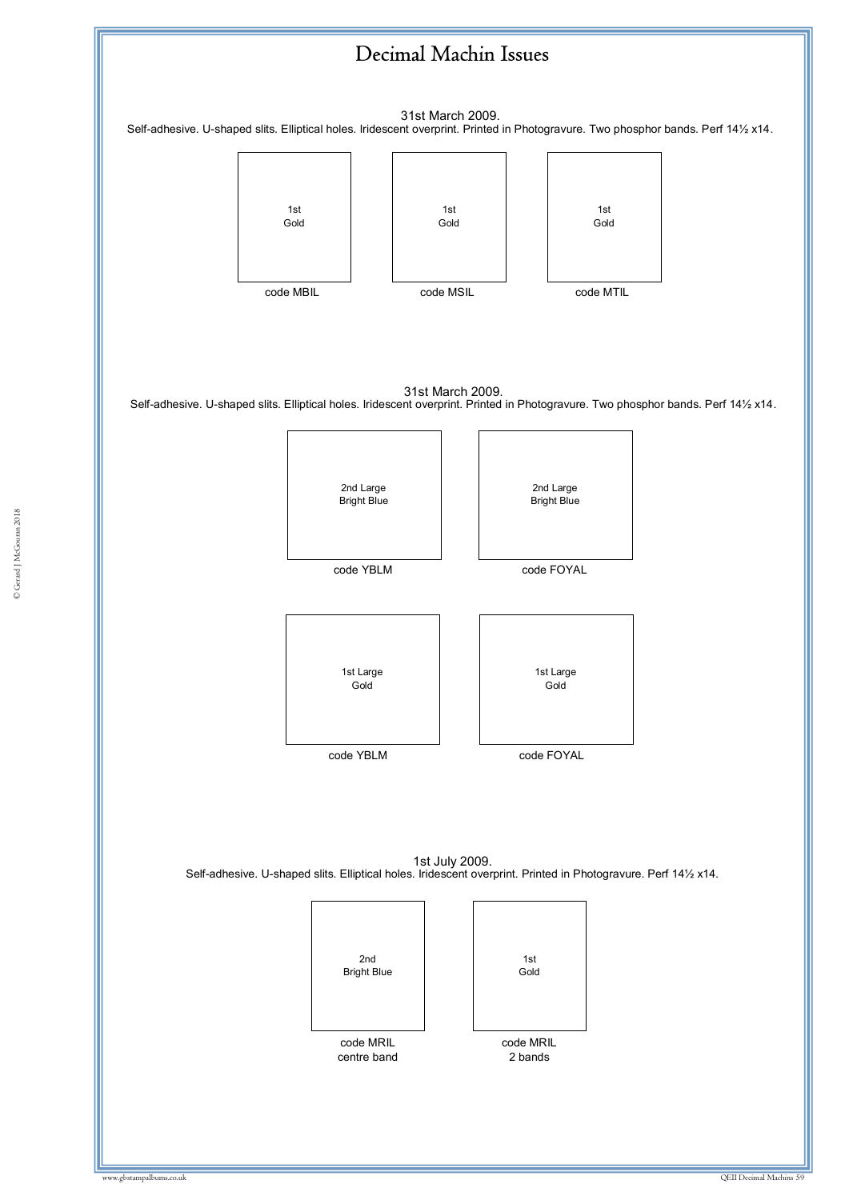# Decimal Machin Issues

31st March 2009.
Self-adhesive. U-shaped slits. Elliptical holes. Iridescent overprint. Printed in Photogravure. Two phosphor bands. Perf 14½ x14.

| 1st Gold | 1st Gold | 1st Gold |
|---|---|---|
| code MBIL | code MSIL | code MTIL |

31st March 2009.
Self-adhesive. U-shaped slits. Elliptical holes. Iridescent overprint. Printed in Photogravure. Two phosphor bands. Perf 14½ x14.

| 2nd Large Bright Blue | 2nd Large Bright Blue |
|---|---|
| code YBLM | code FOYAL |

| 1st Large Gold | 1st Large Gold |
|---|---|
| code YBLM | code FOYAL |

1st July 2009.
Self-adhesive. U-shaped slits. Elliptical holes. Iridescent overprint. Printed in Photogravure. Perf 14½ x14.

| 2nd Bright Blue | 1st Gold |
|---|---|
| code MRIL centre band | code MRIL 2 bands |

© Gerard J McGouran 2018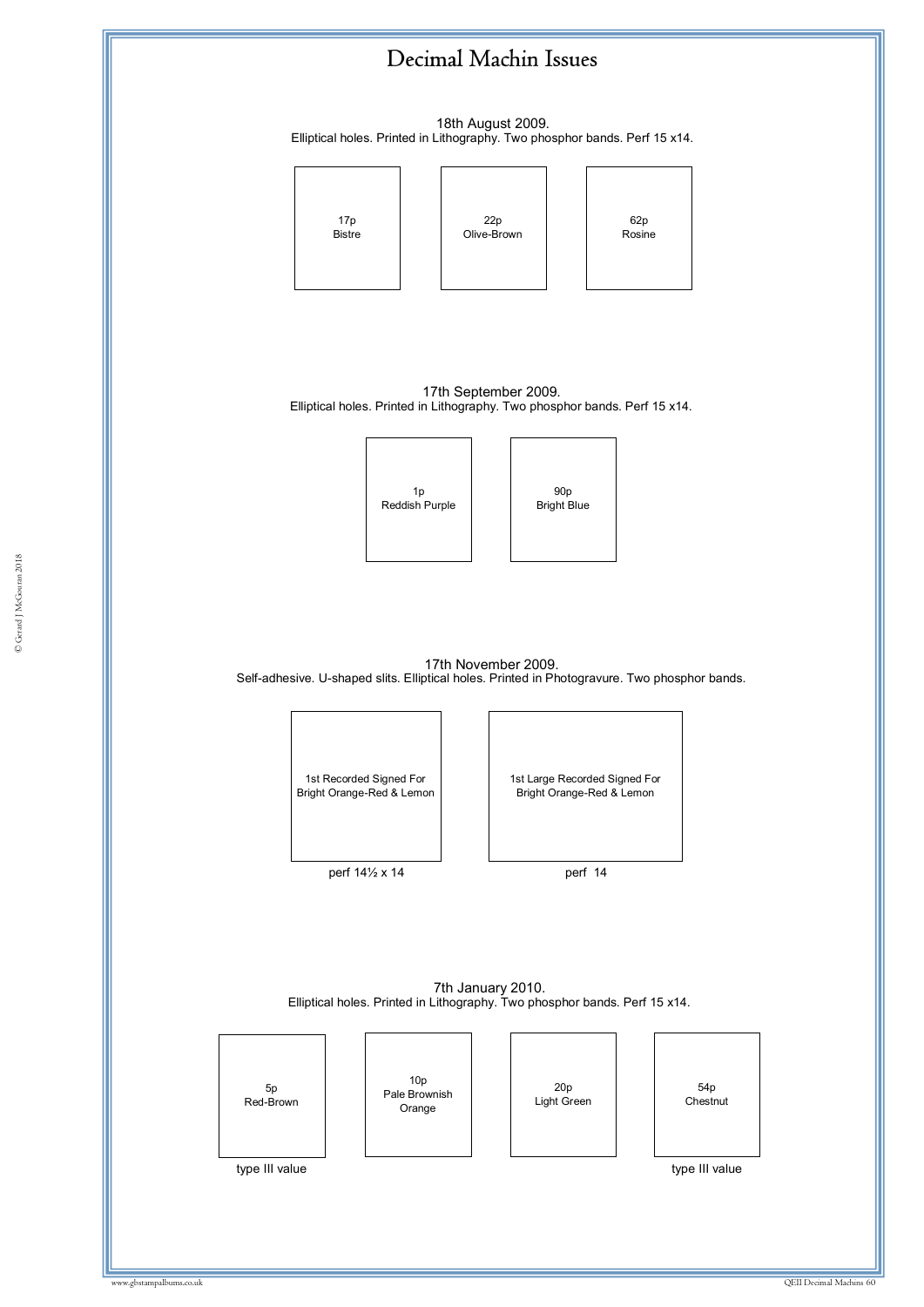# Decimal Machin Issues

18th August 2009.
Elliptical holes. Printed in Lithography. Two phosphor bands. Perf 15 x14.

17p
Bistre

22p
Olive-Brown

62p
Rosine

17th September 2009.
Elliptical holes. Printed in Lithography. Two phosphor bands. Perf 15 x14.

1p
Reddish Purple

90p
Bright Blue

17th November 2009.
Self-adhesive. U-shaped slits. Elliptical holes. Printed in Photogravure. Two phosphor bands.

1st Recorded Signed For
Bright Orange-Red & Lemon

perf 14½ x 14

1st Large Recorded Signed For
Bright Orange-Red & Lemon

perf 14

7th January 2010.
Elliptical holes. Printed in Lithography. Two phosphor bands. Perf 15 x14.

5p
Red-Brown

type III value

10p
Pale Brownish
Orange

20p
Light Green

54p
Chestnut

type III value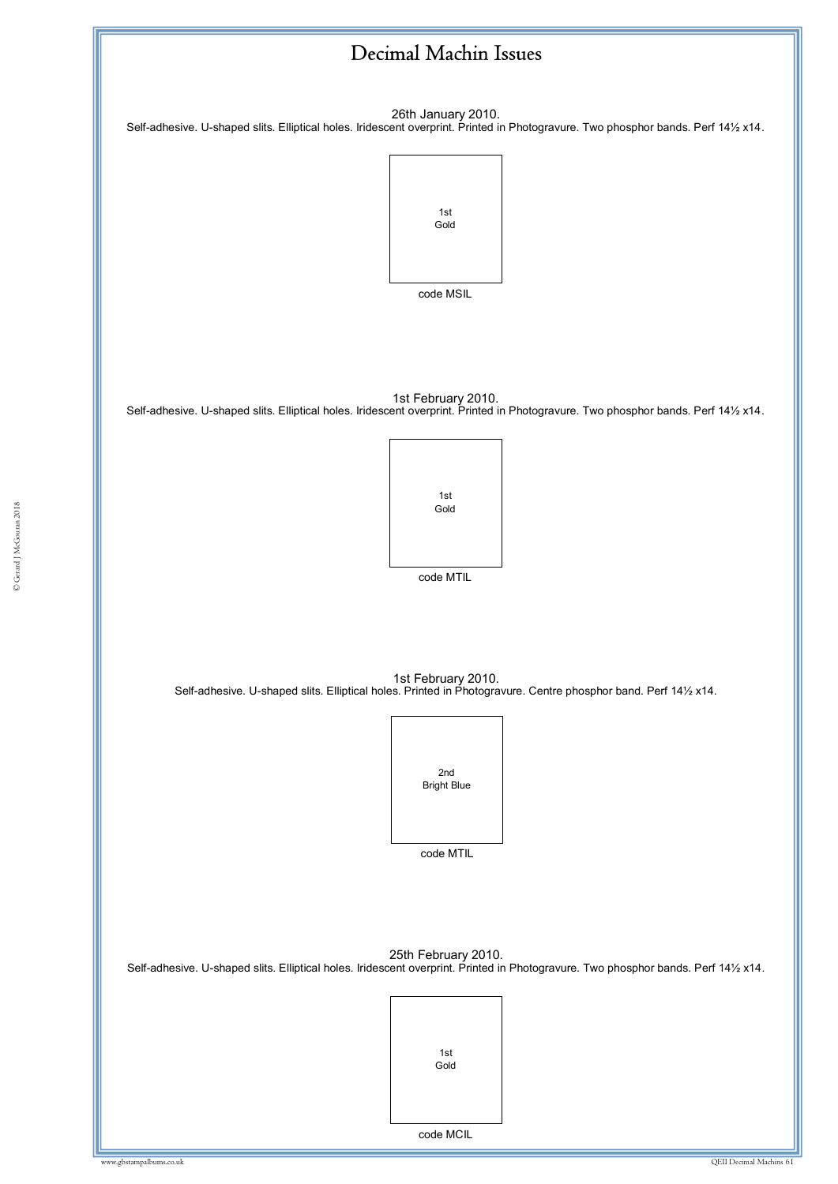# Decimal Machin Issues

26th January 2010.

Self-adhesive. U-shaped slits. Elliptical holes. Iridescent overprint. Printed in Photogravure. Two phosphor bands. Perf 14½ x14.

1st
Gold

code MSIL

1st February 2010.

Self-adhesive. U-shaped slits. Elliptical holes. Iridescent overprint. Printed in Photogravure. Two phosphor bands. Perf 14½ x14.

1st
Gold

code MTIL

1st February 2010.

Self-adhesive. U-shaped slits. Elliptical holes. Printed in Photogravure. Centre phosphor band. Perf 14½ x14.

2nd
Bright Blue

code MTIL

25th February 2010.

Self-adhesive. U-shaped slits. Elliptical holes. Iridescent overprint. Printed in Photogravure. Two phosphor bands. Perf 14½ x14.

1st
Gold

code MCIL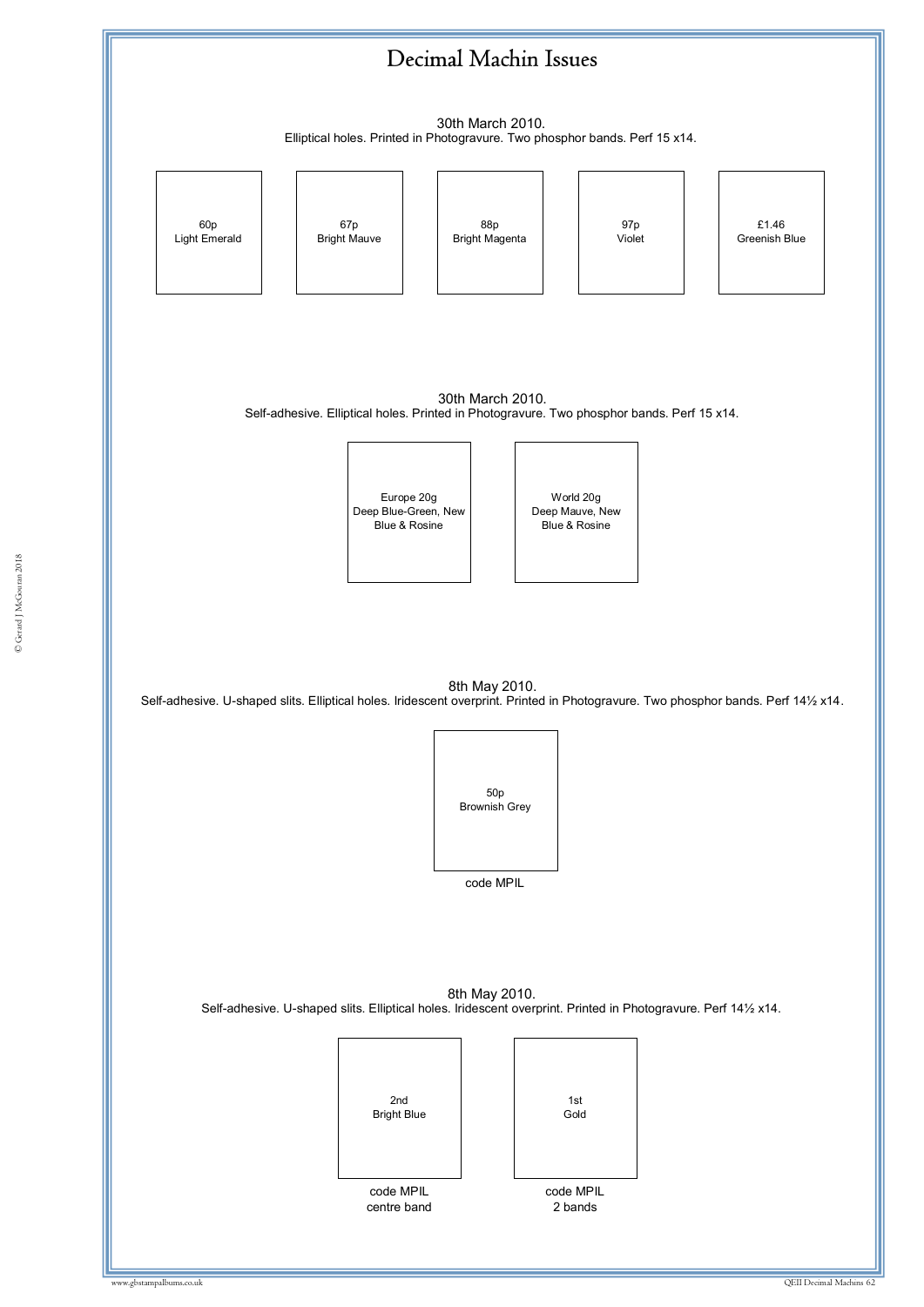# Decimal Machin Issues

30th March 2010.
Elliptical holes. Printed in Photogravure. Two phosphor bands. Perf 15 x14.

60p
Light Emerald

67p
Bright Mauve

88p
Bright Magenta

97p
Violet

£1.46
Greenish Blue

30th March 2010.
Self-adhesive. Elliptical holes. Printed in Photogravure. Two phosphor bands. Perf 15 x14.

Europe 20g
Deep Blue-Green, New Blue & Rosine

World 20g
Deep Mauve, New Blue & Rosine

8th May 2010.
Self-adhesive. U-shaped slits. Elliptical holes. Iridescent overprint. Printed in Photogravure. Two phosphor bands. Perf 14½ x14.

50p
Brownish Grey

code MPIL

8th May 2010.
Self-adhesive. U-shaped slits. Elliptical holes. Iridescent overprint. Printed in Photogravure. Perf 14½ x14.

2nd
Bright Blue

code MPIL
centre band

1st
Gold

code MPIL
2 bands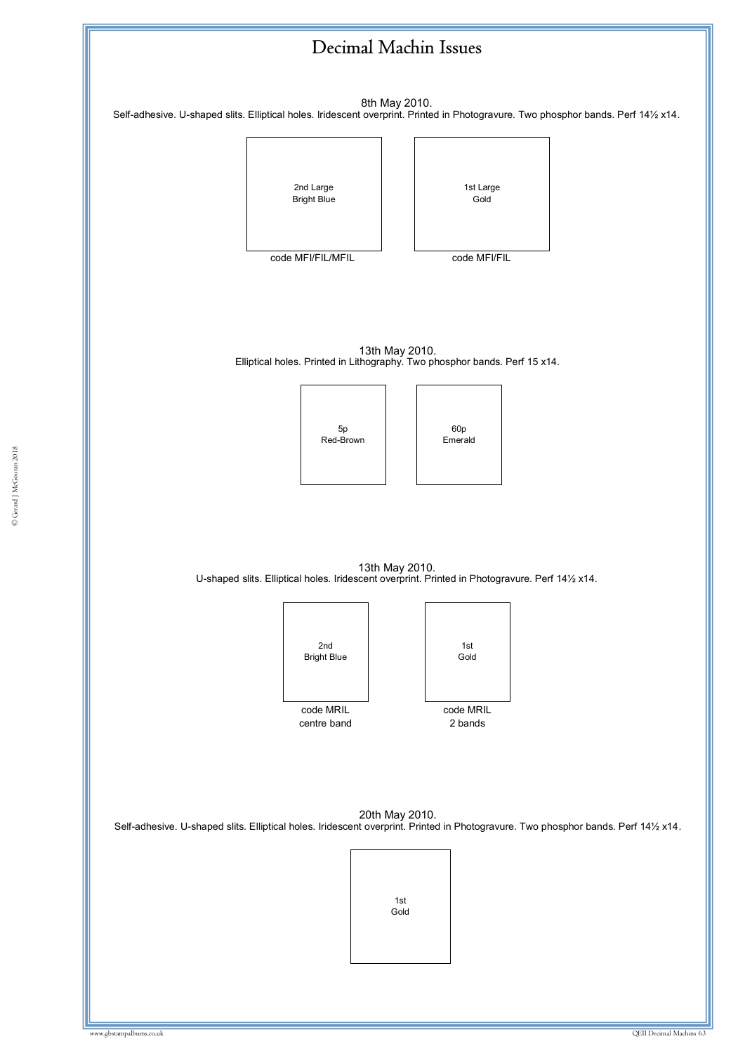# Decimal Machin Issues

8th May 2010.
Self-adhesive. U-shaped slits. Elliptical holes. Iridescent overprint. Printed in Photogravure. Two phosphor bands. Perf 14½ x14.

2nd Large
Bright Blue

code MFI/FIL/MFIL

1st Large
Gold

code MFI/FIL

13th May 2010.
Elliptical holes. Printed in Lithography. Two phosphor bands. Perf 15 x14.

5p
Red-Brown

60p
Emerald

13th May 2010.
U-shaped slits. Elliptical holes. Iridescent overprint. Printed in Photogravure. Perf 14½ x14.

2nd
Bright Blue

code MRIL
centre band

1st
Gold

code MRIL
2 bands

20th May 2010.
Self-adhesive. U-shaped slits. Elliptical holes. Iridescent overprint. Printed in Photogravure. Two phosphor bands. Perf 14½ x14.

1st
Gold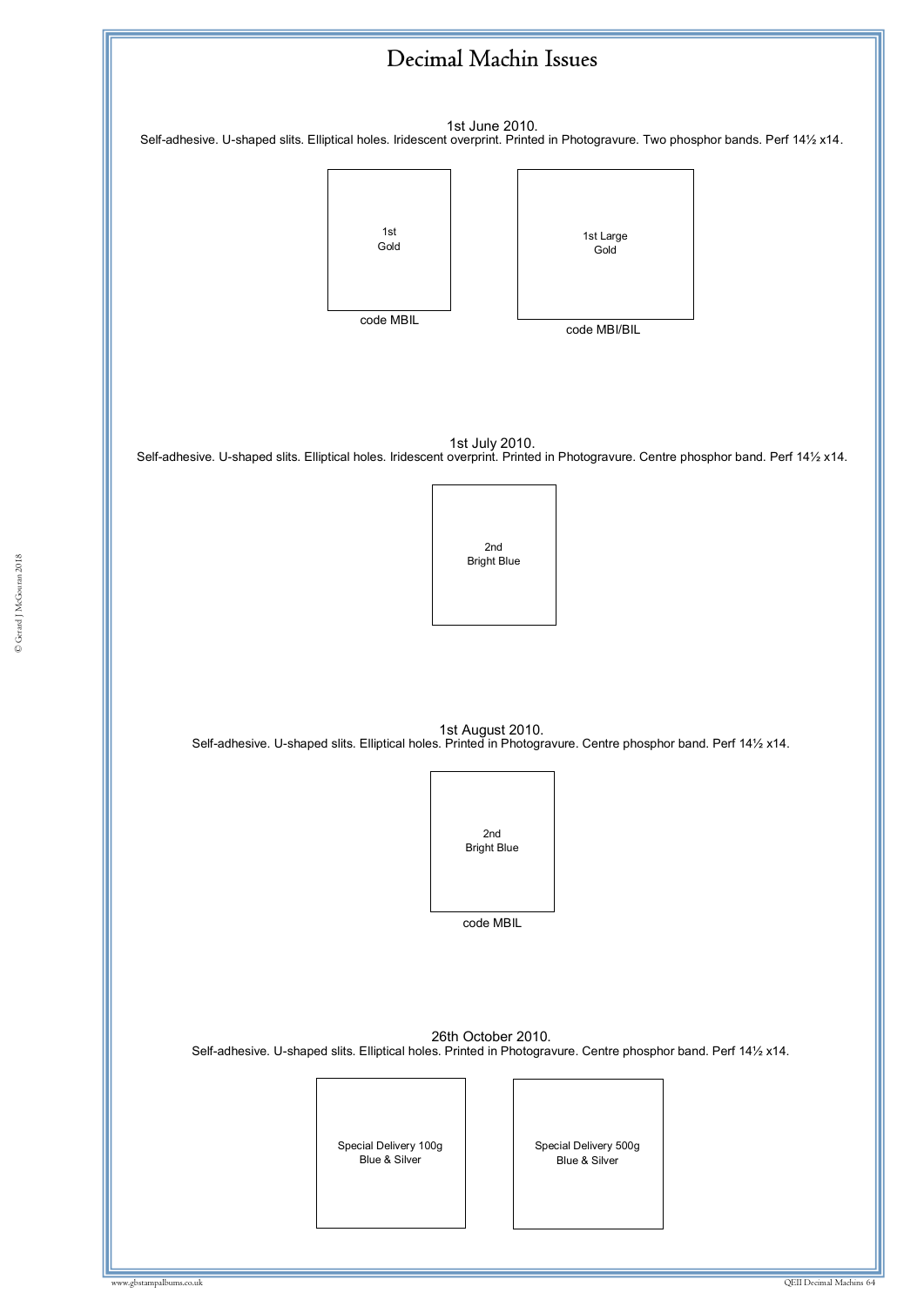# Decimal Machin Issues

1st June 2010.
Self-adhesive. U-shaped slits. Elliptical holes. Iridescent overprint. Printed in Photogravure. Two phosphor bands. Perf 14½ x14.

1st
Gold

code MBIL

1st Large
Gold

code MBI/BIL

1st July 2010.
Self-adhesive. U-shaped slits. Elliptical holes. Iridescent overprint. Printed in Photogravure. Centre phosphor band. Perf 14½ x14.

2nd
Bright Blue

1st August 2010.
Self-adhesive. U-shaped slits. Elliptical holes. Printed in Photogravure. Centre phosphor band. Perf 14½ x14.

2nd
Bright Blue

code MBIL

26th October 2010.
Self-adhesive. U-shaped slits. Elliptical holes. Printed in Photogravure. Centre phosphor band. Perf 14½ x14.

Special Delivery 100g
Blue & Silver

Special Delivery 500g
Blue & Silver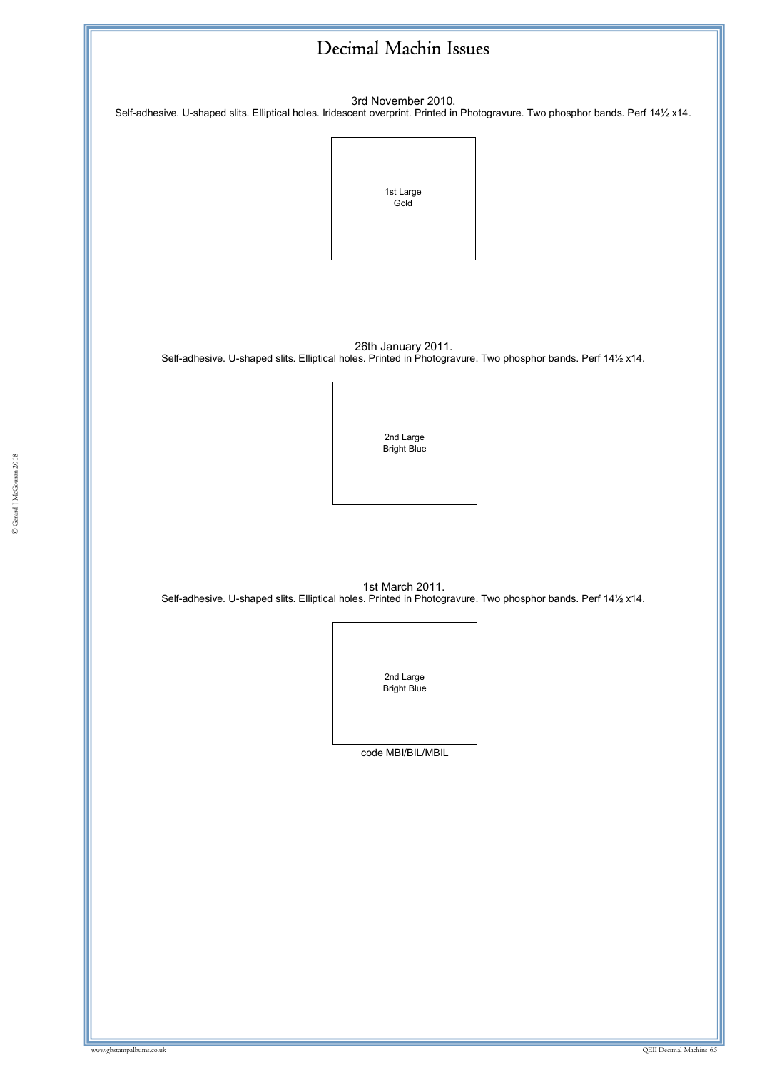# Decimal Machin Issues

3rd November 2010.

Self-adhesive. U-shaped slits. Elliptical holes. Iridescent overprint. Printed in Photogravure. Two phosphor bands. Perf 14½ x14.

1st Large
Gold

26th January 2011.

Self-adhesive. U-shaped slits. Elliptical holes. Printed in Photogravure. Two phosphor bands. Perf 14½ x14.

2nd Large
Bright Blue

1st March 2011.

Self-adhesive. U-shaped slits. Elliptical holes. Printed in Photogravure. Two phosphor bands. Perf 14½ x14.

2nd Large
Bright Blue

code MBI/BIL/MBIL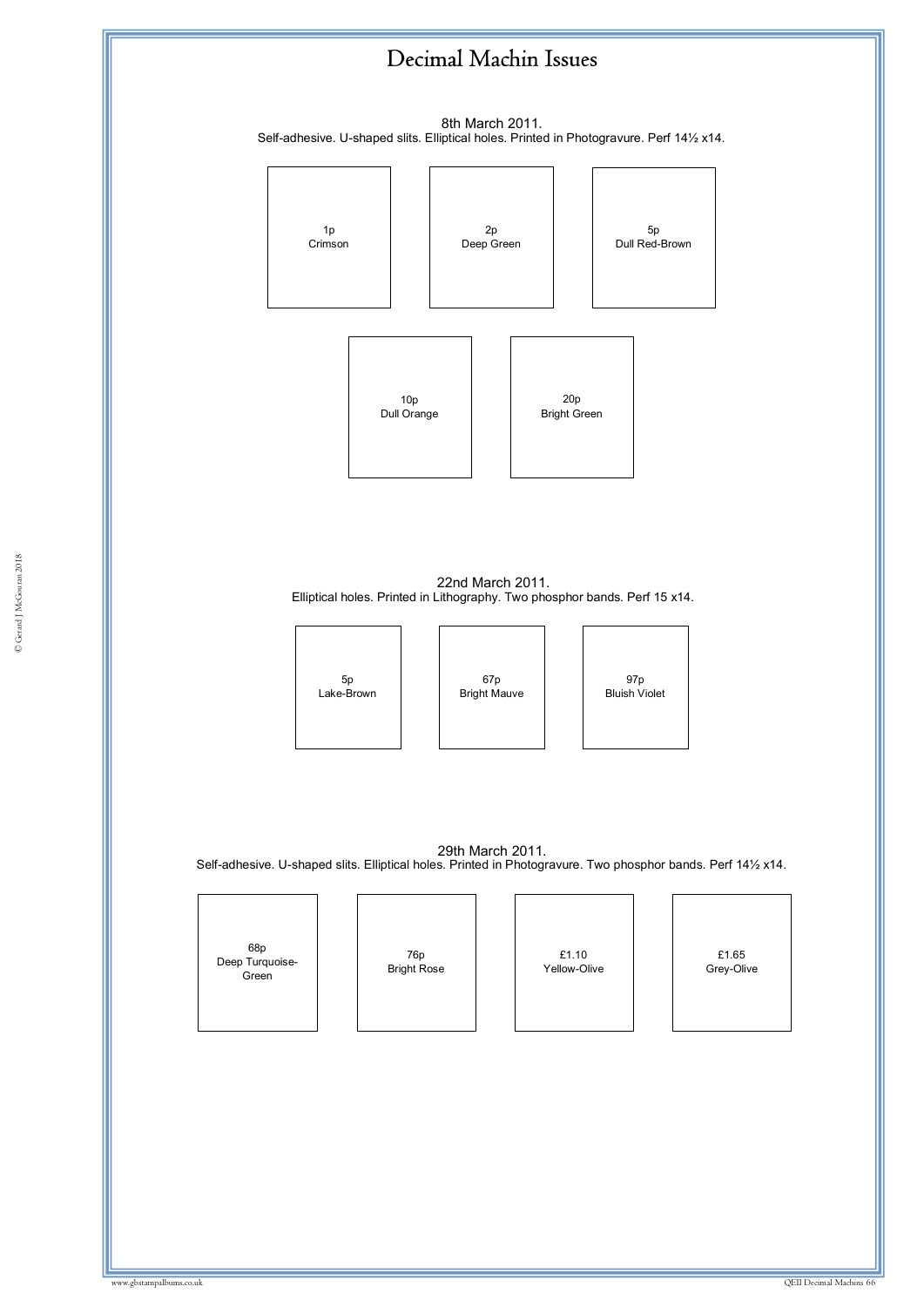# Decimal Machin Issues

8th March 2011.
Self-adhesive. U-shaped slits. Elliptical holes. Printed in Photogravure. Perf 14½ x14.

| 1p Crimson | 2p Deep Green | 5p Dull Red-Brown |
|---|---|---|

| 10p Dull Orange | 20p Bright Green |
|---|---|

22nd March 2011.
Elliptical holes. Printed in Lithography. Two phosphor bands. Perf 15 x14.

| 5p Lake-Brown | 67p Bright Mauve | 97p Bluish Violet |
|---|---|---|

29th March 2011.
Self-adhesive. U-shaped slits. Elliptical holes. Printed in Photogravure. Two phosphor bands. Perf 14½ x14.

| 68p Deep Turquoise-Green | 76p Bright Rose | £1.10 Yellow-Olive | £1.65 Grey-Olive |
|---|---|---|---|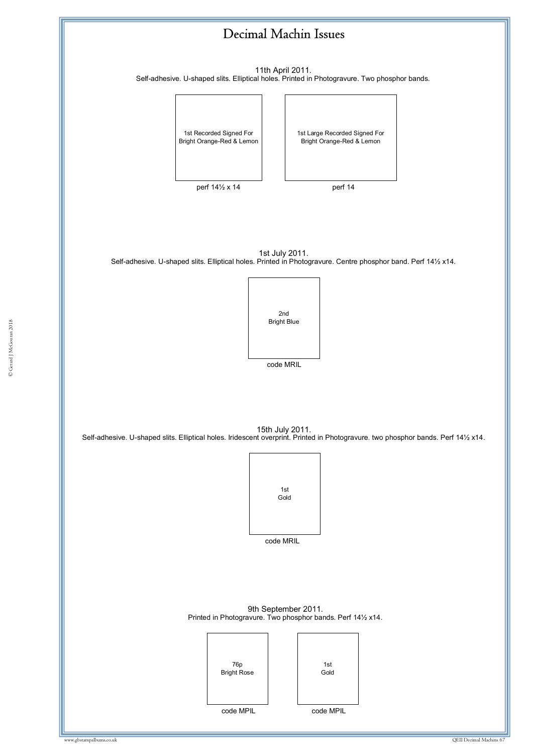# Decimal Machin Issues

11th April 2011.
Self-adhesive. U-shaped slits. Elliptical holes. Printed in Photogravure. Two phosphor bands.

1st Recorded Signed For
Bright Orange-Red & Lemon

perf 14½ x 14

1st Large Recorded Signed For
Bright Orange-Red & Lemon

perf 14

1st July 2011.
Self-adhesive. U-shaped slits. Elliptical holes. Printed in Photogravure. Centre phosphor band. Perf 14½ x14.

2nd
Bright Blue

code MRIL

15th July 2011.
Self-adhesive. U-shaped slits. Elliptical holes. Iridescent overprint. Printed in Photogravure. two phosphor bands. Perf 14½ x14.

1st
Gold

code MRIL

9th September 2011.
Printed in Photogravure. Two phosphor bands. Perf 14½ x14.

76p
Bright Rose

code MPIL

1st
Gold

code MPIL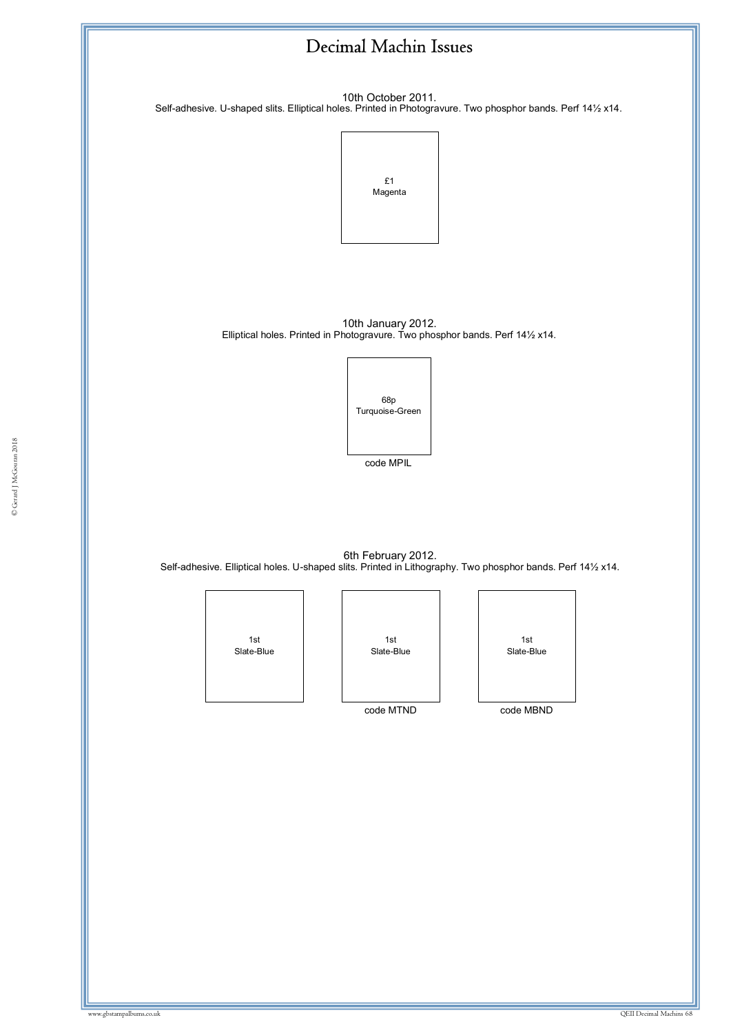# Decimal Machin Issues

10th October 2011.
Self-adhesive. U-shaped slits. Elliptical holes. Printed in Photogravure. Two phosphor bands. Perf 14½ x14.

£1
Magenta

10th January 2012.
Elliptical holes. Printed in Photogravure. Two phosphor bands. Perf 14½ x14.

68p
Turquoise-Green

code MPIL

6th February 2012.
Self-adhesive. Elliptical holes. U-shaped slits. Printed in Lithography. Two phosphor bands. Perf 14½ x14.

| 1st Slate-Blue | 1st Slate-Blue | 1st Slate-Blue |
|---|---|---|
| | code MTND | code MBND |

© Gerard J McGouran 2018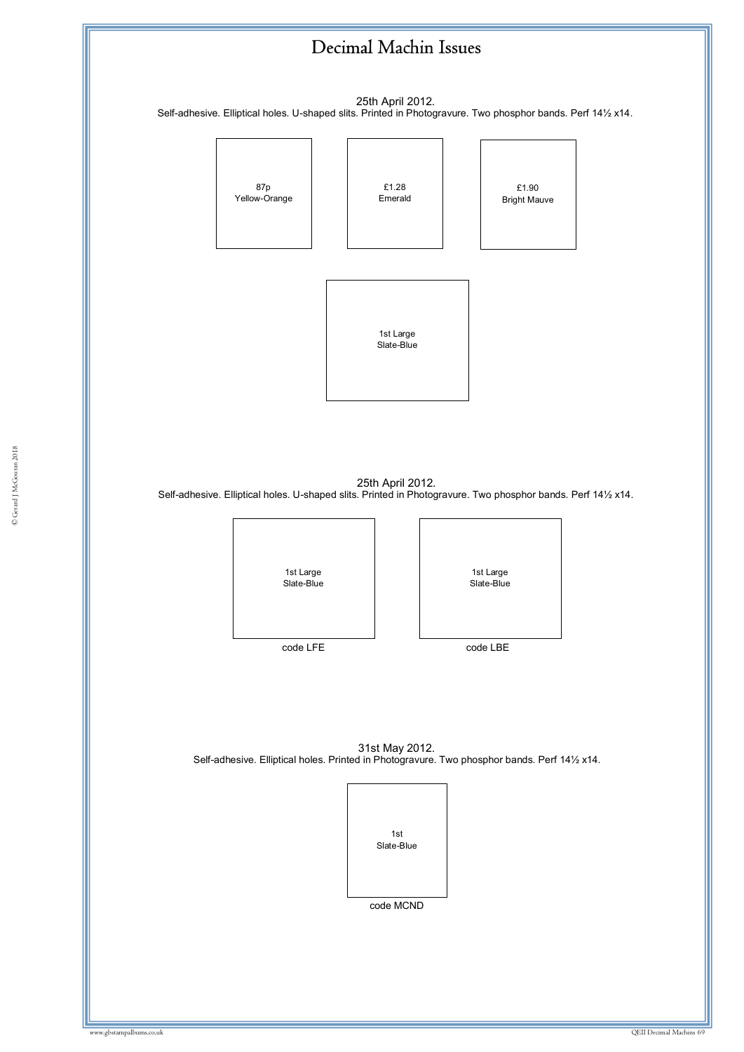# Decimal Machin Issues

25th April 2012.
Self-adhesive. Elliptical holes. U-shaped slits. Printed in Photogravure. Two phosphor bands. Perf 14½ x14.

87p
Yellow-Orange

£1.28
Emerald

£1.90
Bright Mauve

1st Large
Slate-Blue

25th April 2012.
Self-adhesive. Elliptical holes. U-shaped slits. Printed in Photogravure. Two phosphor bands. Perf 14½ x14.

1st Large
Slate-Blue

code LFE

1st Large
Slate-Blue

code LBE

31st May 2012.
Self-adhesive. Elliptical holes. Printed in Photogravure. Two phosphor bands. Perf 14½ x14.

1st
Slate-Blue

code MCND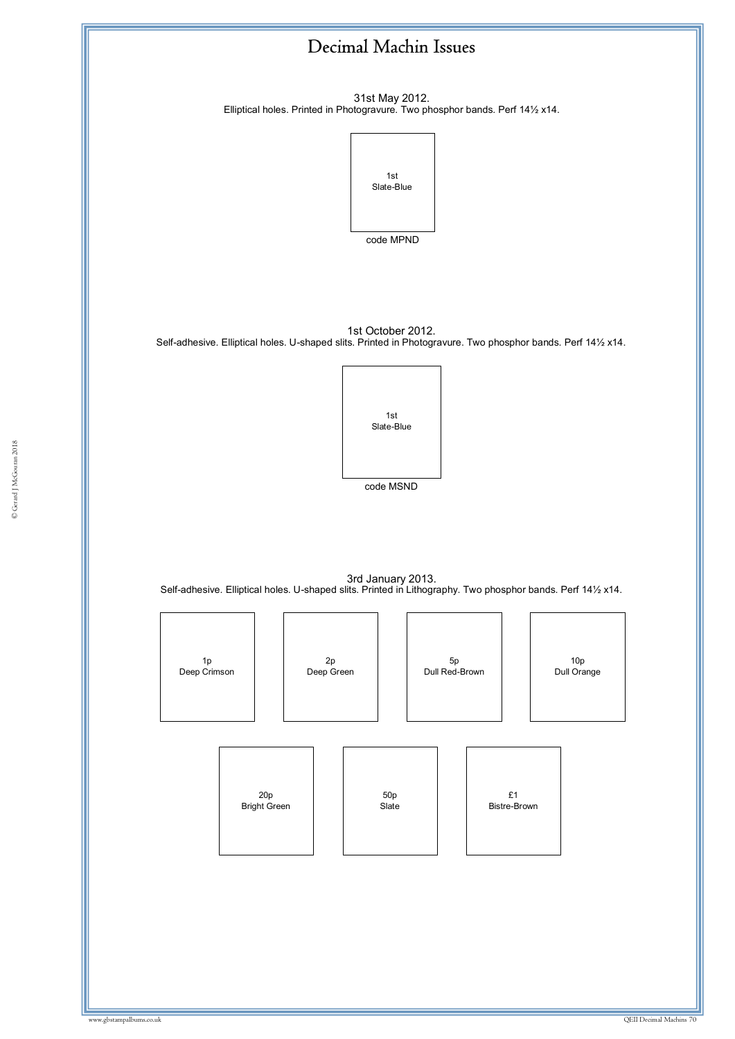# Decimal Machin Issues

31st May 2012.
Elliptical holes. Printed in Photogravure. Two phosphor bands. Perf 14½ x14.

1st
Slate-Blue

code MPND

1st October 2012.
Self-adhesive. Elliptical holes. U-shaped slits. Printed in Photogravure. Two phosphor bands. Perf 14½ x14.

1st
Slate-Blue

code MSND

3rd January 2013.
Self-adhesive. Elliptical holes. U-shaped slits. Printed in Lithography. Two phosphor bands. Perf 14½ x14.

1p
Deep Crimson

2p
Deep Green

5p
Dull Red-Brown

10p
Dull Orange

20p
Bright Green

50p
Slate

£1
Bistre-Brown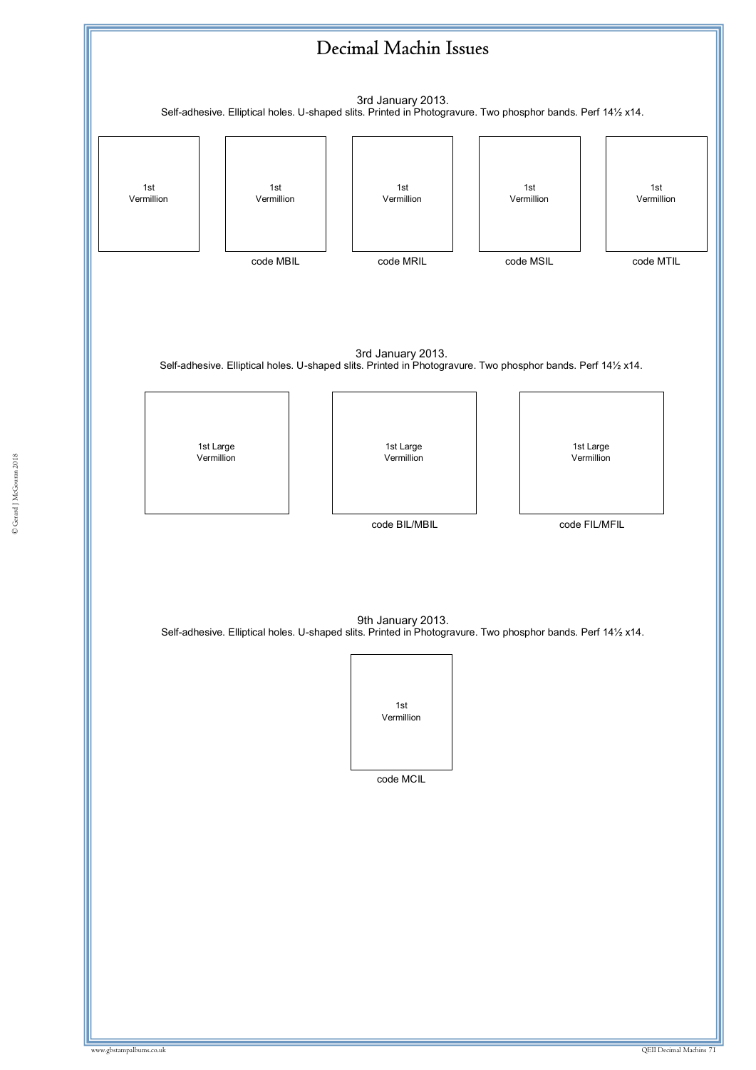# Decimal Machin Issues

3rd January 2013.
Self-adhesive. Elliptical holes. U-shaped slits. Printed in Photogravure. Two phosphor bands. Perf 14½ x14.

| 1st Vermillion | 1st Vermillion | 1st Vermillion | 1st Vermillion | 1st Vermillion |
|---|---|---|---|---|
| | code MBIL | code MRIL | code MSIL | code MTIL |

3rd January 2013.
Self-adhesive. Elliptical holes. U-shaped slits. Printed in Photogravure. Two phosphor bands. Perf 14½ x14.

| 1st Large Vermillion | 1st Large Vermillion | 1st Large Vermillion |
|---|---|---|
| | code BIL/MBIL | code FIL/MFIL |

9th January 2013.
Self-adhesive. Elliptical holes. U-shaped slits. Printed in Photogravure. Two phosphor bands. Perf 14½ x14.

| 1st Vermillion |
|---|
| code MCIL |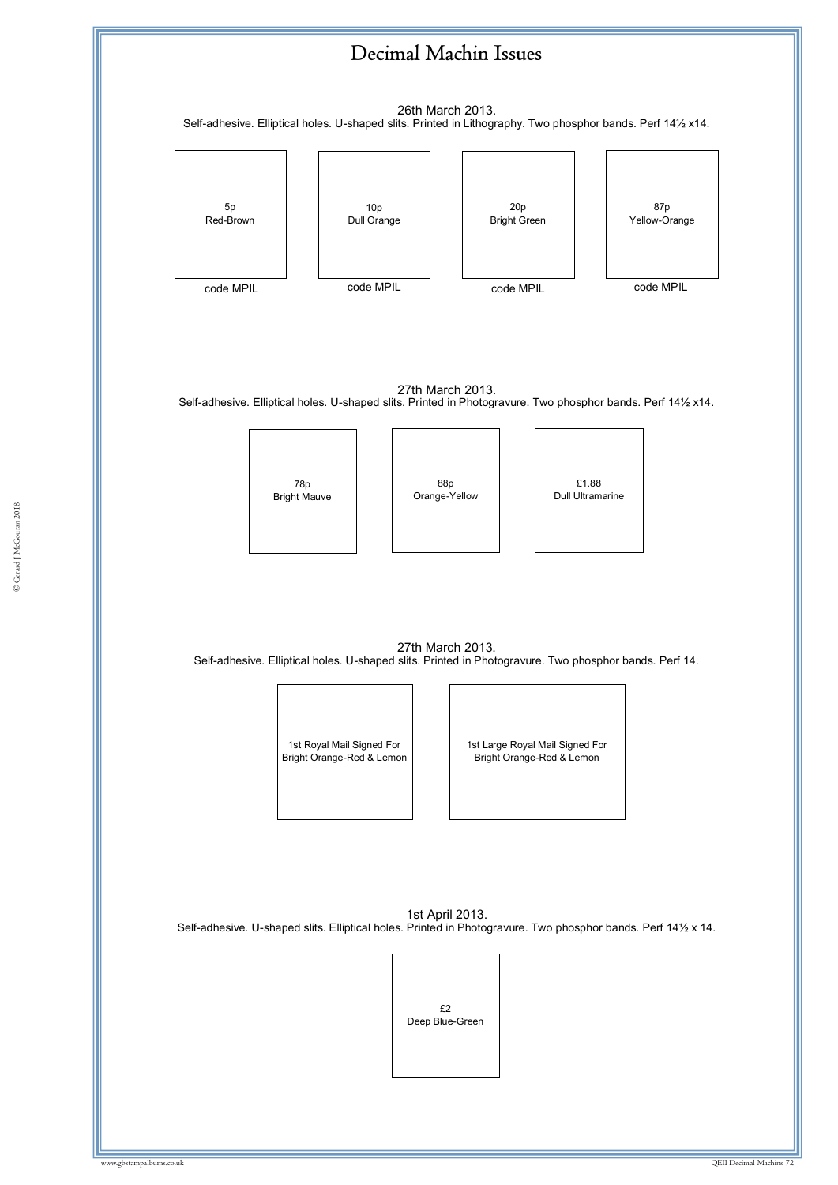# Decimal Machin Issues

26th March 2013.
Self-adhesive. Elliptical holes. U-shaped slits. Printed in Lithography. Two phosphor bands. Perf 14½ x14.

5p
Red-Brown

code MPIL

10p
Dull Orange

code MPIL

20p
Bright Green

code MPIL

87p
Yellow-Orange

code MPIL

27th March 2013.
Self-adhesive. Elliptical holes. U-shaped slits. Printed in Photogravure. Two phosphor bands. Perf 14½ x14.

78p
Bright Mauve

88p
Orange-Yellow

£1.88
Dull Ultramarine

27th March 2013.
Self-adhesive. Elliptical holes. U-shaped slits. Printed in Photogravure. Two phosphor bands. Perf 14.

1st Royal Mail Signed For
Bright Orange-Red & Lemon

1st Large Royal Mail Signed For
Bright Orange-Red & Lemon

1st April 2013.
Self-adhesive. U-shaped slits. Elliptical holes. Printed in Photogravure. Two phosphor bands. Perf 14½ x 14.

£2
Deep Blue-Green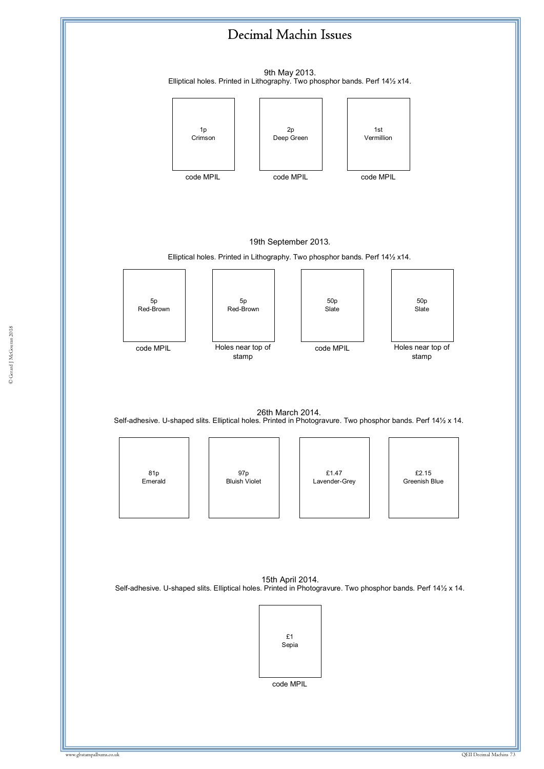# Decimal Machin Issues

9th May 2013.
Elliptical holes. Printed in Lithography. Two phosphor bands. Perf 14½ x14.

| 1p Crimson | 2p Deep Green | 1st Vermillion |
|---|---|---|
| code MPIL | code MPIL | code MPIL |

19th September 2013.

Elliptical holes. Printed in Lithography. Two phosphor bands. Perf 14½ x14.

| 5p Red-Brown | 5p Red-Brown | 50p Slate | 50p Slate |
|---|---|---|---|
| code MPIL | Holes near top of stamp | code MPIL | Holes near top of stamp |

26th March 2014.
Self-adhesive. U-shaped slits. Elliptical holes. Printed in Photogravure. Two phosphor bands. Perf 14½ x 14.

| 81p Emerald | 97p Bluish Violet | £1.47 Lavender-Grey | £2.15 Greenish Blue |
|---|---|---|---|

15th April 2014.
Self-adhesive. U-shaped slits. Elliptical holes. Printed in Photogravure. Two phosphor bands. Perf 14½ x 14.

| £1 Sepia |
|---|
| code MPIL |

© Gerard J McGouran 2018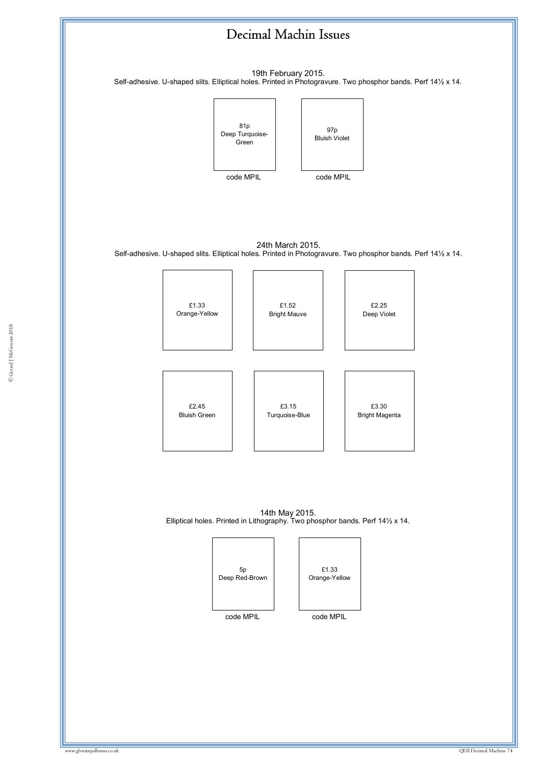# Decimal Machin Issues

19th February 2015.
Self-adhesive. U-shaped slits. Elliptical holes. Printed in Photogravure. Two phosphor bands. Perf 14½ x 14.

| 81p Deep Turquoise-Green | 97p Bluish Violet |
|---|---|
| code MPIL | code MPIL |

24th March 2015.
Self-adhesive. U-shaped slits. Elliptical holes. Printed in Photogravure. Two phosphor bands. Perf 14½ x 14.

| | | |
|---|---|---|
| £1.33 Orange-Yellow | £1.52 Bright Mauve | £2.25 Deep Violet |
| £2.45 Bluish Green | £3.15 Turquoise-Blue | £3.30 Bright Magenta |

14th May 2015.
Elliptical holes. Printed in Lithography. Two phosphor bands. Perf 14½ x 14.

| 5p Deep Red-Brown | £1.33 Orange-Yellow |
|---|---|
| code MPIL | code MPIL |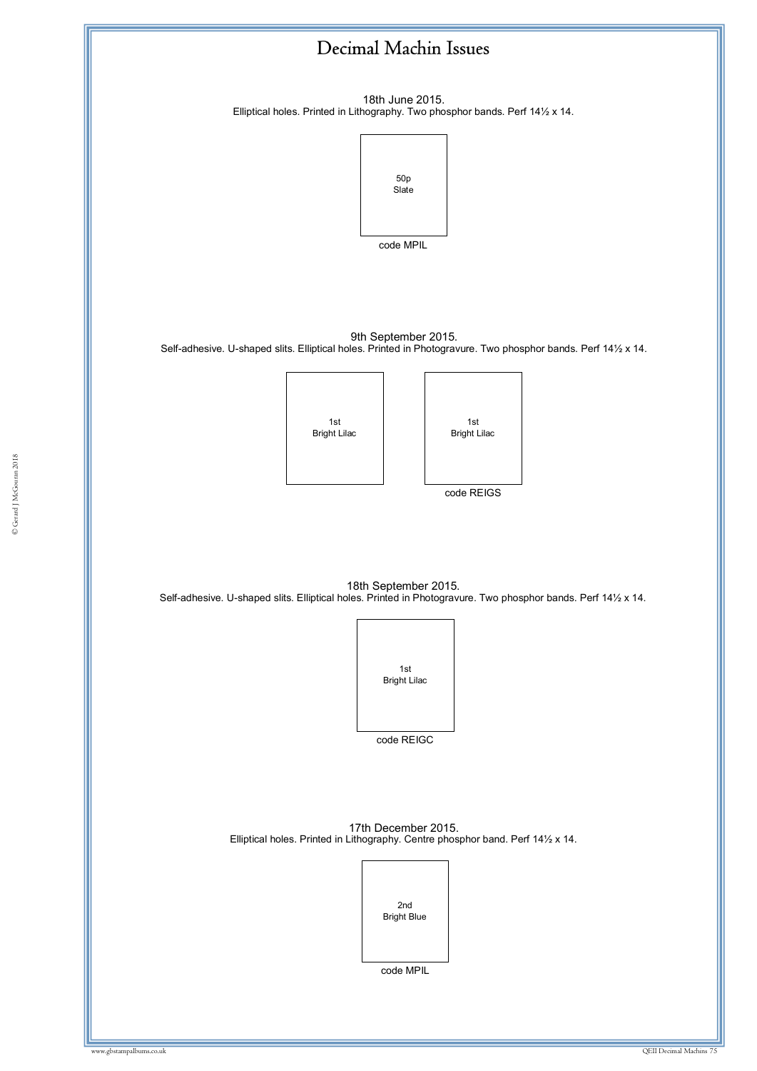# Decimal Machin Issues

18th June 2015.
Elliptical holes. Printed in Lithography. Two phosphor bands. Perf 14½ x 14.

50p
Slate

code MPIL

9th September 2015.
Self-adhesive. U-shaped slits. Elliptical holes. Printed in Photogravure. Two phosphor bands. Perf 14½ x 14.

1st
Bright Lilac

1st
Bright Lilac

code REIGS

18th September 2015.
Self-adhesive. U-shaped slits. Elliptical holes. Printed in Photogravure. Two phosphor bands. Perf 14½ x 14.

1st
Bright Lilac

code REIGC

17th December 2015.
Elliptical holes. Printed in Lithography. Centre phosphor band. Perf 14½ x 14.

2nd
Bright Blue

code MPIL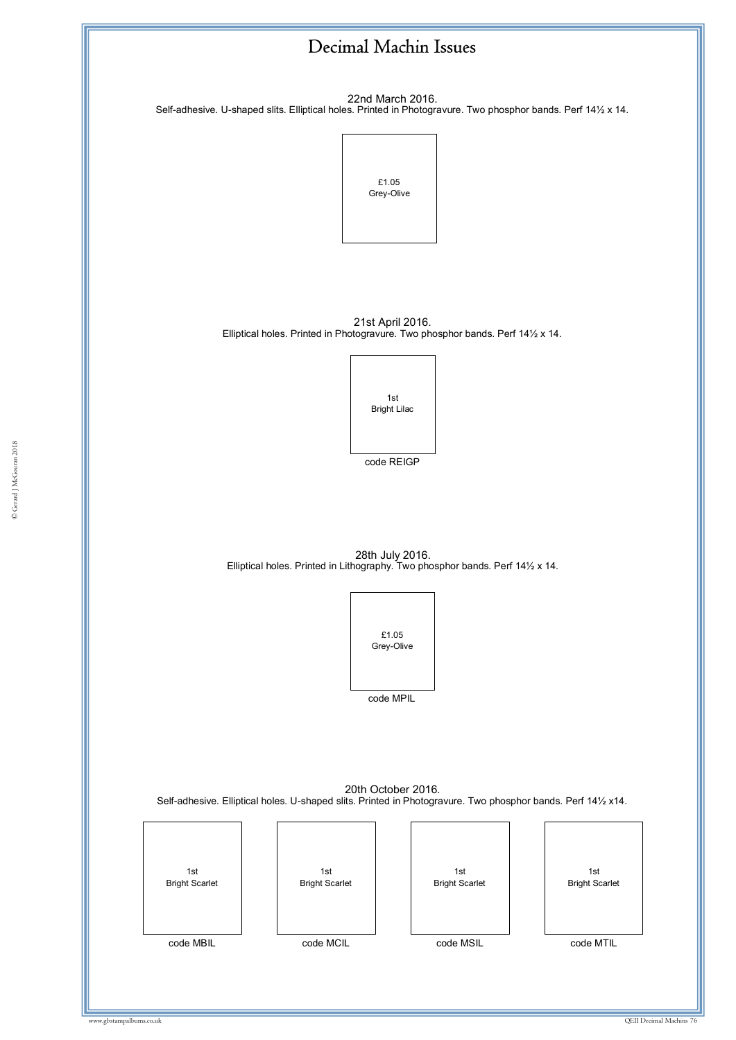# Decimal Machin Issues

22nd March 2016.
Self-adhesive. U-shaped slits. Elliptical holes. Printed in Photogravure. Two phosphor bands. Perf 14½ x 14.

£1.05
Grey-Olive

21st April 2016.
Elliptical holes. Printed in Photogravure. Two phosphor bands. Perf 14½ x 14.

1st
Bright Lilac

code REIGP

28th July 2016.
Elliptical holes. Printed in Lithography. Two phosphor bands. Perf 14½ x 14.

£1.05
Grey-Olive

code MPIL

20th October 2016.
Self-adhesive. Elliptical holes. U-shaped slits. Printed in Photogravure. Two phosphor bands. Perf 14½ x14.

| 1st Bright Scarlet | 1st Bright Scarlet | 1st Bright Scarlet | 1st Bright Scarlet |
|---|---|---|---|
| code MBIL | code MCIL | code MSIL | code MTIL |

© Gerard J McGouran 2018

www.gbstampalbums.co.uk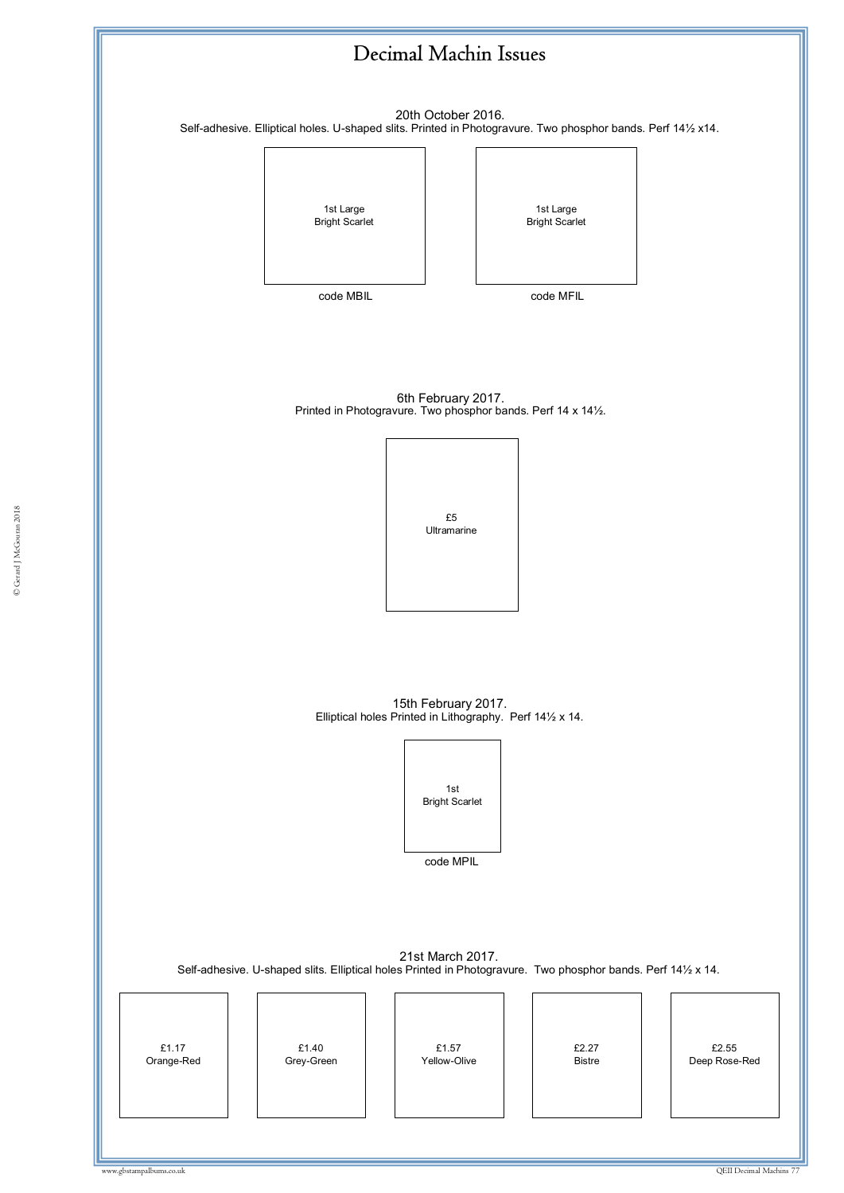# Decimal Machin Issues

20th October 2016.
Self-adhesive. Elliptical holes. U-shaped slits. Printed in Photogravure. Two phosphor bands. Perf 14½ x14.

1st Large
Bright Scarlet

code MBIL

1st Large
Bright Scarlet

code MFIL

6th February 2017.
Printed in Photogravure. Two phosphor bands. Perf 14 x 14½.

£5
Ultramarine

15th February 2017.
Elliptical holes Printed in Lithography. Perf 14½ x 14.

1st
Bright Scarlet

code MPIL

21st March 2017.
Self-adhesive. U-shaped slits. Elliptical holes Printed in Photogravure. Two phosphor bands. Perf 14½ x 14.

£1.17
Orange-Red

£1.40
Grey-Green

£1.57
Yellow-Olive

£2.27
Bistre

£2.55
Deep Rose-Red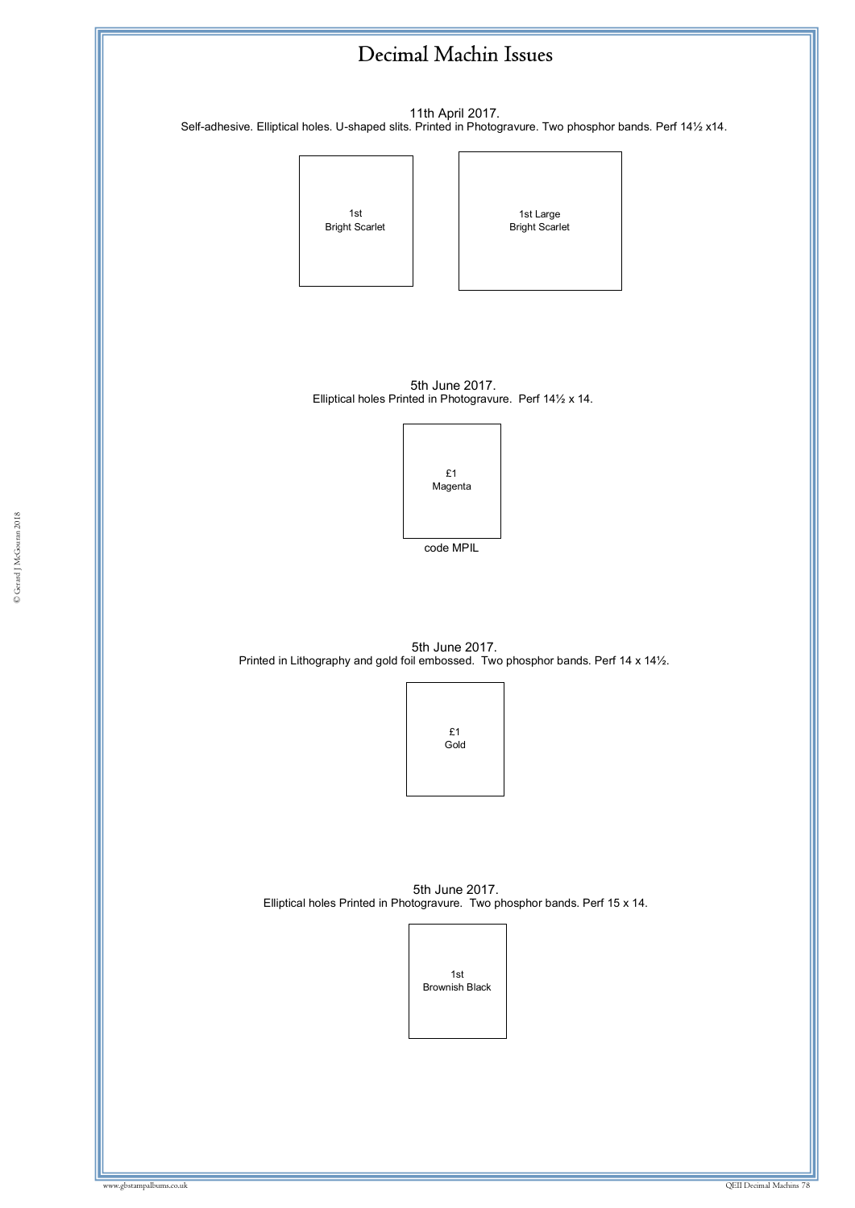# Decimal Machin Issues

11th April 2017.
Self-adhesive. Elliptical holes. U-shaped slits. Printed in Photogravure. Two phosphor bands. Perf 14½ x14.

1st
Bright Scarlet

1st Large
Bright Scarlet

5th June 2017.
Elliptical holes Printed in Photogravure. Perf 14½ x 14.

£1
Magenta

code MPIL

5th June 2017.
Printed in Lithography and gold foil embossed. Two phosphor bands. Perf 14 x 14½.

£1
Gold

5th June 2017.
Elliptical holes Printed in Photogravure. Two phosphor bands. Perf 15 x 14.

1st
Brownish Black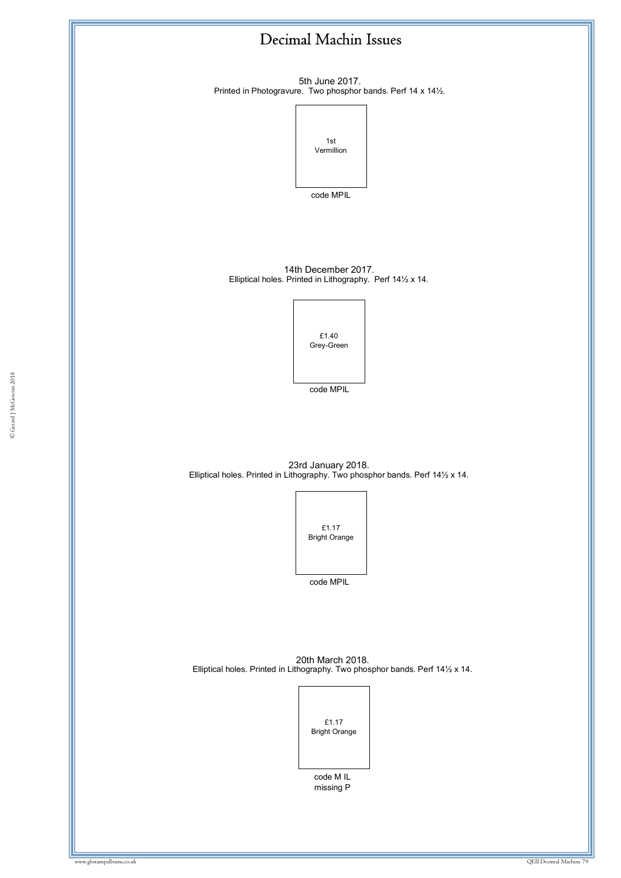# Decimal Machin Issues

5th June 2017.
Printed in Photogravure. Two phosphor bands. Perf 14 x 14½.

1st
Vermillion

code MPIL

14th December 2017.
Elliptical holes. Printed in Lithography. Perf 14½ x 14.

£1.40
Grey-Green

code MPIL

23rd January 2018.
Elliptical holes. Printed in Lithography. Two phosphor bands. Perf 14½ x 14.

£1.17
Bright Orange

code MPIL

20th March 2018.
Elliptical holes. Printed in Lithography. Two phosphor bands. Perf 14½ x 14.

£1.17
Bright Orange

code M IL
missing P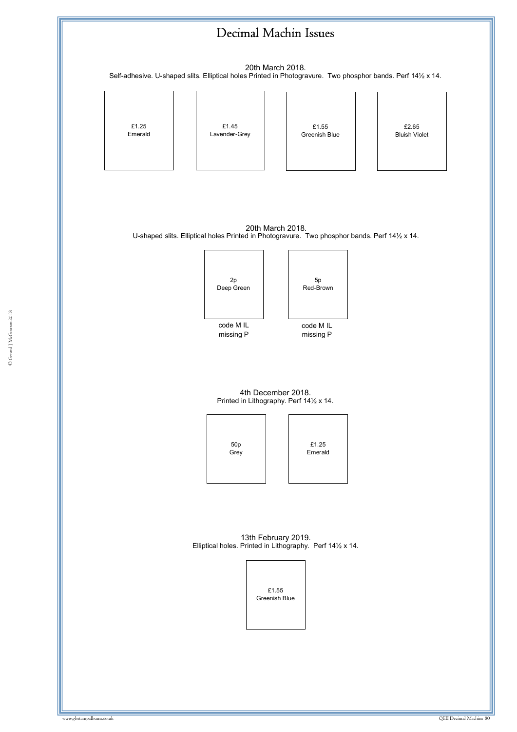# Decimal Machin Issues

20th March 2018.
Self-adhesive. U-shaped slits. Elliptical holes Printed in Photogravure. Two phosphor bands. Perf 14½ x 14.

| £1.25 Emerald | £1.45 Lavender-Grey | £1.55 Greenish Blue | £2.65 Bluish Violet |
|---|---|---|---|

20th March 2018.
U-shaped slits. Elliptical holes Printed in Photogravure. Two phosphor bands. Perf 14½ x 14.

| 2p Deep Green | 5p Red-Brown |
|---|---|
| code M IL missing P | code M IL missing P |

4th December 2018.
Printed in Lithography. Perf 14½ x 14.

| 50p Grey | £1.25 Emerald |
|---|---|

13th February 2019.
Elliptical holes. Printed in Lithography. Perf 14½ x 14.

| £1.55 Greenish Blue |
|---|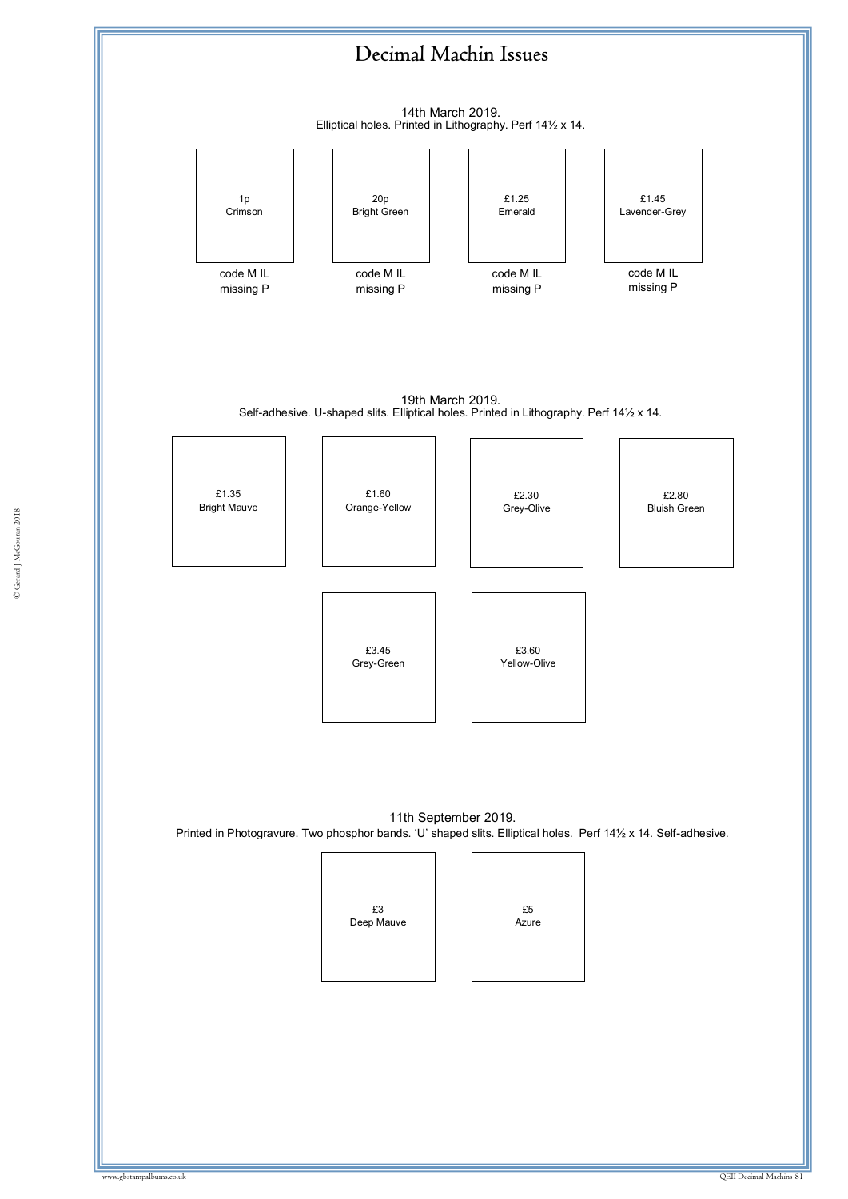# Decimal Machin Issues

14th March 2019.
Elliptical holes. Printed in Lithography. Perf 14½ x 14.

1p
Crimson

code M IL
missing P

20p
Bright Green

code M IL
missing P

£1.25
Emerald

code M IL
missing P

£1.45
Lavender-Grey

code M IL
missing P

19th March 2019.
Self-adhesive. U-shaped slits. Elliptical holes. Printed in Lithography. Perf 14½ x 14.

£1.35
Bright Mauve

£1.60
Orange-Yellow

£2.30
Grey-Olive

£2.80
Bluish Green

£3.45
Grey-Green

£3.60
Yellow-Olive

11th September 2019.
Printed in Photogravure. Two phosphor bands. 'U' shaped slits. Elliptical holes. Perf 14½ x 14. Self-adhesive.

£3
Deep Mauve

£5
Azure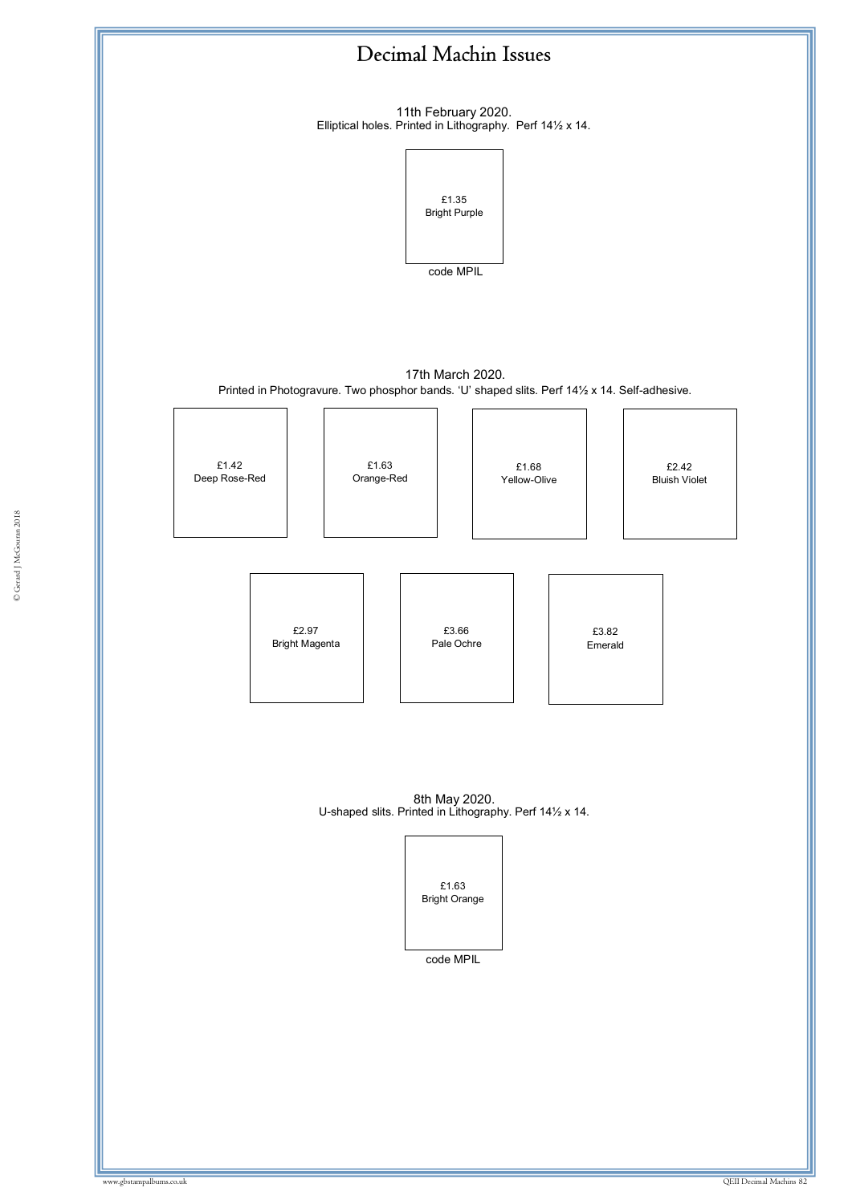# Decimal Machin Issues

11th February 2020.
Elliptical holes. Printed in Lithography. Perf 14½ x 14.

£1.35
Bright Purple

code MPIL

17th March 2020.
Printed in Photogravure. Two phosphor bands. 'U' shaped slits. Perf 14½ x 14. Self-adhesive.

£1.42
Deep Rose-Red

£1.63
Orange-Red

£1.68
Yellow-Olive

£2.42
Bluish Violet

£2.97
Bright Magenta

£3.66
Pale Ochre

£3.82
Emerald

8th May 2020.
U-shaped slits. Printed in Lithography. Perf 14½ x 14.

£1.63
Bright Orange

code MPIL

© Gerard J McGouran 2018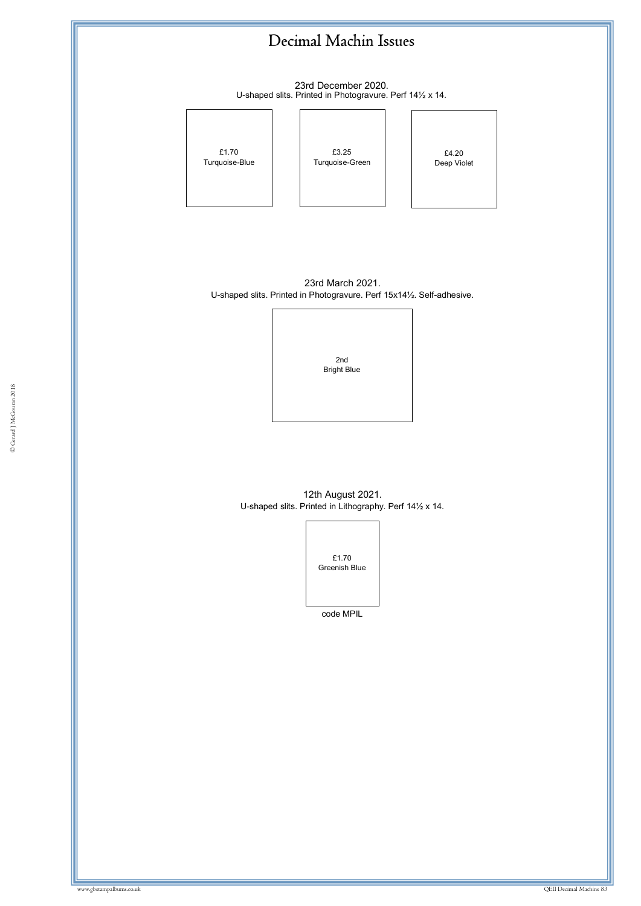# Decimal Machin Issues

23rd December 2020.
U-shaped slits. Printed in Photogravure. Perf 14½ x 14.

£1.70
Turquoise-Blue

£3.25
Turquoise-Green

£4.20
Deep Violet

23rd March 2021.
U-shaped slits. Printed in Photogravure. Perf 15x14½. Self-adhesive.

2nd
Bright Blue

12th August 2021.
U-shaped slits. Printed in Lithography. Perf 14½ x 14.

£1.70
Greenish Blue

code MPIL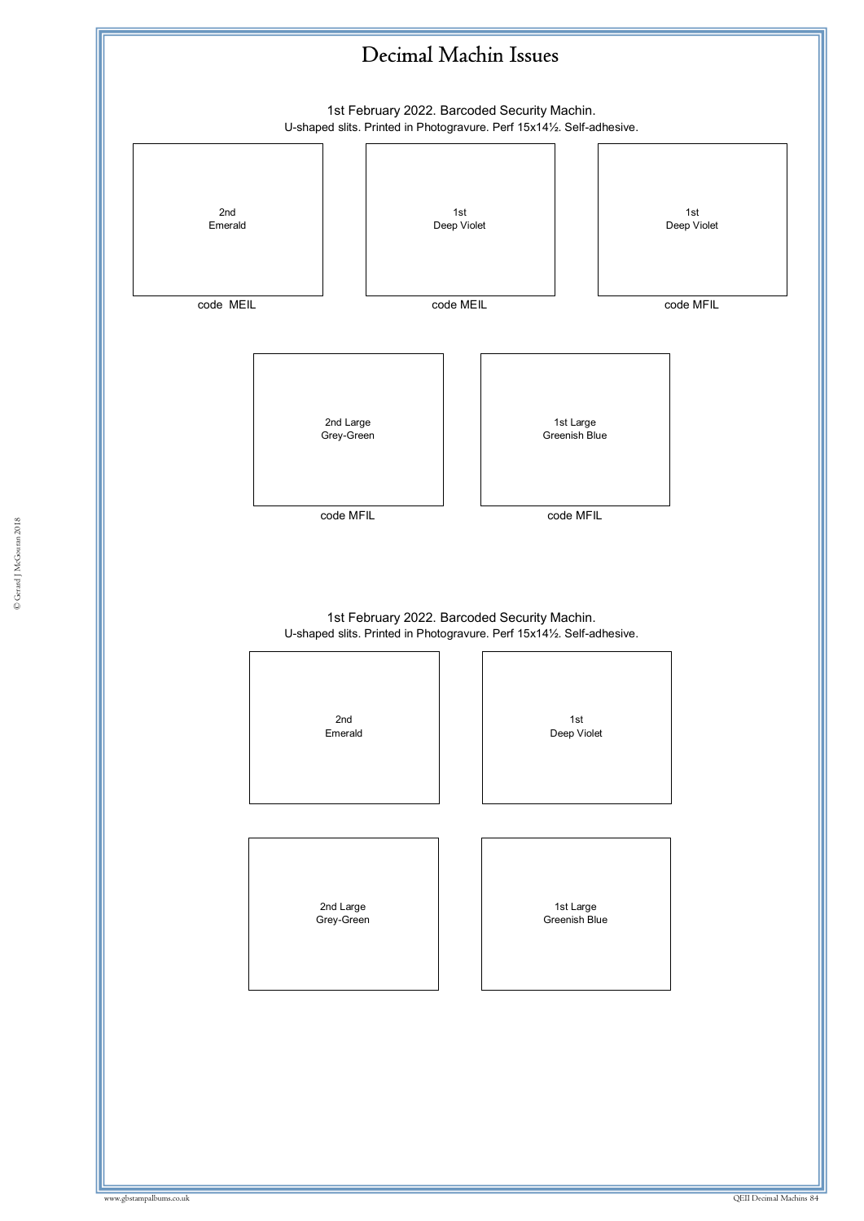# Decimal Machin Issues

1st February 2022. Barcoded Security Machin.
U-shaped slits. Printed in Photogravure. Perf 15x14½. Self-adhesive.

2nd
Emerald

code MEIL

1st
Deep Violet

code MEIL

1st
Deep Violet

code MFIL

2nd Large
Grey-Green

code MFIL

1st Large
Greenish Blue

code MFIL

1st February 2022. Barcoded Security Machin.
U-shaped slits. Printed in Photogravure. Perf 15x14½. Self-adhesive.

2nd
Emerald

1st
Deep Violet

2nd Large
Grey-Green

1st Large
Greenish Blue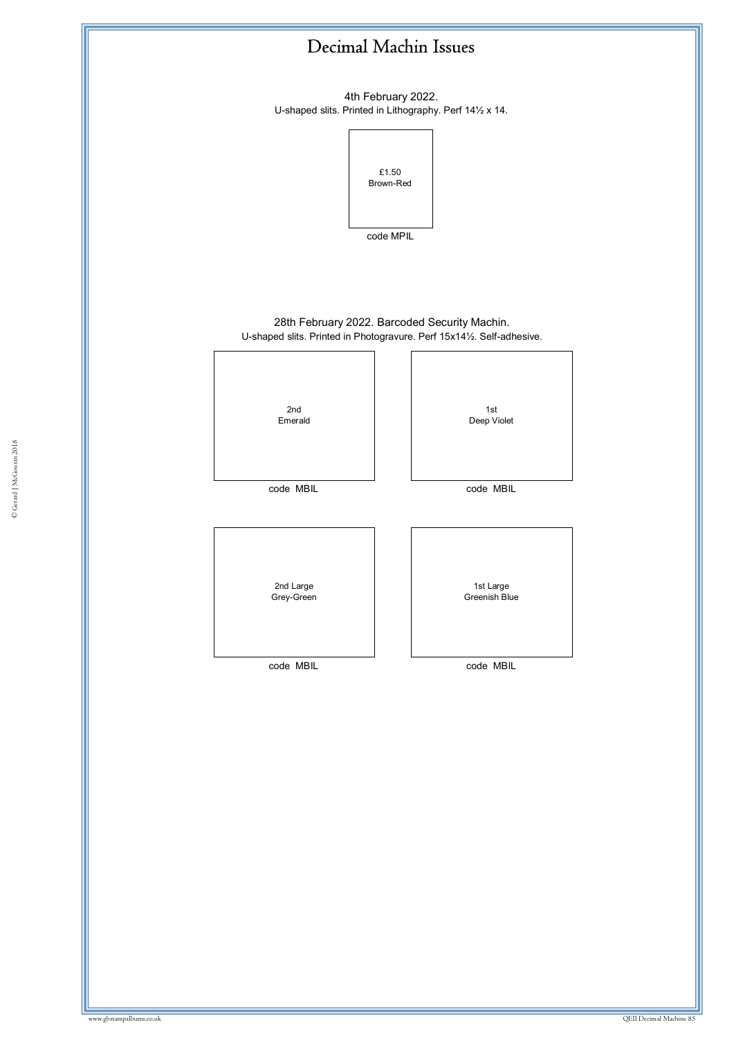# Decimal Machin Issues

4th February 2022.
U-shaped slits. Printed in Lithography. Perf 14½ x 14.

£1.50
Brown-Red

code MPIL

28th February 2022. Barcoded Security Machin.
U-shaped slits. Printed in Photogravure. Perf 15x14½. Self-adhesive.

2nd
Emerald

code MBIL

1st
Deep Violet

code MBIL

2nd Large
Grey-Green

code MBIL

1st Large
Greenish Blue

code MBIL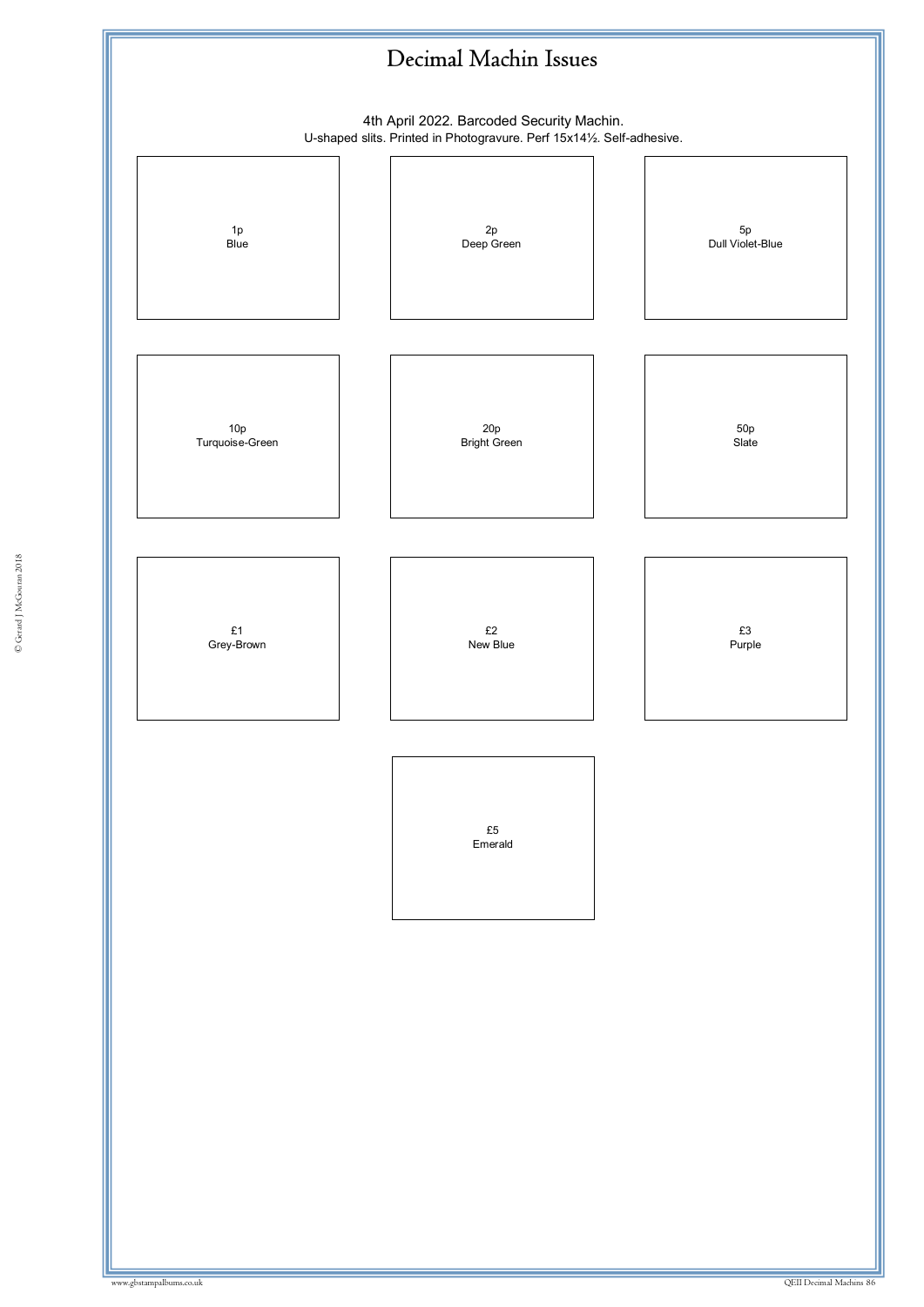# Decimal Machin Issues

4th April 2022. Barcoded Security Machin.
U-shaped slits. Printed in Photogravure. Perf 15x14½. Self-adhesive.

1p
Blue

2p
Deep Green

5p
Dull Violet-Blue

10p
Turquoise-Green

20p
Bright Green

50p
Slate

£1
Grey-Brown

£2
New Blue

£3
Purple

£5
Emerald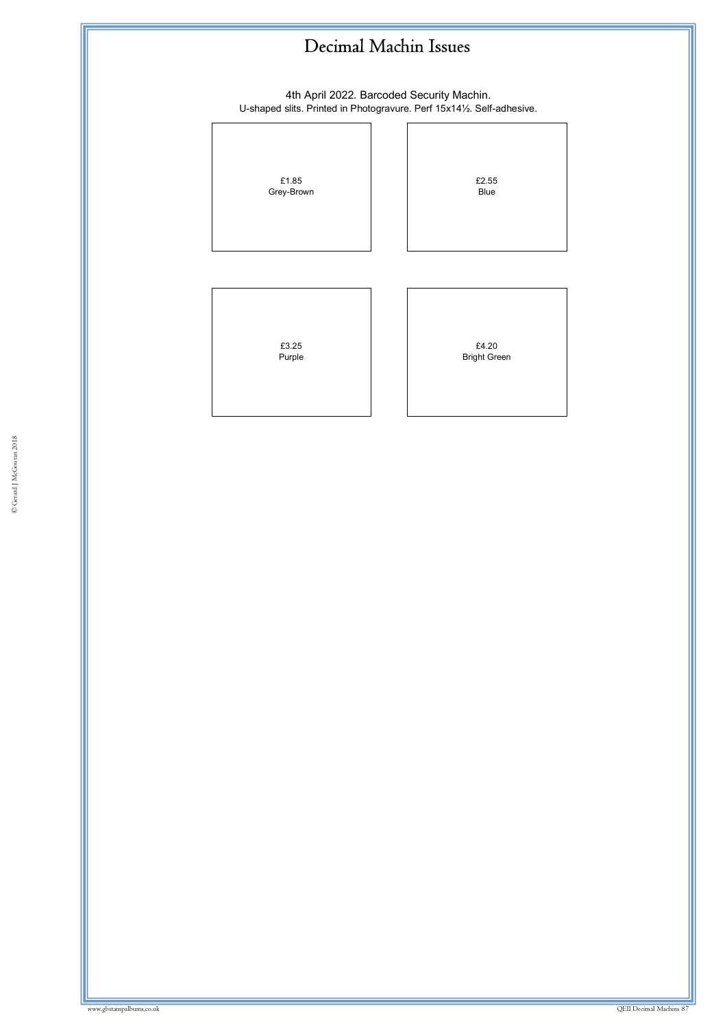# Decimal Machin Issues

4th April 2022. Barcoded Security Machin.
U-shaped slits. Printed in Photogravure. Perf 15x14½. Self-adhesive.

£1.85
Grey-Brown

£2.55
Blue

£3.25
Purple

£4.20
Bright Green